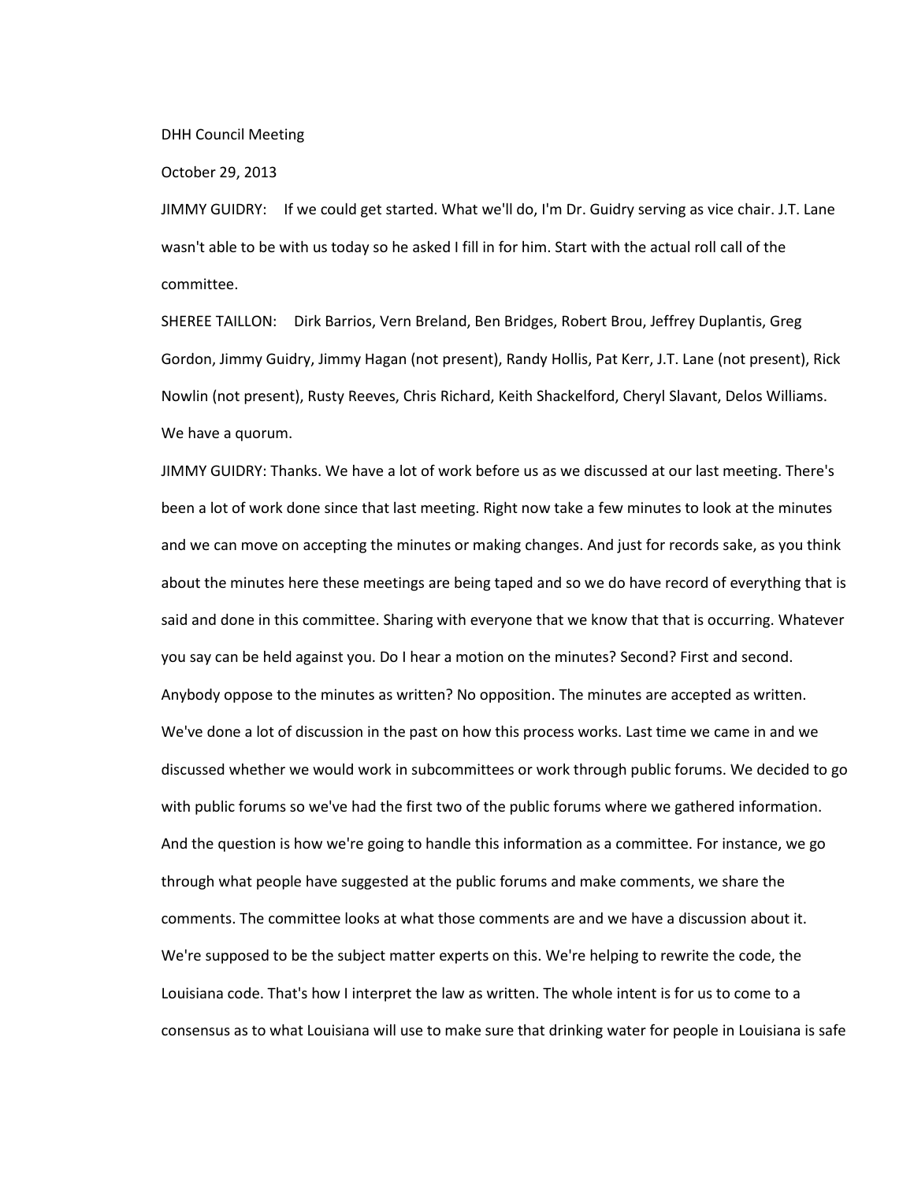DHH Council Meeting

October 29, 2013

JIMMY GUIDRY: If we could get started. What we'll do, I'm Dr. Guidry serving as vice chair. J.T. Lane wasn't able to be with us today so he asked I fill in for him. Start with the actual roll call of the committee.

SHEREE TAILLON: Dirk Barrios, Vern Breland, Ben Bridges, Robert Brou, Jeffrey Duplantis, Greg Gordon, Jimmy Guidry, Jimmy Hagan (not present), Randy Hollis, Pat Kerr, J.T. Lane (not present), Rick Nowlin (not present), Rusty Reeves, Chris Richard, Keith Shackelford, Cheryl Slavant, Delos Williams. We have a quorum.

JIMMY GUIDRY: Thanks. We have a lot of work before us as we discussed at our last meeting. There's been a lot of work done since that last meeting. Right now take a few minutes to look at the minutes and we can move on accepting the minutes or making changes. And just for records sake, as you think about the minutes here these meetings are being taped and so we do have record of everything that is said and done in this committee. Sharing with everyone that we know that that is occurring. Whatever you say can be held against you. Do I hear a motion on the minutes? Second? First and second. Anybody oppose to the minutes as written? No opposition. The minutes are accepted as written. We've done a lot of discussion in the past on how this process works. Last time we came in and we discussed whether we would work in subcommittees or work through public forums. We decided to go with public forums so we've had the first two of the public forums where we gathered information. And the question is how we're going to handle this information as a committee. For instance, we go through what people have suggested at the public forums and make comments, we share the comments. The committee looks at what those comments are and we have a discussion about it. We're supposed to be the subject matter experts on this. We're helping to rewrite the code, the Louisiana code. That's how I interpret the law as written. The whole intent is for us to come to a consensus as to what Louisiana will use to make sure that drinking water for people in Louisiana is safe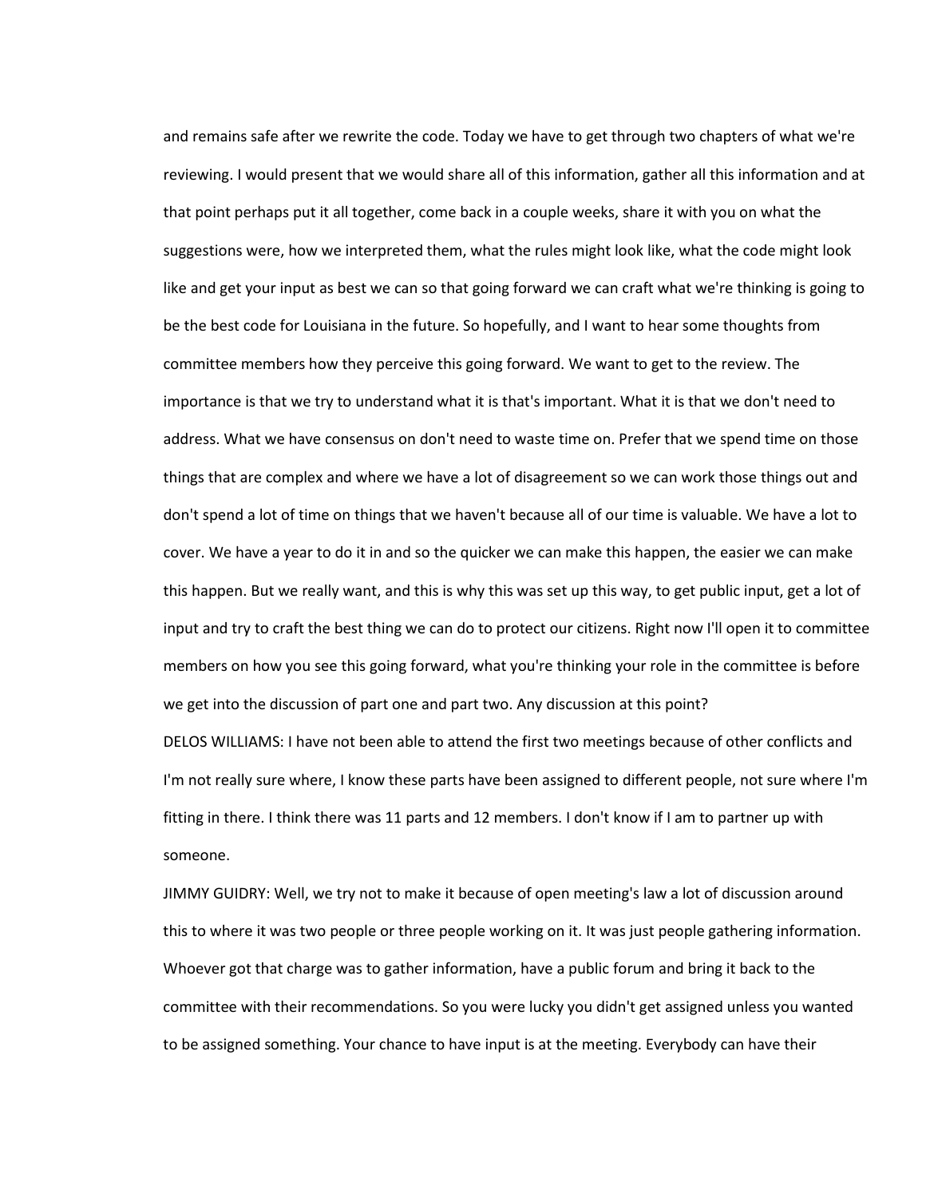and remains safe after we rewrite the code. Today we have to get through two chapters of what we're reviewing. I would present that we would share all of this information, gather all this information and at that point perhaps put it all together, come back in a couple weeks, share it with you on what the suggestions were, how we interpreted them, what the rules might look like, what the code might look like and get your input as best we can so that going forward we can craft what we're thinking is going to be the best code for Louisiana in the future. So hopefully, and I want to hear some thoughts from committee members how they perceive this going forward. We want to get to the review. The importance is that we try to understand what it is that's important. What it is that we don't need to address. What we have consensus on don't need to waste time on. Prefer that we spend time on those things that are complex and where we have a lot of disagreement so we can work those things out and don't spend a lot of time on things that we haven't because all of our time is valuable. We have a lot to cover. We have a year to do it in and so the quicker we can make this happen, the easier we can make this happen. But we really want, and this is why this was set up this way, to get public input, get a lot of input and try to craft the best thing we can do to protect our citizens. Right now I'll open it to committee members on how you see this going forward, what you're thinking your role in the committee is before we get into the discussion of part one and part two. Any discussion at this point?

DELOS WILLIAMS: I have not been able to attend the first two meetings because of other conflicts and I'm not really sure where, I know these parts have been assigned to different people, not sure where I'm fitting in there. I think there was 11 parts and 12 members. I don't know if I am to partner up with someone.

JIMMY GUIDRY: Well, we try not to make it because of open meeting's law a lot of discussion around this to where it was two people or three people working on it. It was just people gathering information. Whoever got that charge was to gather information, have a public forum and bring it back to the committee with their recommendations. So you were lucky you didn't get assigned unless you wanted to be assigned something. Your chance to have input is at the meeting. Everybody can have their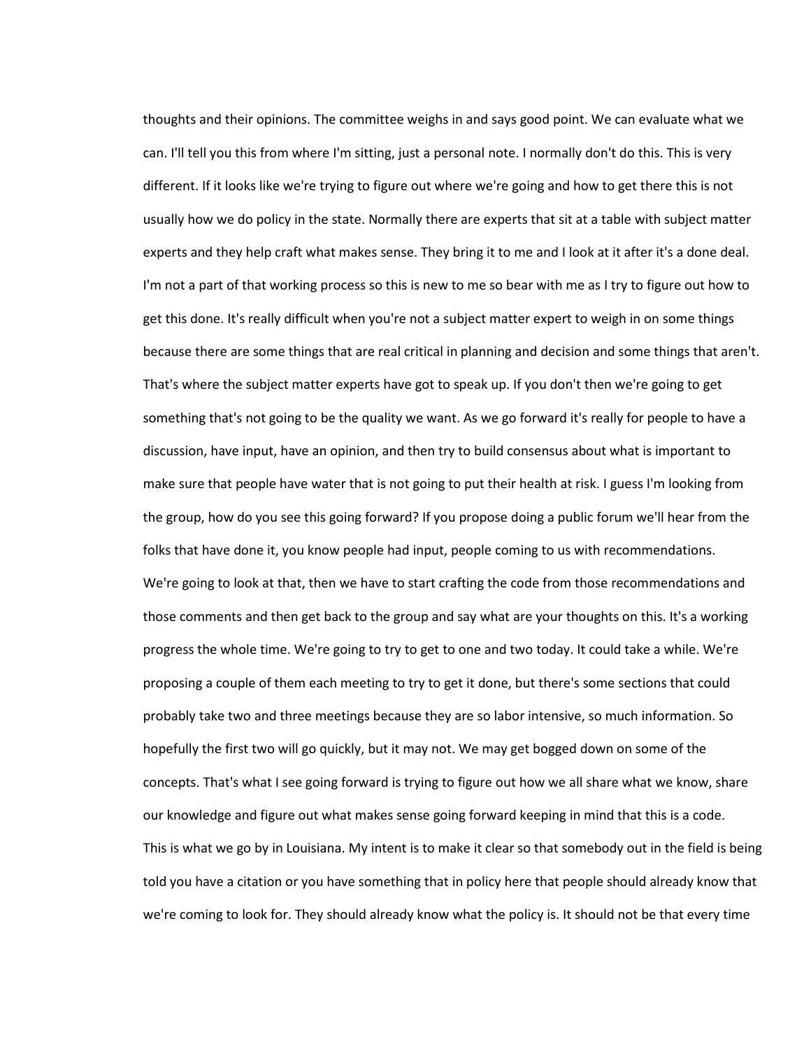thoughts and their opinions. The committee weighs in and says good point. We can evaluate what we can. I'll tell you this from where I'm sitting, just a personal note. I normally don't do this. This is very different. If it looks like we're trying to figure out where we're going and how to get there this is not usually how we do policy in the state. Normally there are experts that sit at a table with subject matter experts and they help craft what makes sense. They bring it to me and I look at it after it's a done deal. I'm not a part of that working process so this is new to me so bear with me as I try to figure out how to get this done. It's really difficult when you're not a subject matter expert to weigh in on some things because there are some things that are real critical in planning and decision and some things that aren't. That's where the subject matter experts have got to speak up. If you don't then we're going to get something that's not going to be the quality we want. As we go forward it's really for people to have a discussion, have input, have an opinion, and then try to build consensus about what is important to make sure that people have water that is not going to put their health at risk. I guess I'm looking from the group, how do you see this going forward? If you propose doing a public forum we'll hear from the folks that have done it, you know people had input, people coming to us with recommendations. We're going to look at that, then we have to start crafting the code from those recommendations and those comments and then get back to the group and say what are your thoughts on this. It's a working progress the whole time. We're going to try to get to one and two today. It could take a while. We're proposing a couple of them each meeting to try to get it done, but there's some sections that could probably take two and three meetings because they are so labor intensive, so much information. So hopefully the first two will go quickly, but it may not. We may get bogged down on some of the concepts. That's what I see going forward is trying to figure out how we all share what we know, share our knowledge and figure out what makes sense going forward keeping in mind that this is a code. This is what we go by in Louisiana. My intent is to make it clear so that somebody out in the field is being told you have a citation or you have something that in policy here that people should already know that we're coming to look for. They should already know what the policy is. It should not be that every time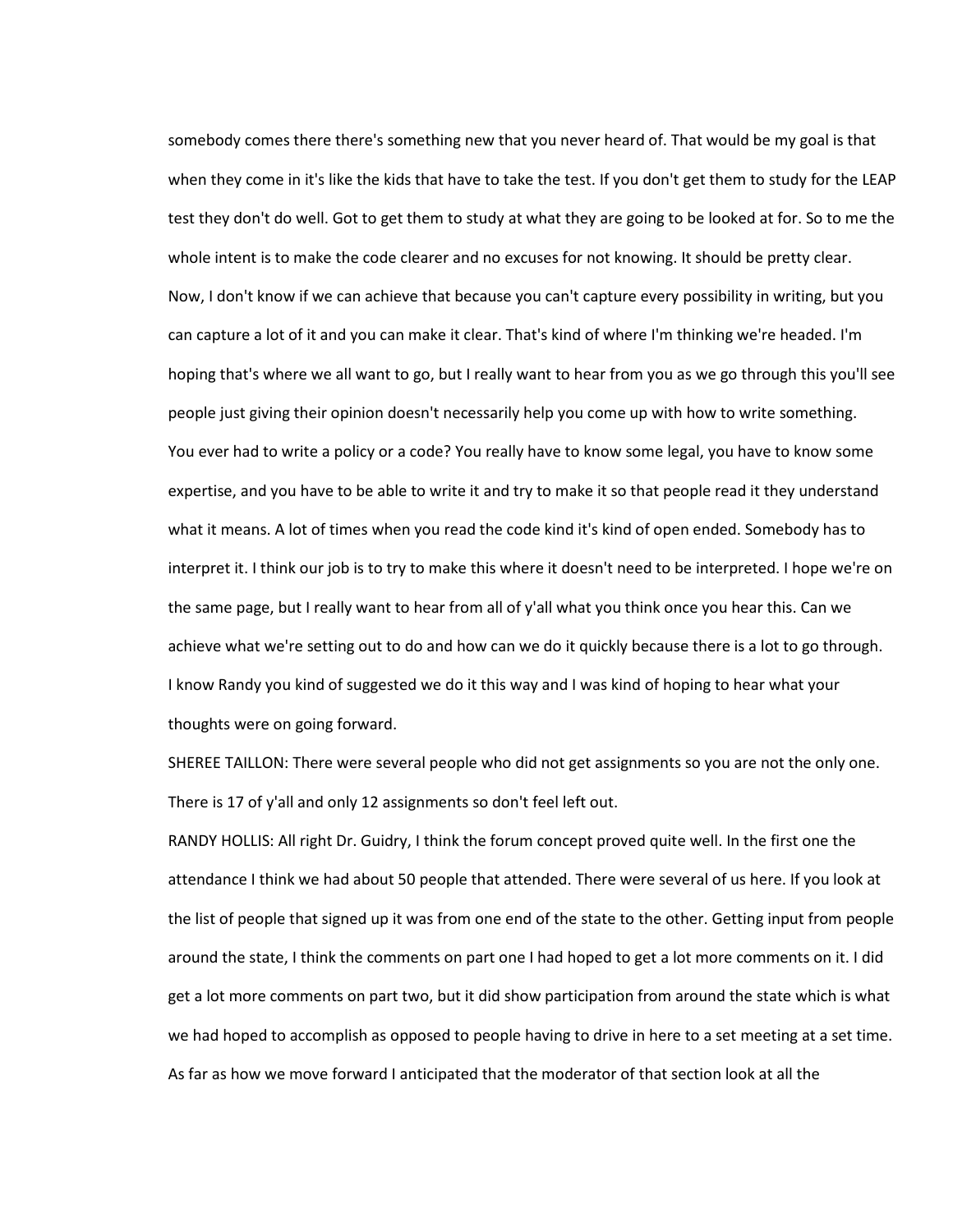somebody comes there there's something new that you never heard of. That would be my goal is that when they come in it's like the kids that have to take the test. If you don't get them to study for the LEAP test they don't do well. Got to get them to study at what they are going to be looked at for. So to me the whole intent is to make the code clearer and no excuses for not knowing. It should be pretty clear. Now, I don't know if we can achieve that because you can't capture every possibility in writing, but you can capture a lot of it and you can make it clear. That's kind of where I'm thinking we're headed. I'm hoping that's where we all want to go, but I really want to hear from you as we go through this you'll see people just giving their opinion doesn't necessarily help you come up with how to write something. You ever had to write a policy or a code? You really have to know some legal, you have to know some expertise, and you have to be able to write it and try to make it so that people read it they understand what it means. A lot of times when you read the code kind it's kind of open ended. Somebody has to interpret it. I think our job is to try to make this where it doesn't need to be interpreted. I hope we're on the same page, but I really want to hear from all of y'all what you think once you hear this. Can we achieve what we're setting out to do and how can we do it quickly because there is a lot to go through. I know Randy you kind of suggested we do it this way and I was kind of hoping to hear what your thoughts were on going forward.

SHEREE TAILLON: There were several people who did not get assignments so you are not the only one. There is 17 of y'all and only 12 assignments so don't feel left out.

RANDY HOLLIS: All right Dr. Guidry, I think the forum concept proved quite well. In the first one the attendance I think we had about 50 people that attended. There were several of us here. If you look at the list of people that signed up it was from one end of the state to the other. Getting input from people around the state, I think the comments on part one I had hoped to get a lot more comments on it. I did get a lot more comments on part two, but it did show participation from around the state which is what we had hoped to accomplish as opposed to people having to drive in here to a set meeting at a set time. As far as how we move forward I anticipated that the moderator of that section look at all the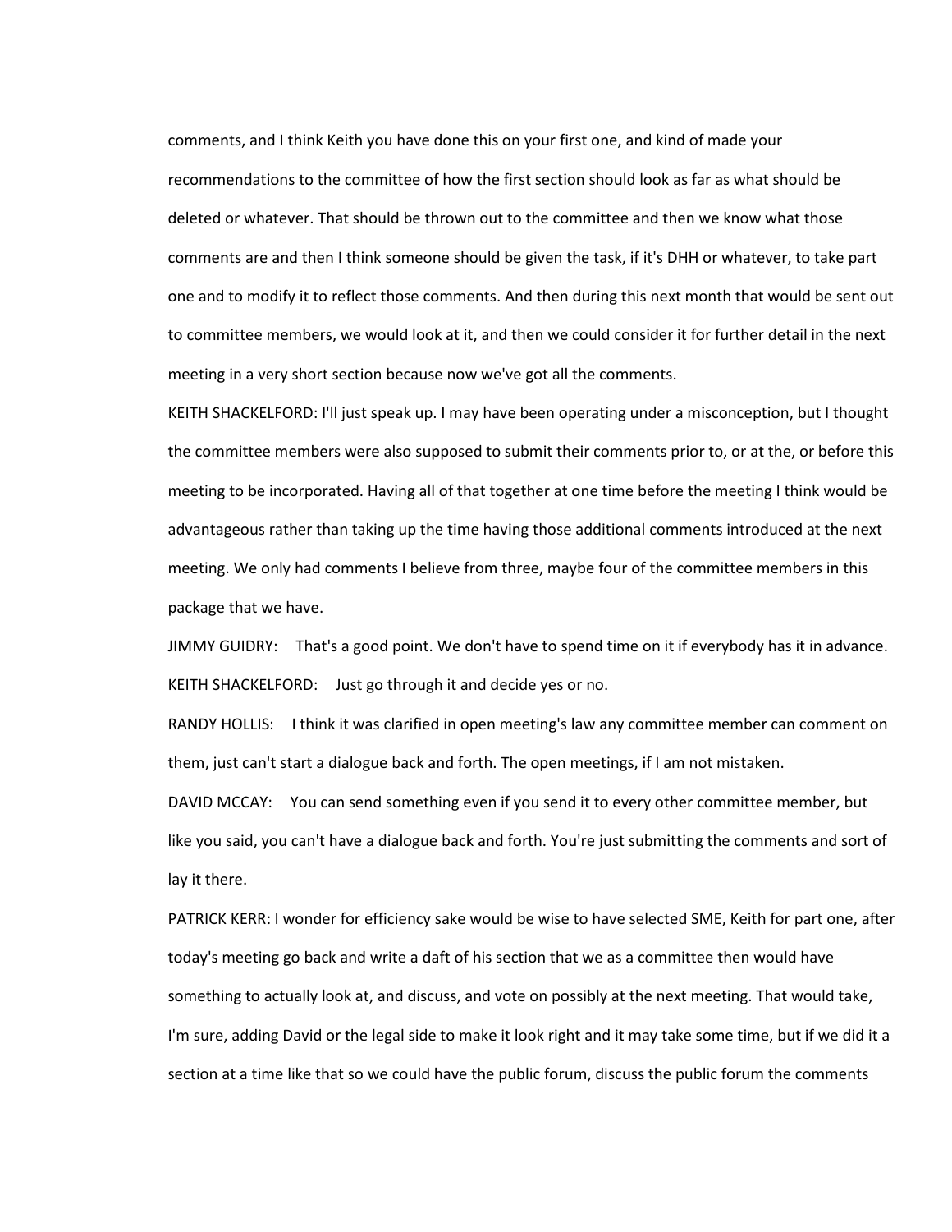comments, and I think Keith you have done this on your first one, and kind of made your recommendations to the committee of how the first section should look as far as what should be deleted or whatever. That should be thrown out to the committee and then we know what those comments are and then I think someone should be given the task, if it's DHH or whatever, to take part one and to modify it to reflect those comments. And then during this next month that would be sent out to committee members, we would look at it, and then we could consider it for further detail in the next meeting in a very short section because now we've got all the comments.

KEITH SHACKELFORD: I'll just speak up. I may have been operating under a misconception, but I thought the committee members were also supposed to submit their comments prior to, or at the, or before this meeting to be incorporated. Having all of that together at one time before the meeting I think would be advantageous rather than taking up the time having those additional comments introduced at the next meeting. We only had comments I believe from three, maybe four of the committee members in this package that we have.

JIMMY GUIDRY: That's a good point. We don't have to spend time on it if everybody has it in advance.

KEITH SHACKELFORD: Just go through it and decide yes or no.

RANDY HOLLIS: I think it was clarified in open meeting's law any committee member can comment on them, just can't start a dialogue back and forth. The open meetings, if I am not mistaken.

DAVID MCCAY: You can send something even if you send it to every other committee member, but like you said, you can't have a dialogue back and forth. You're just submitting the comments and sort of lay it there.

PATRICK KERR: I wonder for efficiency sake would be wise to have selected SME, Keith for part one, after today's meeting go back and write a daft of his section that we as a committee then would have something to actually look at, and discuss, and vote on possibly at the next meeting. That would take, I'm sure, adding David or the legal side to make it look right and it may take some time, but if we did it a section at a time like that so we could have the public forum, discuss the public forum the comments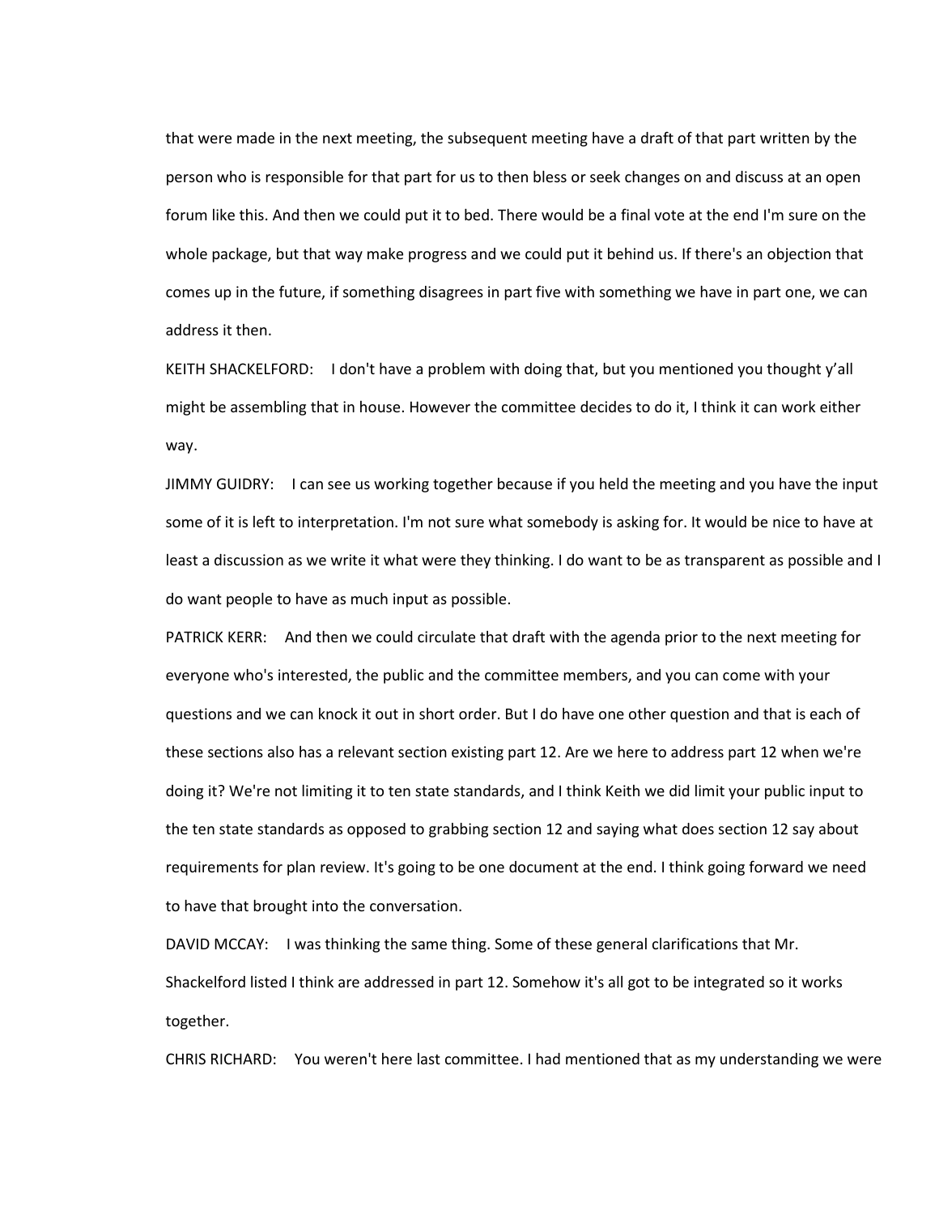that were made in the next meeting, the subsequent meeting have a draft of that part written by the person who is responsible for that part for us to then bless or seek changes on and discuss at an open forum like this. And then we could put it to bed. There would be a final vote at the end I'm sure on the whole package, but that way make progress and we could put it behind us. If there's an objection that comes up in the future, if something disagrees in part five with something we have in part one, we can address it then.

KEITH SHACKELFORD: I don't have a problem with doing that, but you mentioned you thought y'all might be assembling that in house. However the committee decides to do it, I think it can work either way.

JIMMY GUIDRY: I can see us working together because if you held the meeting and you have the input some of it is left to interpretation. I'm not sure what somebody is asking for. It would be nice to have at least a discussion as we write it what were they thinking. I do want to be as transparent as possible and I do want people to have as much input as possible.

PATRICK KERR: And then we could circulate that draft with the agenda prior to the next meeting for everyone who's interested, the public and the committee members, and you can come with your questions and we can knock it out in short order. But I do have one other question and that is each of these sections also has a relevant section existing part 12. Are we here to address part 12 when we're doing it? We're not limiting it to ten state standards, and I think Keith we did limit your public input to the ten state standards as opposed to grabbing section 12 and saying what does section 12 say about requirements for plan review. It's going to be one document at the end. I think going forward we need to have that brought into the conversation.

DAVID MCCAY: I was thinking the same thing. Some of these general clarifications that Mr. Shackelford listed I think are addressed in part 12. Somehow it's all got to be integrated so it works together.

CHRIS RICHARD: You weren't here last committee. I had mentioned that as my understanding we were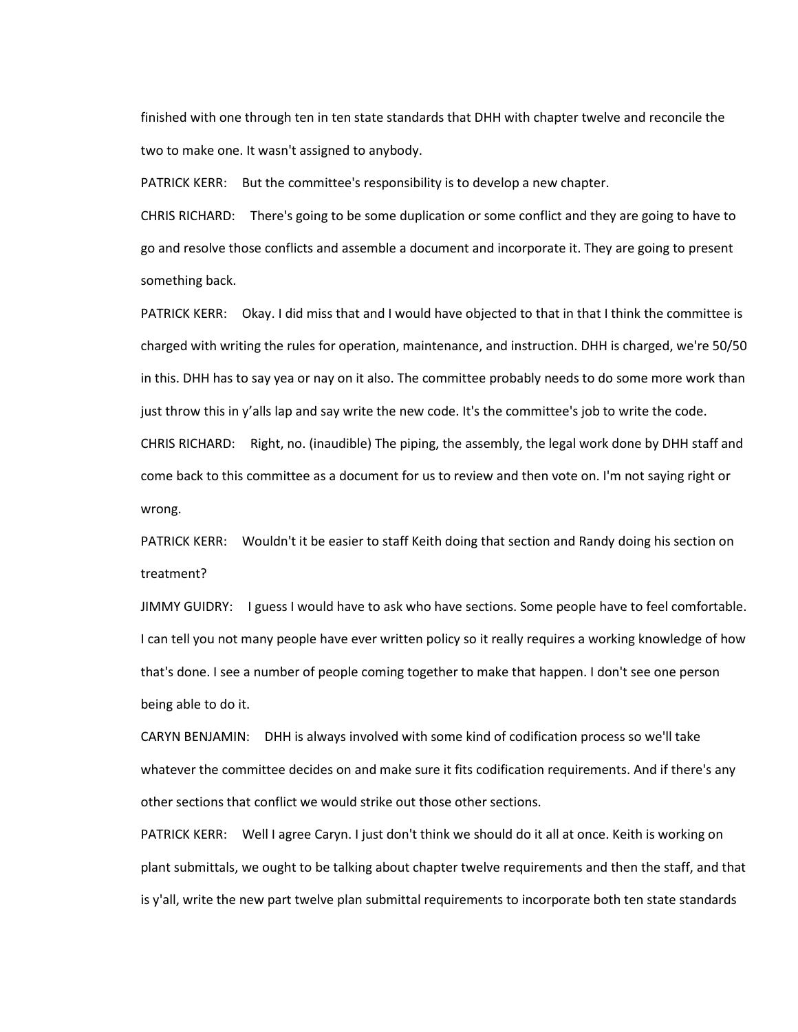finished with one through ten in ten state standards that DHH with chapter twelve and reconcile the two to make one. It wasn't assigned to anybody.

PATRICK KERR: But the committee's responsibility is to develop a new chapter.

CHRIS RICHARD: There's going to be some duplication or some conflict and they are going to have to go and resolve those conflicts and assemble a document and incorporate it. They are going to present something back.

PATRICK KERR: Okay. I did miss that and I would have objected to that in that I think the committee is charged with writing the rules for operation, maintenance, and instruction. DHH is charged, we're 50/50 in this. DHH has to say yea or nay on it also. The committee probably needs to do some more work than just throw this in y'alls lap and say write the new code. It's the committee's job to write the code.

CHRIS RICHARD: Right, no. (inaudible) The piping, the assembly, the legal work done by DHH staff and come back to this committee as a document for us to review and then vote on. I'm not saying right or wrong.

PATRICK KERR: Wouldn't it be easier to staff Keith doing that section and Randy doing his section on treatment?

JIMMY GUIDRY: I guess I would have to ask who have sections. Some people have to feel comfortable. I can tell you not many people have ever written policy so it really requires a working knowledge of how that's done. I see a number of people coming together to make that happen. I don't see one person being able to do it.

CARYN BENJAMIN: DHH is always involved with some kind of codification process so we'll take whatever the committee decides on and make sure it fits codification requirements. And if there's any other sections that conflict we would strike out those other sections.

PATRICK KERR: Well I agree Caryn. I just don't think we should do it all at once. Keith is working on plant submittals, we ought to be talking about chapter twelve requirements and then the staff, and that is y'all, write the new part twelve plan submittal requirements to incorporate both ten state standards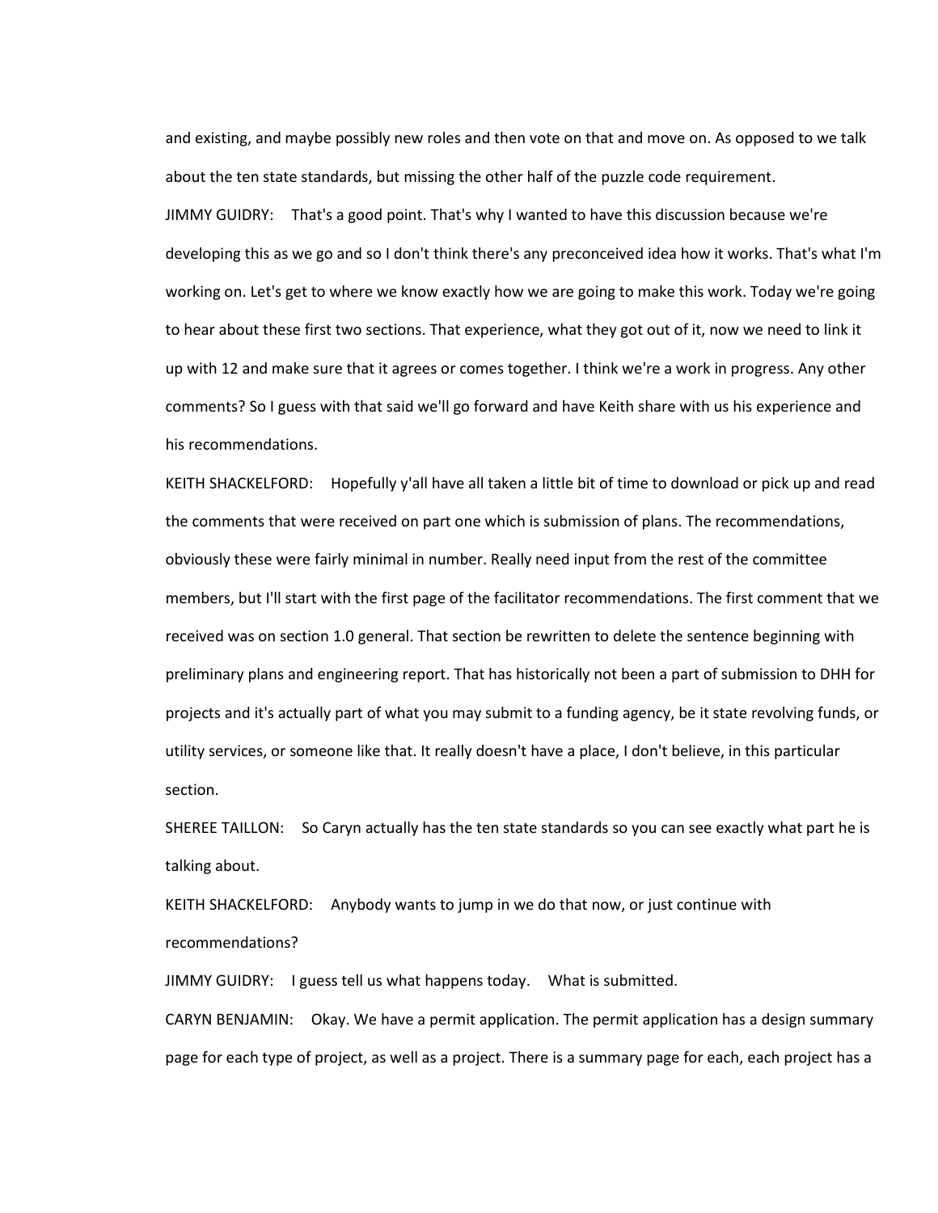and existing, and maybe possibly new roles and then vote on that and move on. As opposed to we talk about the ten state standards, but missing the other half of the puzzle code requirement.

JIMMY GUIDRY: That's a good point. That's why I wanted to have this discussion because we're developing this as we go and so I don't think there's any preconceived idea how it works. That's what I'm working on. Let's get to where we know exactly how we are going to make this work. Today we're going to hear about these first two sections. That experience, what they got out of it, now we need to link it up with 12 and make sure that it agrees or comes together. I think we're a work in progress. Any other comments? So I guess with that said we'll go forward and have Keith share with us his experience and his recommendations.

KEITH SHACKELFORD: Hopefully y'all have all taken a little bit of time to download or pick up and read the comments that were received on part one which is submission of plans. The recommendations, obviously these were fairly minimal in number. Really need input from the rest of the committee members, but I'll start with the first page of the facilitator recommendations. The first comment that we received was on section 1.0 general. That section be rewritten to delete the sentence beginning with preliminary plans and engineering report. That has historically not been a part of submission to DHH for projects and it's actually part of what you may submit to a funding agency, be it state revolving funds, or utility services, or someone like that. It really doesn't have a place, I don't believe, in this particular section.

SHEREE TAILLON: So Caryn actually has the ten state standards so you can see exactly what part he is talking about.

KEITH SHACKELFORD: Anybody wants to jump in we do that now, or just continue with recommendations?

JIMMY GUIDRY: I guess tell us what happens today. What is submitted.

CARYN BENJAMIN: Okay. We have a permit application. The permit application has a design summary page for each type of project, as well as a project. There is a summary page for each, each project has a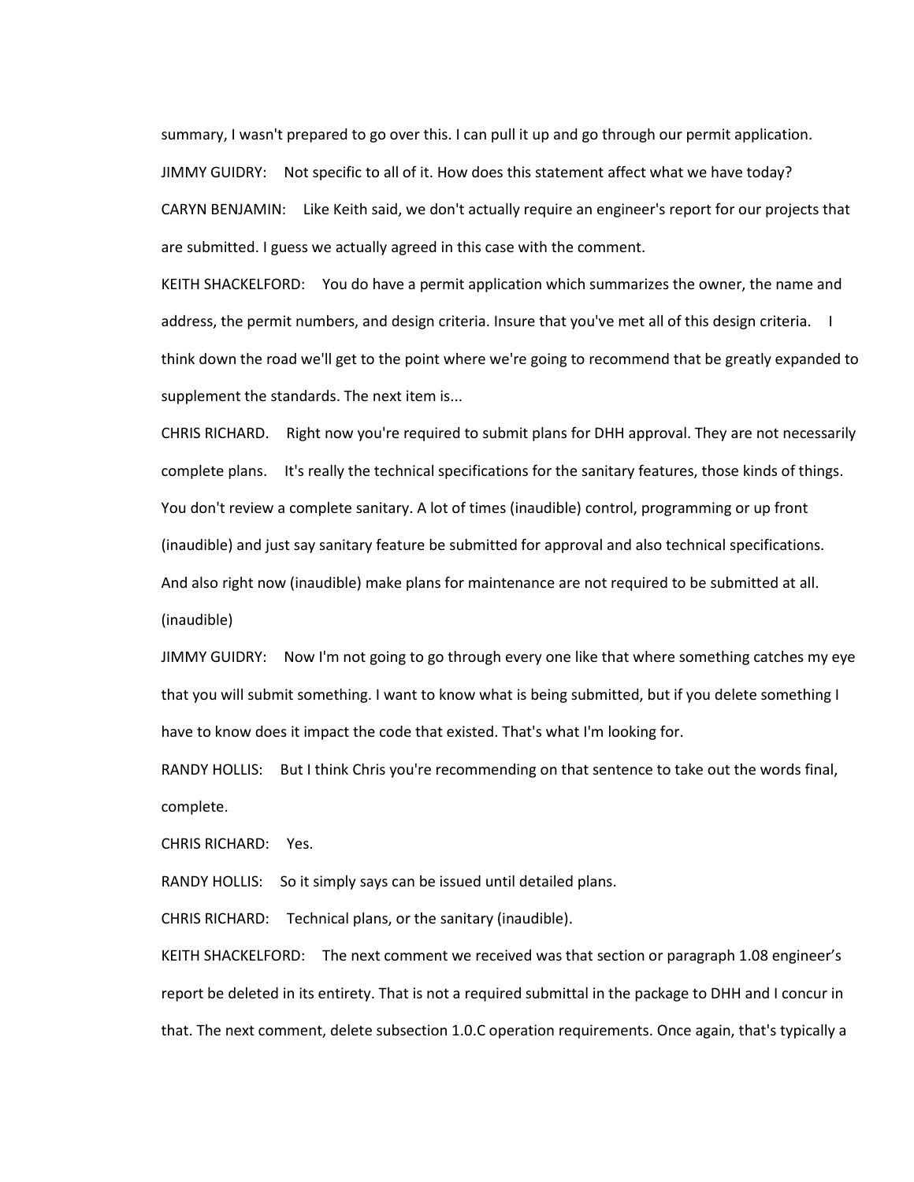summary, I wasn't prepared to go over this. I can pull it up and go through our permit application.

JIMMY GUIDRY: Not specific to all of it. How does this statement affect what we have today?

CARYN BENJAMIN: Like Keith said, we don't actually require an engineer's report for our projects that are submitted. I guess we actually agreed in this case with the comment.

KEITH SHACKELFORD: You do have a permit application which summarizes the owner, the name and address, the permit numbers, and design criteria. Insure that you've met all of this design criteria. I think down the road we'll get to the point where we're going to recommend that be greatly expanded to supplement the standards. The next item is...

CHRIS RICHARD. Right now you're required to submit plans for DHH approval. They are not necessarily complete plans. It's really the technical specifications for the sanitary features, those kinds of things. You don't review a complete sanitary. A lot of times (inaudible) control, programming or up front (inaudible) and just say sanitary feature be submitted for approval and also technical specifications. And also right now (inaudible) make plans for maintenance are not required to be submitted at all. (inaudible)

JIMMY GUIDRY: Now I'm not going to go through every one like that where something catches my eye that you will submit something. I want to know what is being submitted, but if you delete something I have to know does it impact the code that existed. That's what I'm looking for.

RANDY HOLLIS: But I think Chris you're recommending on that sentence to take out the words final, complete.

CHRIS RICHARD: Yes.

RANDY HOLLIS: So it simply says can be issued until detailed plans.

CHRIS RICHARD: Technical plans, or the sanitary (inaudible).

KEITH SHACKELFORD: The next comment we received was that section or paragraph 1.08 engineer's report be deleted in its entirety. That is not a required submittal in the package to DHH and I concur in that. The next comment, delete subsection 1.0.C operation requirements. Once again, that's typically a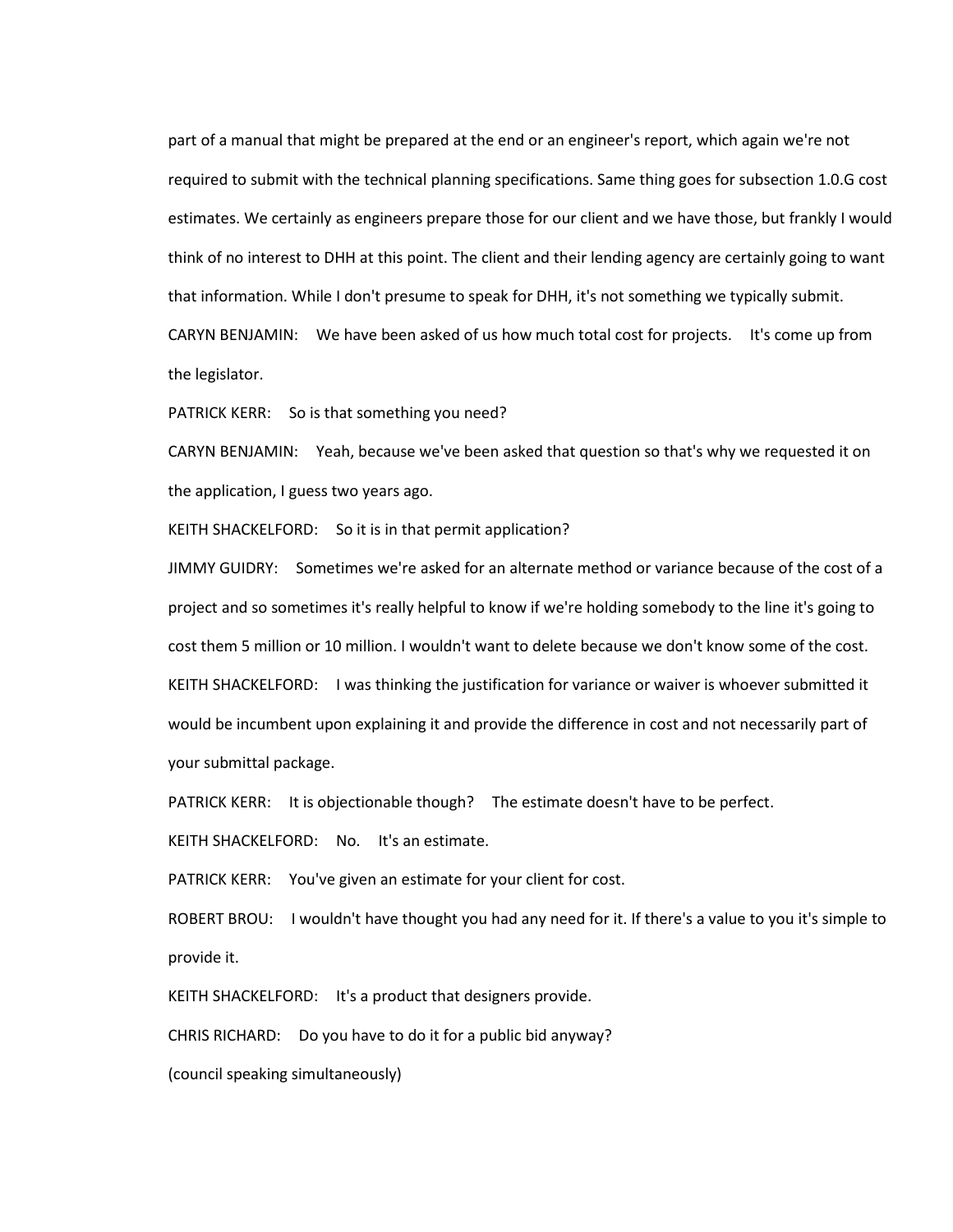part of a manual that might be prepared at the end or an engineer's report, which again we're not required to submit with the technical planning specifications. Same thing goes for subsection 1.0.G cost estimates. We certainly as engineers prepare those for our client and we have those, but frankly I would think of no interest to DHH at this point. The client and their lending agency are certainly going to want that information. While I don't presume to speak for DHH, it's not something we typically submit.

CARYN BENJAMIN: We have been asked of us how much total cost for projects. It's come up from the legislator.

PATRICK KERR: So is that something you need?

CARYN BENJAMIN: Yeah, because we've been asked that question so that's why we requested it on the application, I guess two years ago.

KEITH SHACKELFORD: So it is in that permit application?

JIMMY GUIDRY: Sometimes we're asked for an alternate method or variance because of the cost of a project and so sometimes it's really helpful to know if we're holding somebody to the line it's going to cost them 5 million or 10 million. I wouldn't want to delete because we don't know some of the cost.

KEITH SHACKELFORD: I was thinking the justification for variance or waiver is whoever submitted it would be incumbent upon explaining it and provide the difference in cost and not necessarily part of your submittal package.

PATRICK KERR: It is objectionable though? The estimate doesn't have to be perfect.

KEITH SHACKELFORD: No. It's an estimate.

PATRICK KERR: You've given an estimate for your client for cost.

ROBERT BROU: I wouldn't have thought you had any need for it. If there's a value to you it's simple to provide it.

KEITH SHACKELFORD: It's a product that designers provide.

CHRIS RICHARD: Do you have to do it for a public bid anyway?

(council speaking simultaneously)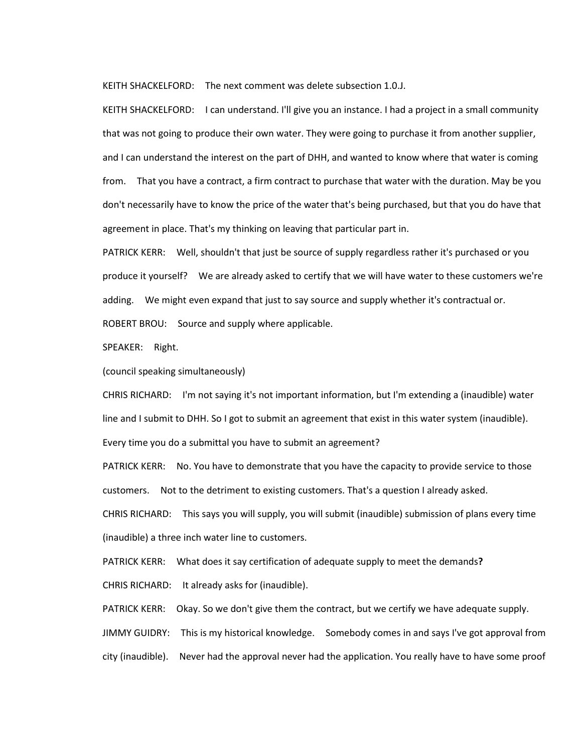KEITH SHACKELFORD: The next comment was delete subsection 1.0.J.

KEITH SHACKELFORD: I can understand. I'll give you an instance. I had a project in a small community that was not going to produce their own water. They were going to purchase it from another supplier, and I can understand the interest on the part of DHH, and wanted to know where that water is coming from. That you have a contract, a firm contract to purchase that water with the duration. May be you don't necessarily have to know the price of the water that's being purchased, but that you do have that agreement in place. That's my thinking on leaving that particular part in.

PATRICK KERR: Well, shouldn't that just be source of supply regardless rather it's purchased or you produce it yourself? We are already asked to certify that we will have water to these customers we're adding. We might even expand that just to say source and supply whether it's contractual or.

ROBERT BROU: Source and supply where applicable.

SPEAKER: Right.

(council speaking simultaneously)

CHRIS RICHARD: I'm not saying it's not important information, but I'm extending a (inaudible) water line and I submit to DHH. So I got to submit an agreement that exist in this water system (inaudible). Every time you do a submittal you have to submit an agreement?

PATRICK KERR: No. You have to demonstrate that you have the capacity to provide service to those customers. Not to the detriment to existing customers. That's a question I already asked.

CHRIS RICHARD: This says you will supply, you will submit (inaudible) submission of plans every time (inaudible) a three inch water line to customers.

PATRICK KERR: What does it say certification of adequate supply to meet the demands**?**

CHRIS RICHARD: It already asks for (inaudible).

PATRICK KERR: Okay. So we don't give them the contract, but we certify we have adequate supply.

JIMMY GUIDRY: This is my historical knowledge. Somebody comes in and says I've got approval from city (inaudible). Never had the approval never had the application. You really have to have some proof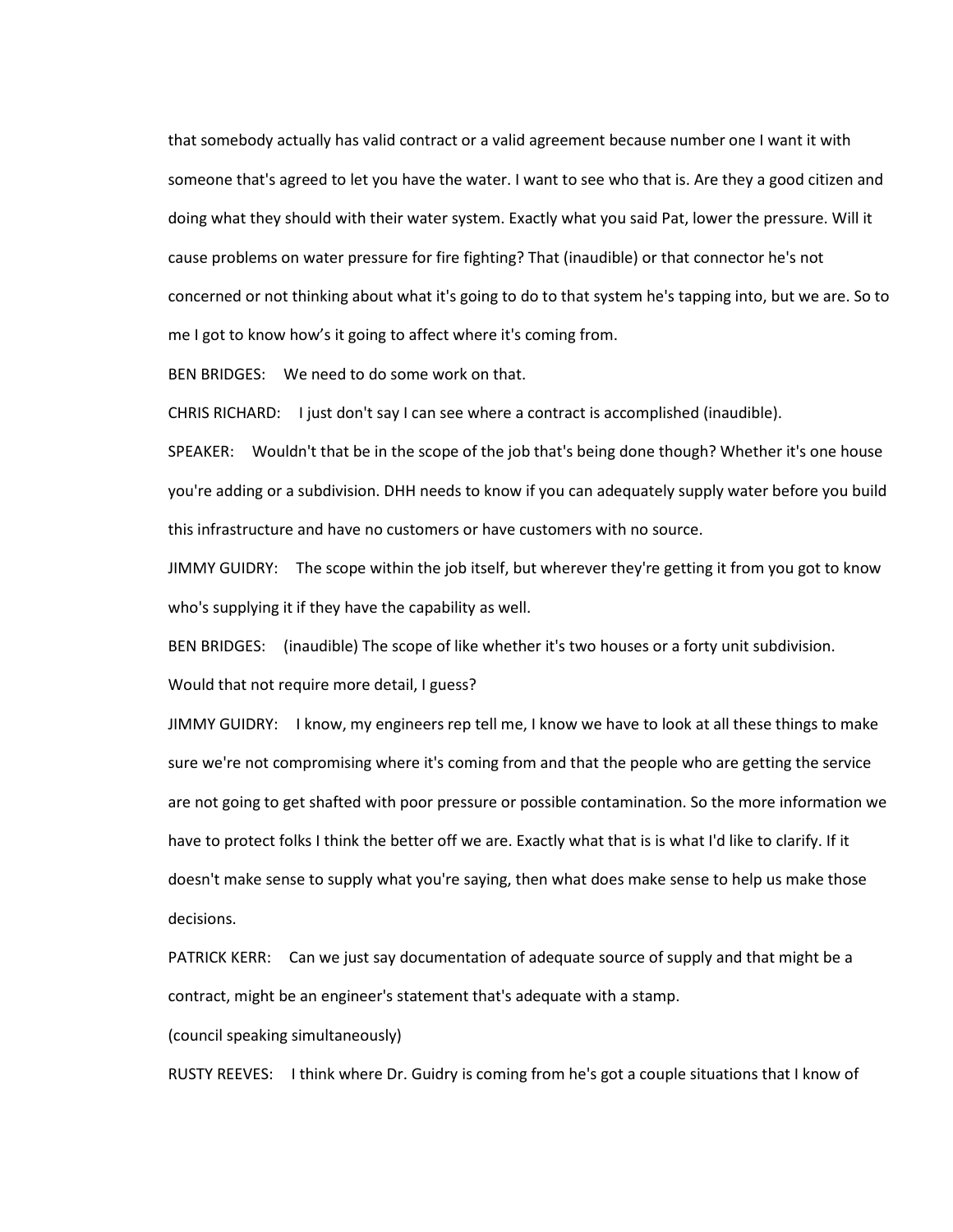that somebody actually has valid contract or a valid agreement because number one I want it with someone that's agreed to let you have the water. I want to see who that is. Are they a good citizen and doing what they should with their water system. Exactly what you said Pat, lower the pressure. Will it cause problems on water pressure for fire fighting? That (inaudible) or that connector he's not concerned or not thinking about what it's going to do to that system he's tapping into, but we are. So to me I got to know how's it going to affect where it's coming from.

BEN BRIDGES: We need to do some work on that.

CHRIS RICHARD: I just don't say I can see where a contract is accomplished (inaudible).

SPEAKER: Wouldn't that be in the scope of the job that's being done though? Whether it's one house you're adding or a subdivision. DHH needs to know if you can adequately supply water before you build this infrastructure and have no customers or have customers with no source.

JIMMY GUIDRY: The scope within the job itself, but wherever they're getting it from you got to know who's supplying it if they have the capability as well.

BEN BRIDGES: (inaudible) The scope of like whether it's two houses or a forty unit subdivision. Would that not require more detail, I guess?

JIMMY GUIDRY: I know, my engineers rep tell me, I know we have to look at all these things to make sure we're not compromising where it's coming from and that the people who are getting the service are not going to get shafted with poor pressure or possible contamination. So the more information we have to protect folks I think the better off we are. Exactly what that is is what I'd like to clarify. If it doesn't make sense to supply what you're saying, then what does make sense to help us make those decisions.

PATRICK KERR: Can we just say documentation of adequate source of supply and that might be a contract, might be an engineer's statement that's adequate with a stamp.

(council speaking simultaneously)

RUSTY REEVES: I think where Dr. Guidry is coming from he's got a couple situations that I know of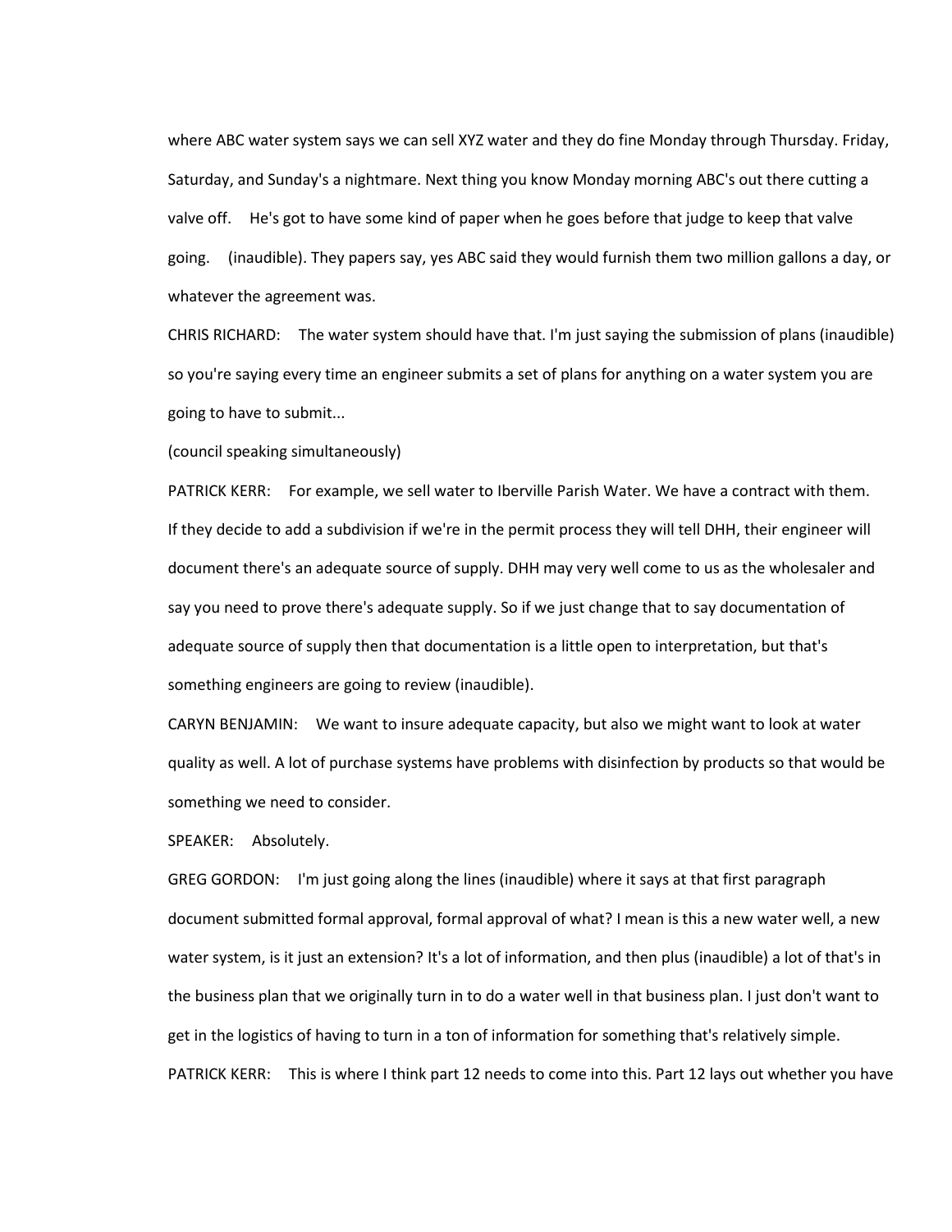where ABC water system says we can sell XYZ water and they do fine Monday through Thursday. Friday, Saturday, and Sunday's a nightmare. Next thing you know Monday morning ABC's out there cutting a valve off. He's got to have some kind of paper when he goes before that judge to keep that valve going. (inaudible). They papers say, yes ABC said they would furnish them two million gallons a day, or whatever the agreement was.

CHRIS RICHARD: The water system should have that. I'm just saying the submission of plans (inaudible) so you're saying every time an engineer submits a set of plans for anything on a water system you are going to have to submit...

(council speaking simultaneously)

PATRICK KERR: For example, we sell water to Iberville Parish Water. We have a contract with them. If they decide to add a subdivision if we're in the permit process they will tell DHH, their engineer will document there's an adequate source of supply. DHH may very well come to us as the wholesaler and say you need to prove there's adequate supply. So if we just change that to say documentation of adequate source of supply then that documentation is a little open to interpretation, but that's something engineers are going to review (inaudible).

CARYN BENJAMIN: We want to insure adequate capacity, but also we might want to look at water quality as well. A lot of purchase systems have problems with disinfection by products so that would be something we need to consider.

SPEAKER: Absolutely.

GREG GORDON: I'm just going along the lines (inaudible) where it says at that first paragraph document submitted formal approval, formal approval of what? I mean is this a new water well, a new water system, is it just an extension? It's a lot of information, and then plus (inaudible) a lot of that's in the business plan that we originally turn in to do a water well in that business plan. I just don't want to get in the logistics of having to turn in a ton of information for something that's relatively simple.

PATRICK KERR: This is where I think part 12 needs to come into this. Part 12 lays out whether you have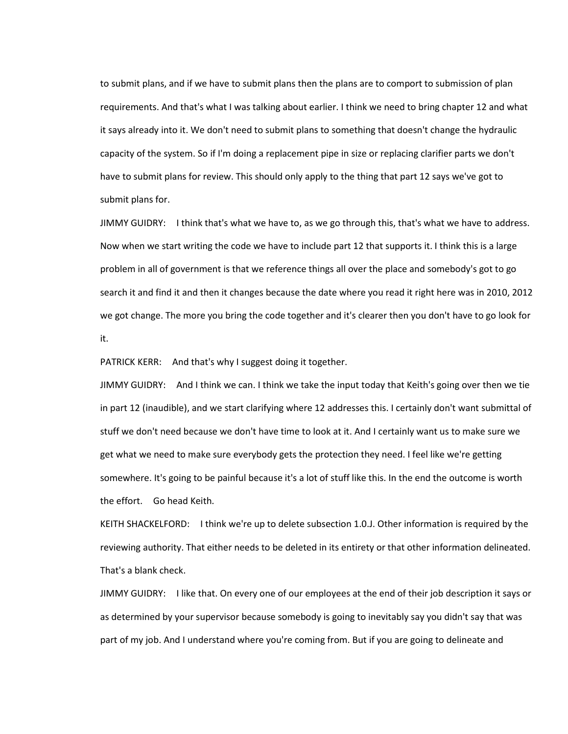to submit plans, and if we have to submit plans then the plans are to comport to submission of plan requirements. And that's what I was talking about earlier. I think we need to bring chapter 12 and what it says already into it. We don't need to submit plans to something that doesn't change the hydraulic capacity of the system. So if I'm doing a replacement pipe in size or replacing clarifier parts we don't have to submit plans for review. This should only apply to the thing that part 12 says we've got to submit plans for.

JIMMY GUIDRY: I think that's what we have to, as we go through this, that's what we have to address. Now when we start writing the code we have to include part 12 that supports it. I think this is a large problem in all of government is that we reference things all over the place and somebody's got to go search it and find it and then it changes because the date where you read it right here was in 2010, 2012 we got change. The more you bring the code together and it's clearer then you don't have to go look for it.

PATRICK KERR: And that's why I suggest doing it together.

JIMMY GUIDRY: And I think we can. I think we take the input today that Keith's going over then we tie in part 12 (inaudible), and we start clarifying where 12 addresses this. I certainly don't want submittal of stuff we don't need because we don't have time to look at it. And I certainly want us to make sure we get what we need to make sure everybody gets the protection they need. I feel like we're getting somewhere. It's going to be painful because it's a lot of stuff like this. In the end the outcome is worth the effort. Go head Keith.

KEITH SHACKELFORD: I think we're up to delete subsection 1.0.J. Other information is required by the reviewing authority. That either needs to be deleted in its entirety or that other information delineated. That's a blank check.

JIMMY GUIDRY: I like that. On every one of our employees at the end of their job description it says or as determined by your supervisor because somebody is going to inevitably say you didn't say that was part of my job. And I understand where you're coming from. But if you are going to delineate and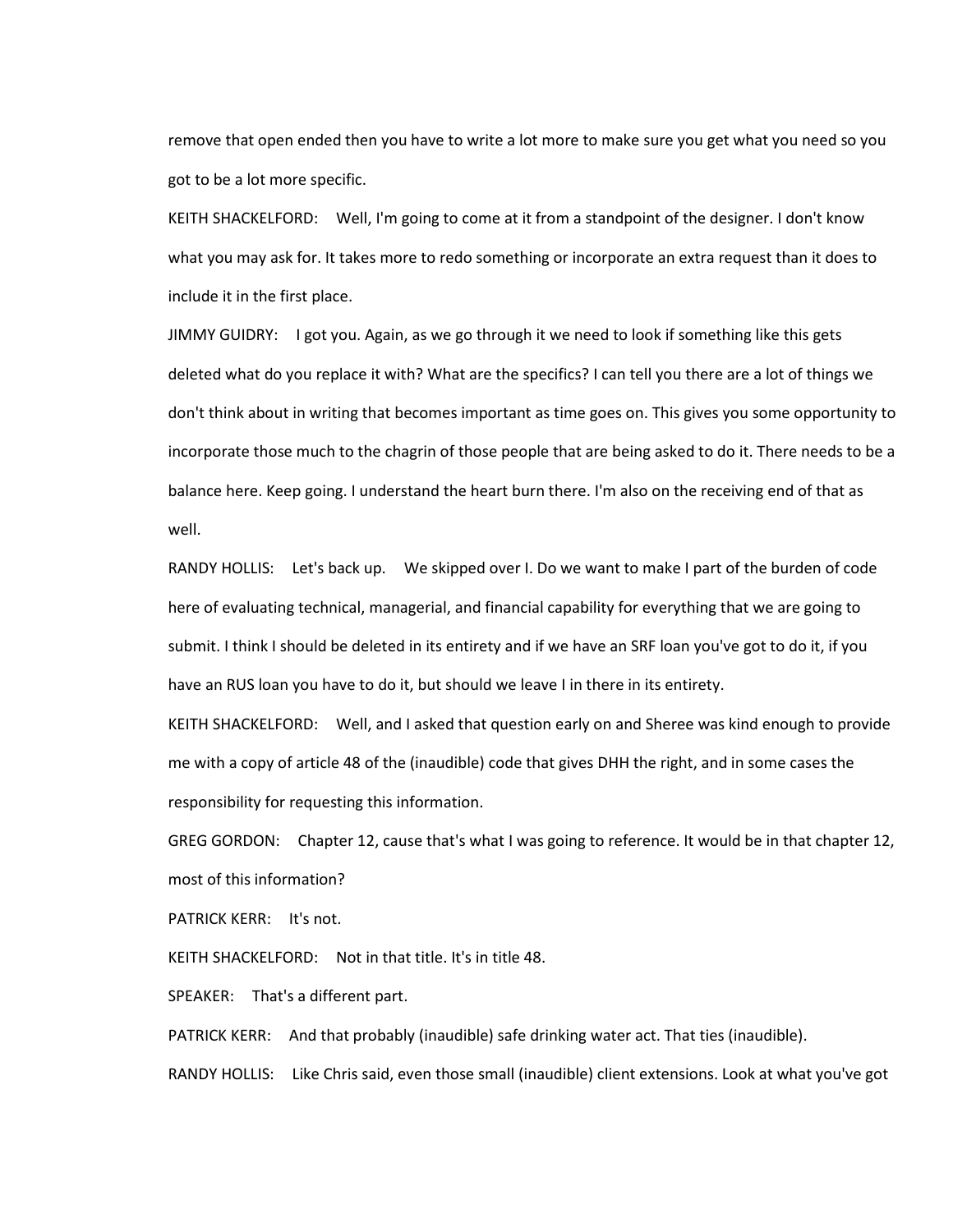remove that open ended then you have to write a lot more to make sure you get what you need so you got to be a lot more specific.

KEITH SHACKELFORD: Well, I'm going to come at it from a standpoint of the designer. I don't know what you may ask for. It takes more to redo something or incorporate an extra request than it does to include it in the first place.

JIMMY GUIDRY: I got you. Again, as we go through it we need to look if something like this gets deleted what do you replace it with? What are the specifics? I can tell you there are a lot of things we don't think about in writing that becomes important as time goes on. This gives you some opportunity to incorporate those much to the chagrin of those people that are being asked to do it. There needs to be a balance here. Keep going. I understand the heart burn there. I'm also on the receiving end of that as well.

RANDY HOLLIS: Let's back up. We skipped over I. Do we want to make I part of the burden of code here of evaluating technical, managerial, and financial capability for everything that we are going to submit. I think I should be deleted in its entirety and if we have an SRF loan you've got to do it, if you have an RUS loan you have to do it, but should we leave I in there in its entirety.

KEITH SHACKELFORD: Well, and I asked that question early on and Sheree was kind enough to provide me with a copy of article 48 of the (inaudible) code that gives DHH the right, and in some cases the responsibility for requesting this information.

GREG GORDON: Chapter 12, cause that's what I was going to reference. It would be in that chapter 12, most of this information?

PATRICK KERR: It's not.

KEITH SHACKELFORD: Not in that title. It's in title 48.

SPEAKER: That's a different part.

PATRICK KERR: And that probably (inaudible) safe drinking water act. That ties (inaudible).

RANDY HOLLIS: Like Chris said, even those small (inaudible) client extensions. Look at what you've got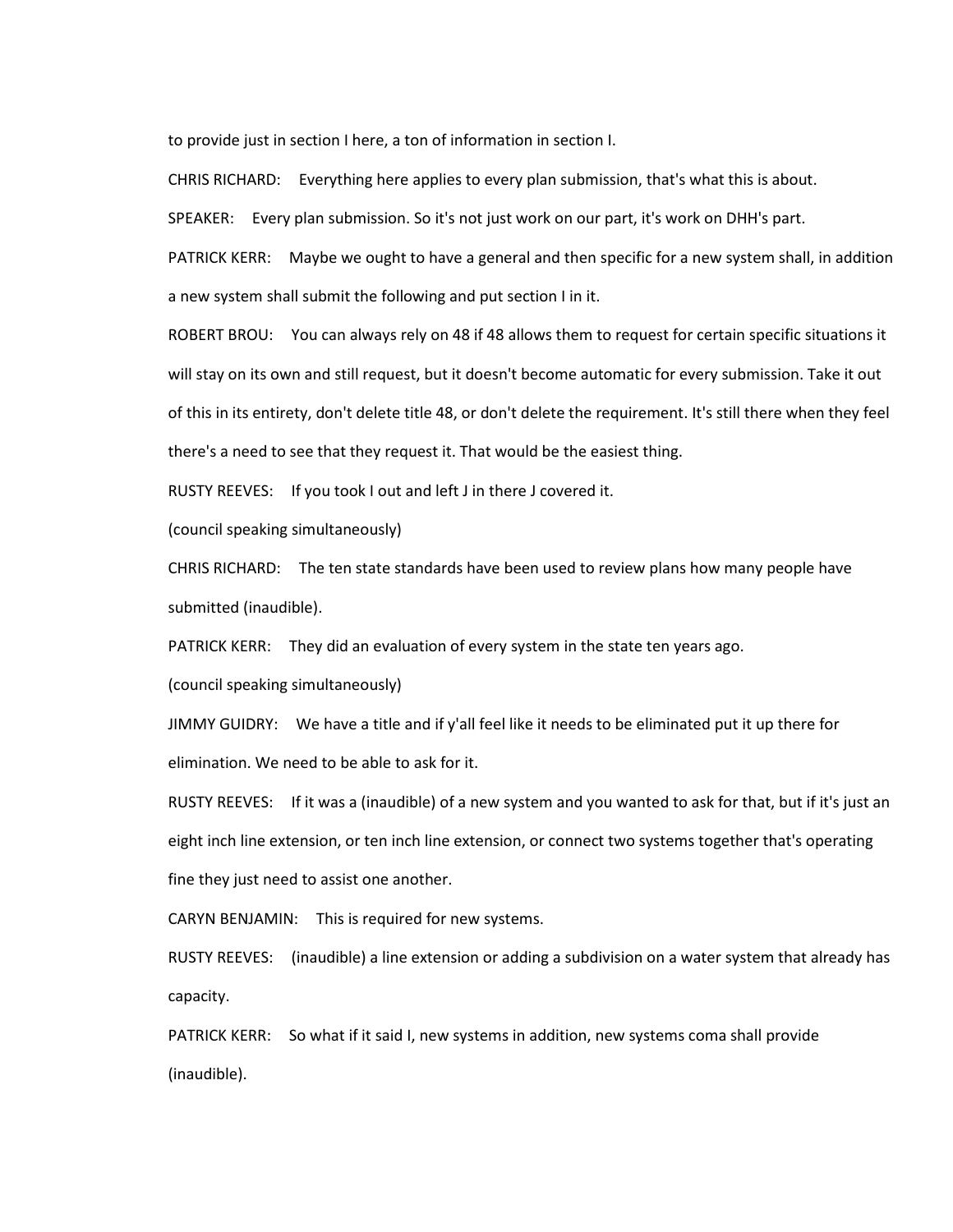to provide just in section I here, a ton of information in section I.

CHRIS RICHARD: Everything here applies to every plan submission, that's what this is about.

SPEAKER: Every plan submission. So it's not just work on our part, it's work on DHH's part.

PATRICK KERR: Maybe we ought to have a general and then specific for a new system shall, in addition a new system shall submit the following and put section I in it.

ROBERT BROU: You can always rely on 48 if 48 allows them to request for certain specific situations it will stay on its own and still request, but it doesn't become automatic for every submission. Take it out of this in its entirety, don't delete title 48, or don't delete the requirement. It's still there when they feel there's a need to see that they request it. That would be the easiest thing.

RUSTY REEVES: If you took I out and left J in there J covered it.

(council speaking simultaneously)

CHRIS RICHARD: The ten state standards have been used to review plans how many people have submitted (inaudible).

PATRICK KERR: They did an evaluation of every system in the state ten years ago.

(council speaking simultaneously)

JIMMY GUIDRY: We have a title and if y'all feel like it needs to be eliminated put it up there for elimination. We need to be able to ask for it.

RUSTY REEVES: If it was a (inaudible) of a new system and you wanted to ask for that, but if it's just an eight inch line extension, or ten inch line extension, or connect two systems together that's operating fine they just need to assist one another.

CARYN BENJAMIN: This is required for new systems.

RUSTY REEVES: (inaudible) a line extension or adding a subdivision on a water system that already has capacity.

PATRICK KERR: So what if it said I, new systems in addition, new systems coma shall provide (inaudible).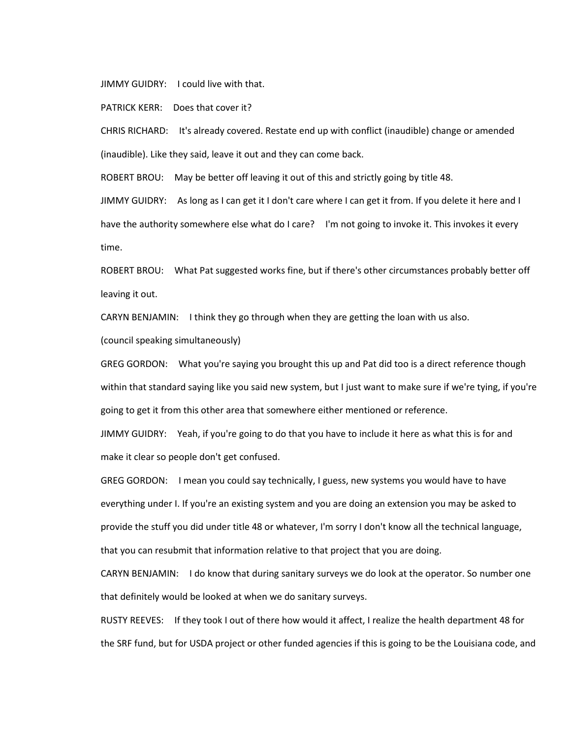JIMMY GUIDRY: I could live with that.

PATRICK KERR: Does that cover it?

CHRIS RICHARD: It's already covered. Restate end up with conflict (inaudible) change or amended (inaudible). Like they said, leave it out and they can come back.

ROBERT BROU: May be better off leaving it out of this and strictly going by title 48.

JIMMY GUIDRY: As long as I can get it I don't care where I can get it from. If you delete it here and I have the authority somewhere else what do I care? I'm not going to invoke it. This invokes it every time.

ROBERT BROU: What Pat suggested works fine, but if there's other circumstances probably better off leaving it out.

CARYN BENJAMIN: I think they go through when they are getting the loan with us also.

(council speaking simultaneously)

GREG GORDON: What you're saying you brought this up and Pat did too is a direct reference though within that standard saying like you said new system, but I just want to make sure if we're tying, if you're going to get it from this other area that somewhere either mentioned or reference.

JIMMY GUIDRY: Yeah, if you're going to do that you have to include it here as what this is for and make it clear so people don't get confused.

GREG GORDON: I mean you could say technically, I guess, new systems you would have to have everything under I. If you're an existing system and you are doing an extension you may be asked to provide the stuff you did under title 48 or whatever, I'm sorry I don't know all the technical language, that you can resubmit that information relative to that project that you are doing.

CARYN BENJAMIN: I do know that during sanitary surveys we do look at the operator. So number one that definitely would be looked at when we do sanitary surveys.

RUSTY REEVES: If they took I out of there how would it affect, I realize the health department 48 for the SRF fund, but for USDA project or other funded agencies if this is going to be the Louisiana code, and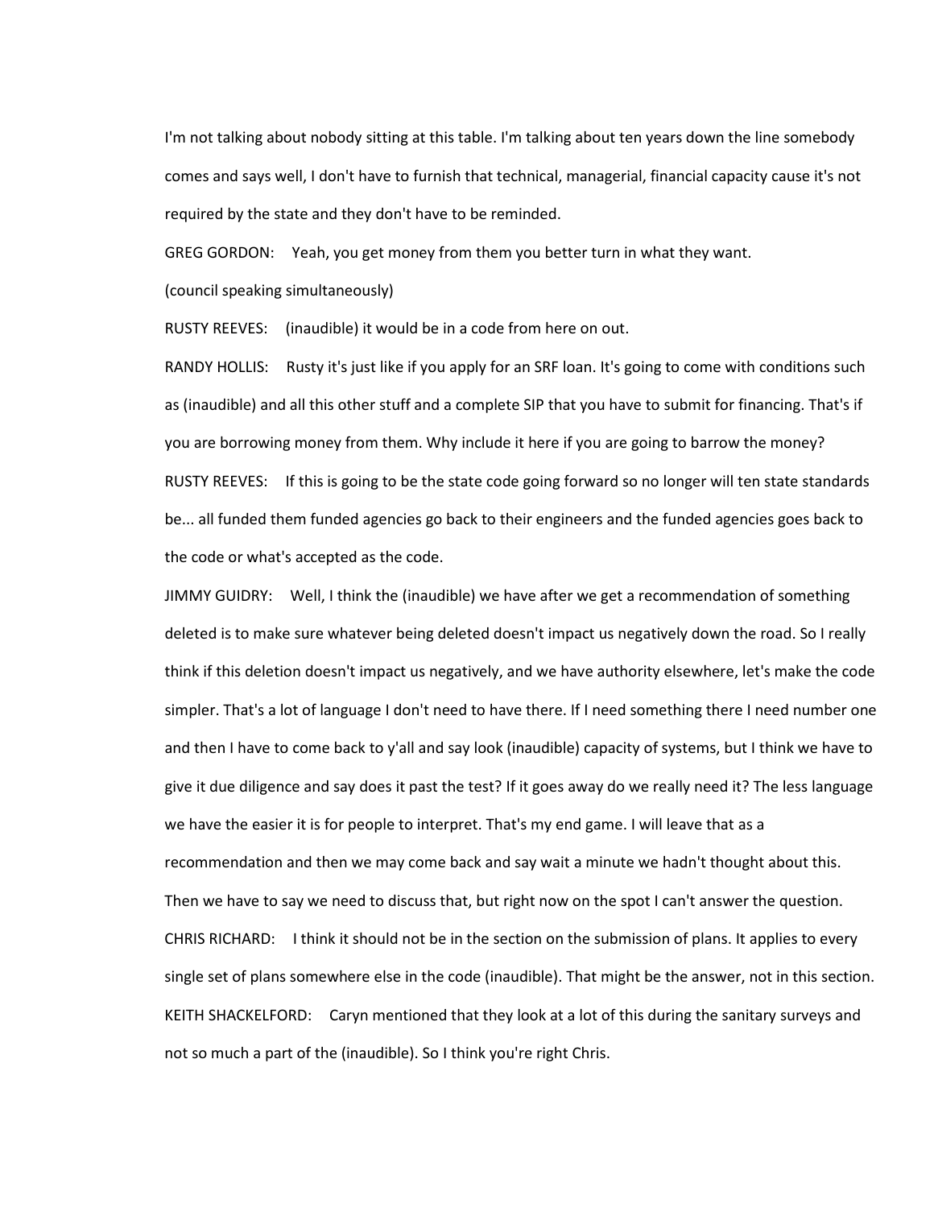I'm not talking about nobody sitting at this table. I'm talking about ten years down the line somebody comes and says well, I don't have to furnish that technical, managerial, financial capacity cause it's not required by the state and they don't have to be reminded.

GREG GORDON: Yeah, you get money from them you better turn in what they want.

(council speaking simultaneously)

RUSTY REEVES: (inaudible) it would be in a code from here on out.

RANDY HOLLIS: Rusty it's just like if you apply for an SRF loan. It's going to come with conditions such as (inaudible) and all this other stuff and a complete SIP that you have to submit for financing. That's if you are borrowing money from them. Why include it here if you are going to barrow the money?

RUSTY REEVES: If this is going to be the state code going forward so no longer will ten state standards be... all funded them funded agencies go back to their engineers and the funded agencies goes back to the code or what's accepted as the code.

JIMMY GUIDRY: Well, I think the (inaudible) we have after we get a recommendation of something deleted is to make sure whatever being deleted doesn't impact us negatively down the road. So I really think if this deletion doesn't impact us negatively, and we have authority elsewhere, let's make the code simpler. That's a lot of language I don't need to have there. If I need something there I need number one and then I have to come back to y'all and say look (inaudible) capacity of systems, but I think we have to give it due diligence and say does it past the test? If it goes away do we really need it? The less language we have the easier it is for people to interpret. That's my end game. I will leave that as a recommendation and then we may come back and say wait a minute we hadn't thought about this. Then we have to say we need to discuss that, but right now on the spot I can't answer the question.

CHRIS RICHARD: I think it should not be in the section on the submission of plans. It applies to every single set of plans somewhere else in the code (inaudible). That might be the answer, not in this section.

KEITH SHACKELFORD: Caryn mentioned that they look at a lot of this during the sanitary surveys and not so much a part of the (inaudible). So I think you're right Chris.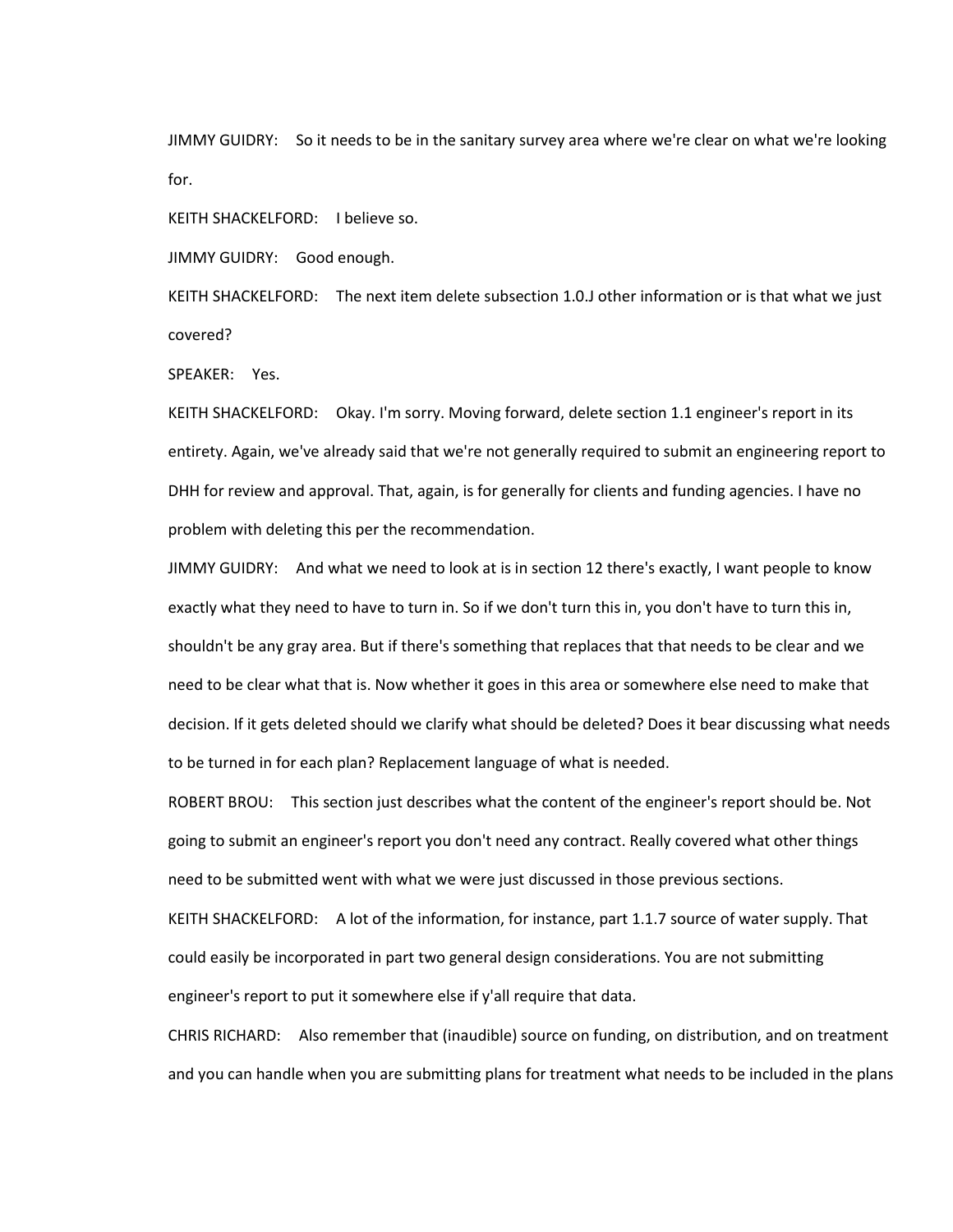JIMMY GUIDRY: So it needs to be in the sanitary survey area where we're clear on what we're looking for.

KEITH SHACKELFORD: I believe so.

JIMMY GUIDRY: Good enough.

KEITH SHACKELFORD: The next item delete subsection 1.0.J other information or is that what we just covered?

SPEAKER: Yes.

KEITH SHACKELFORD: Okay. I'm sorry. Moving forward, delete section 1.1 engineer's report in its entirety. Again, we've already said that we're not generally required to submit an engineering report to DHH for review and approval. That, again, is for generally for clients and funding agencies. I have no problem with deleting this per the recommendation.

JIMMY GUIDRY: And what we need to look at is in section 12 there's exactly, I want people to know exactly what they need to have to turn in. So if we don't turn this in, you don't have to turn this in, shouldn't be any gray area. But if there's something that replaces that that needs to be clear and we need to be clear what that is. Now whether it goes in this area or somewhere else need to make that decision. If it gets deleted should we clarify what should be deleted? Does it bear discussing what needs to be turned in for each plan? Replacement language of what is needed.

ROBERT BROU: This section just describes what the content of the engineer's report should be. Not going to submit an engineer's report you don't need any contract. Really covered what other things need to be submitted went with what we were just discussed in those previous sections.

KEITH SHACKELFORD: A lot of the information, for instance, part 1.1.7 source of water supply. That could easily be incorporated in part two general design considerations. You are not submitting engineer's report to put it somewhere else if y'all require that data.

CHRIS RICHARD: Also remember that (inaudible) source on funding, on distribution, and on treatment and you can handle when you are submitting plans for treatment what needs to be included in the plans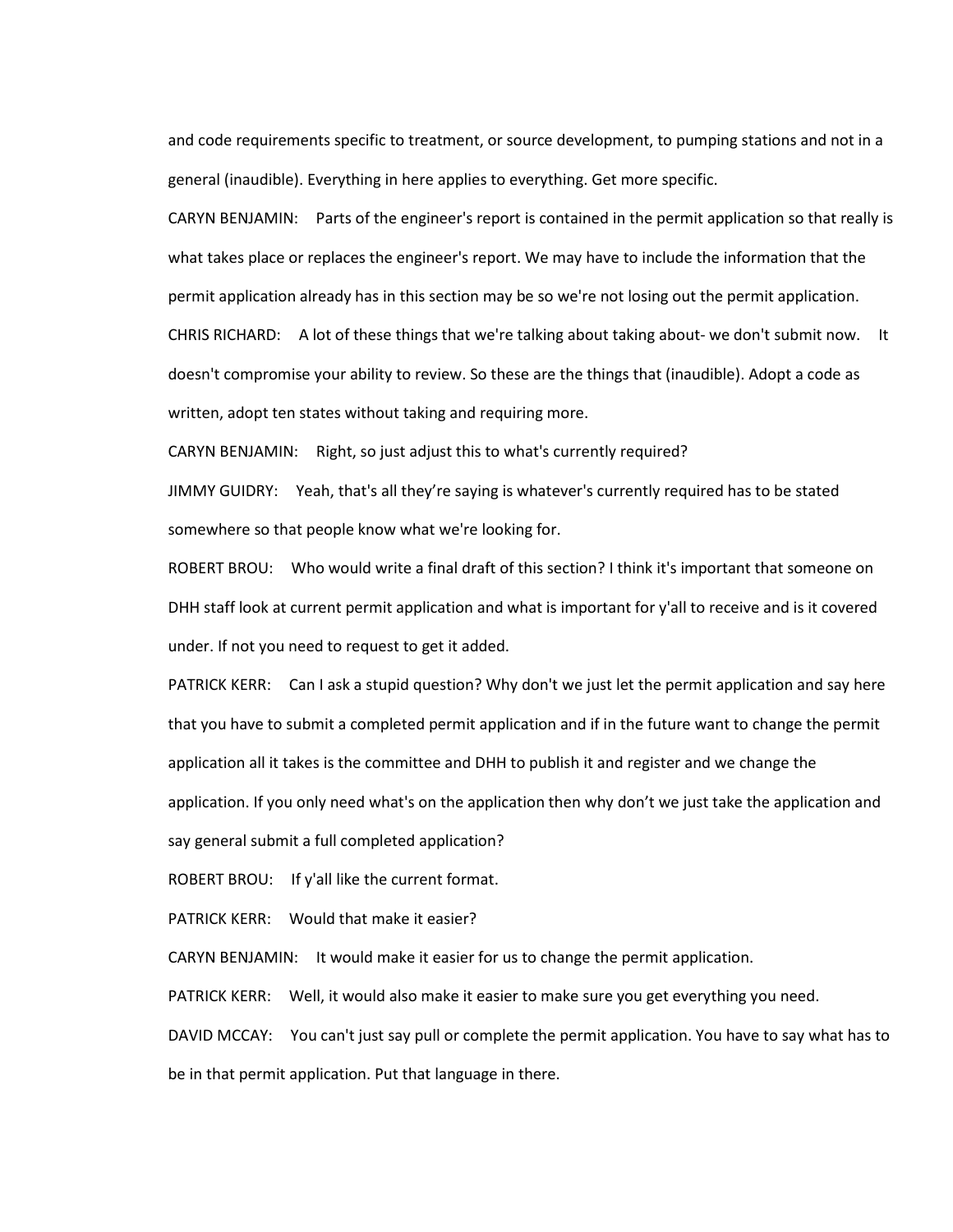and code requirements specific to treatment, or source development, to pumping stations and not in a general (inaudible). Everything in here applies to everything. Get more specific.

CARYN BENJAMIN: Parts of the engineer's report is contained in the permit application so that really is what takes place or replaces the engineer's report. We may have to include the information that the permit application already has in this section may be so we're not losing out the permit application.

CHRIS RICHARD: A lot of these things that we're talking about taking about- we don't submit now. It doesn't compromise your ability to review. So these are the things that (inaudible). Adopt a code as written, adopt ten states without taking and requiring more.

CARYN BENJAMIN: Right, so just adjust this to what's currently required?

JIMMY GUIDRY: Yeah, that's all they're saying is whatever's currently required has to be stated somewhere so that people know what we're looking for.

ROBERT BROU: Who would write a final draft of this section? I think it's important that someone on DHH staff look at current permit application and what is important for y'all to receive and is it covered under. If not you need to request to get it added.

PATRICK KERR: Can I ask a stupid question? Why don't we just let the permit application and say here that you have to submit a completed permit application and if in the future want to change the permit application all it takes is the committee and DHH to publish it and register and we change the application. If you only need what's on the application then why don't we just take the application and say general submit a full completed application?

ROBERT BROU: If y'all like the current format.

PATRICK KERR: Would that make it easier?

CARYN BENJAMIN: It would make it easier for us to change the permit application.

PATRICK KERR: Well, it would also make it easier to make sure you get everything you need.

DAVID MCCAY: You can't just say pull or complete the permit application. You have to say what has to be in that permit application. Put that language in there.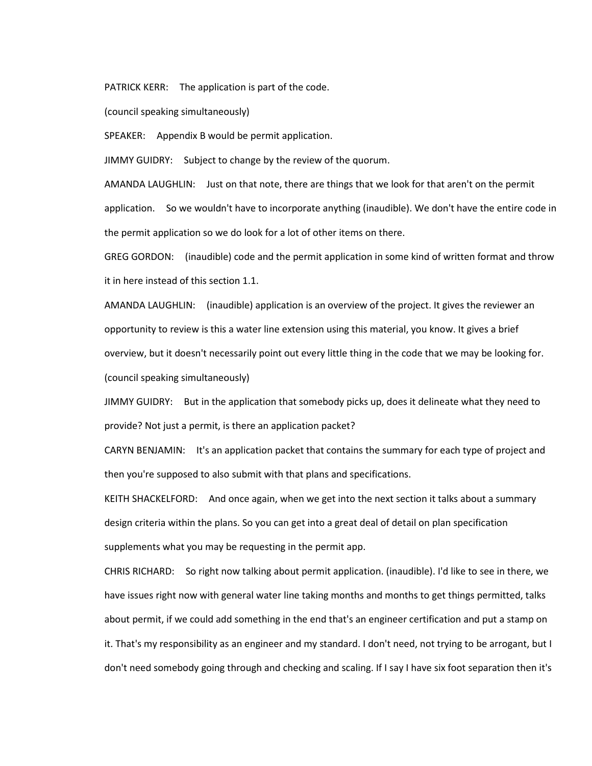PATRICK KERR: The application is part of the code.

(council speaking simultaneously)

SPEAKER: Appendix B would be permit application.

JIMMY GUIDRY: Subject to change by the review of the quorum.

AMANDA LAUGHLIN: Just on that note, there are things that we look for that aren't on the permit application. So we wouldn't have to incorporate anything (inaudible). We don't have the entire code in the permit application so we do look for a lot of other items on there.

GREG GORDON: (inaudible) code and the permit application in some kind of written format and throw it in here instead of this section 1.1.

AMANDA LAUGHLIN: (inaudible) application is an overview of the project. It gives the reviewer an opportunity to review is this a water line extension using this material, you know. It gives a brief overview, but it doesn't necessarily point out every little thing in the code that we may be looking for.

(council speaking simultaneously)

JIMMY GUIDRY: But in the application that somebody picks up, does it delineate what they need to provide? Not just a permit, is there an application packet?

CARYN BENJAMIN: It's an application packet that contains the summary for each type of project and then you're supposed to also submit with that plans and specifications.

KEITH SHACKELFORD: And once again, when we get into the next section it talks about a summary design criteria within the plans. So you can get into a great deal of detail on plan specification supplements what you may be requesting in the permit app.

CHRIS RICHARD: So right now talking about permit application. (inaudible). I'd like to see in there, we have issues right now with general water line taking months and months to get things permitted, talks about permit, if we could add something in the end that's an engineer certification and put a stamp on it. That's my responsibility as an engineer and my standard. I don't need, not trying to be arrogant, but I don't need somebody going through and checking and scaling. If I say I have six foot separation then it's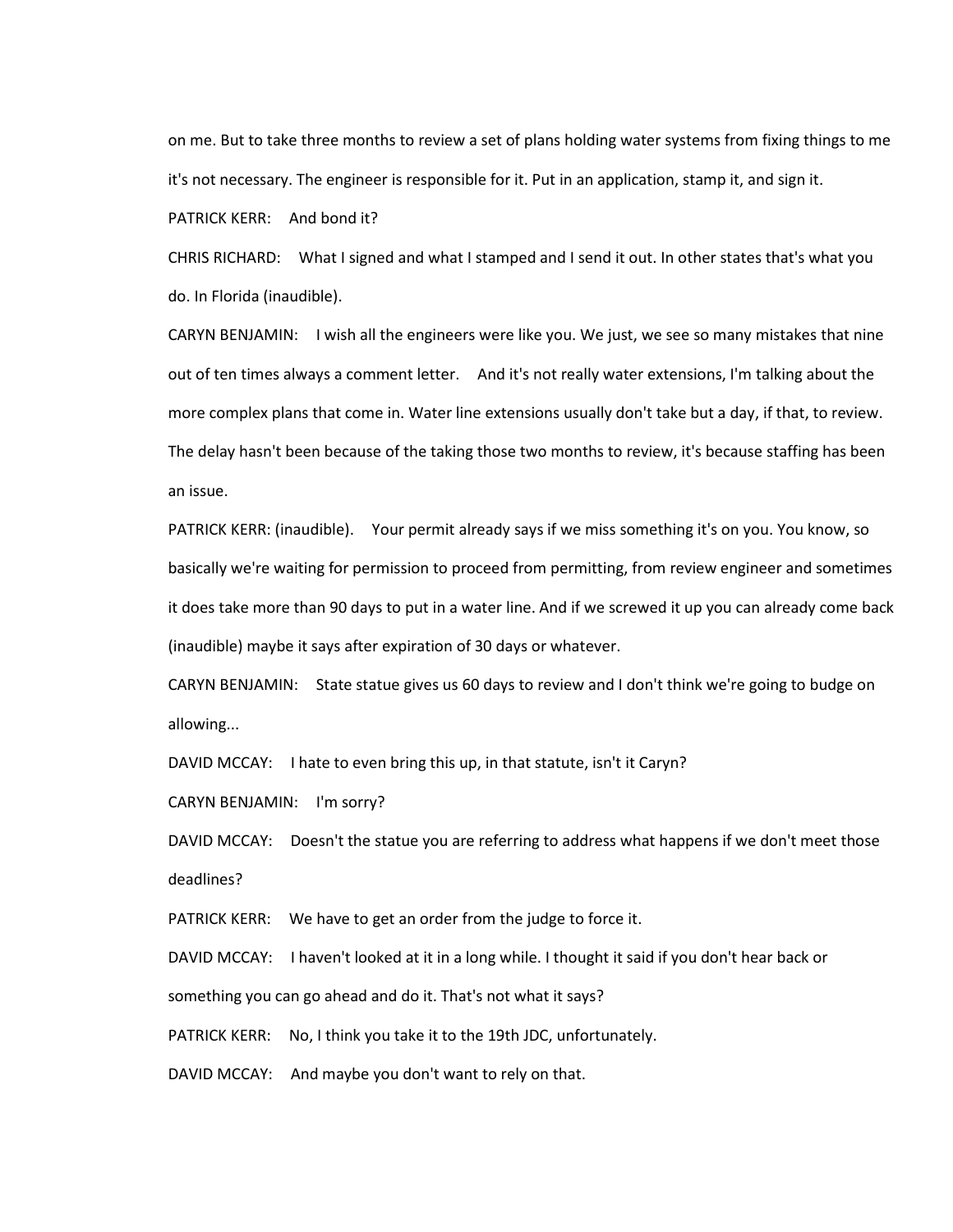on me. But to take three months to review a set of plans holding water systems from fixing things to me it's not necessary. The engineer is responsible for it. Put in an application, stamp it, and sign it.

PATRICK KERR: And bond it?

CHRIS RICHARD: What I signed and what I stamped and I send it out. In other states that's what you do. In Florida (inaudible).

CARYN BENJAMIN: I wish all the engineers were like you. We just, we see so many mistakes that nine out of ten times always a comment letter. And it's not really water extensions, I'm talking about the more complex plans that come in. Water line extensions usually don't take but a day, if that, to review. The delay hasn't been because of the taking those two months to review, it's because staffing has been an issue.

PATRICK KERR: (inaudible). Your permit already says if we miss something it's on you. You know, so basically we're waiting for permission to proceed from permitting, from review engineer and sometimes it does take more than 90 days to put in a water line. And if we screwed it up you can already come back (inaudible) maybe it says after expiration of 30 days or whatever.

CARYN BENJAMIN: State statue gives us 60 days to review and I don't think we're going to budge on allowing...

DAVID MCCAY: I hate to even bring this up, in that statute, isn't it Caryn?

CARYN BENJAMIN: I'm sorry?

DAVID MCCAY: Doesn't the statue you are referring to address what happens if we don't meet those deadlines?

PATRICK KERR: We have to get an order from the judge to force it.

DAVID MCCAY: I haven't looked at it in a long while. I thought it said if you don't hear back or something you can go ahead and do it. That's not what it says?

PATRICK KERR: No, I think you take it to the 19th JDC, unfortunately.

DAVID MCCAY: And maybe you don't want to rely on that.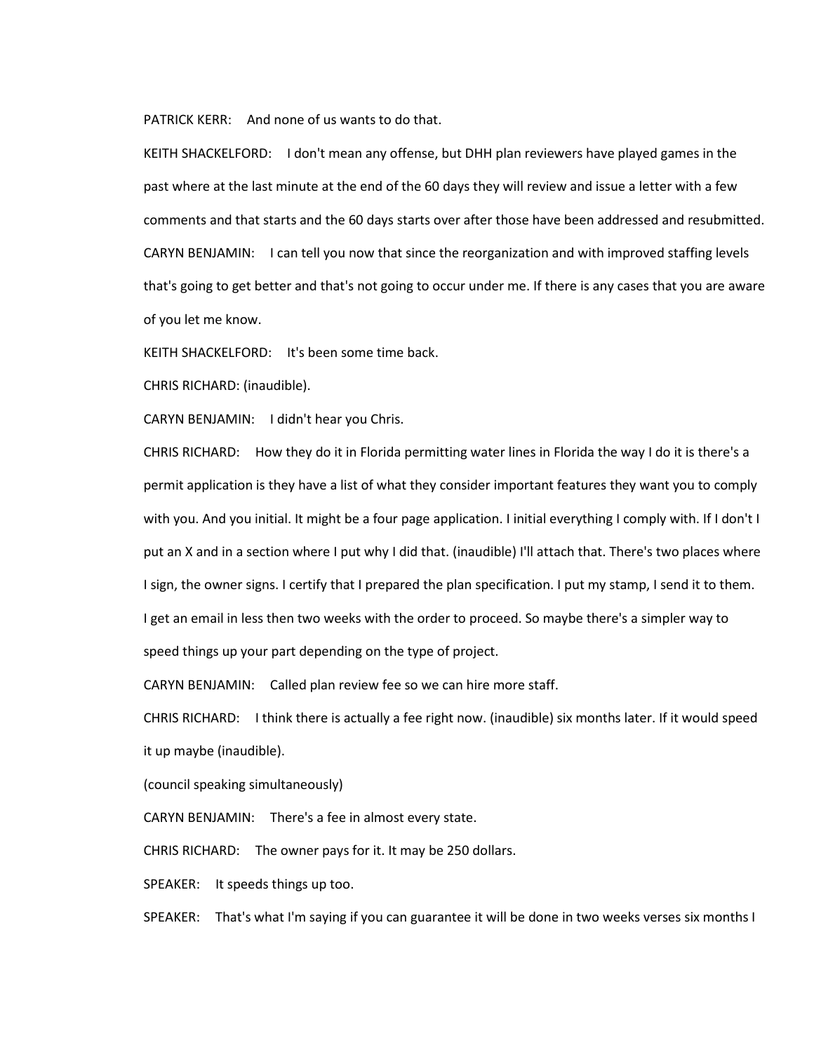PATRICK KERR: And none of us wants to do that.

KEITH SHACKELFORD: I don't mean any offense, but DHH plan reviewers have played games in the past where at the last minute at the end of the 60 days they will review and issue a letter with a few comments and that starts and the 60 days starts over after those have been addressed and resubmitted.

CARYN BENJAMIN: I can tell you now that since the reorganization and with improved staffing levels that's going to get better and that's not going to occur under me. If there is any cases that you are aware of you let me know.

KEITH SHACKELFORD: It's been some time back.

CHRIS RICHARD: (inaudible).

CARYN BENJAMIN: I didn't hear you Chris.

CHRIS RICHARD: How they do it in Florida permitting water lines in Florida the way I do it is there's a permit application is they have a list of what they consider important features they want you to comply with you. And you initial. It might be a four page application. I initial everything I comply with. If I don't I put an X and in a section where I put why I did that. (inaudible) I'll attach that. There's two places where I sign, the owner signs. I certify that I prepared the plan specification. I put my stamp, I send it to them. I get an email in less then two weeks with the order to proceed. So maybe there's a simpler way to speed things up your part depending on the type of project.

CARYN BENJAMIN: Called plan review fee so we can hire more staff.

CHRIS RICHARD: I think there is actually a fee right now. (inaudible) six months later. If it would speed it up maybe (inaudible).

(council speaking simultaneously)

CARYN BENJAMIN: There's a fee in almost every state.

CHRIS RICHARD: The owner pays for it. It may be 250 dollars.

SPEAKER: It speeds things up too.

SPEAKER: That's what I'm saying if you can guarantee it will be done in two weeks verses six months I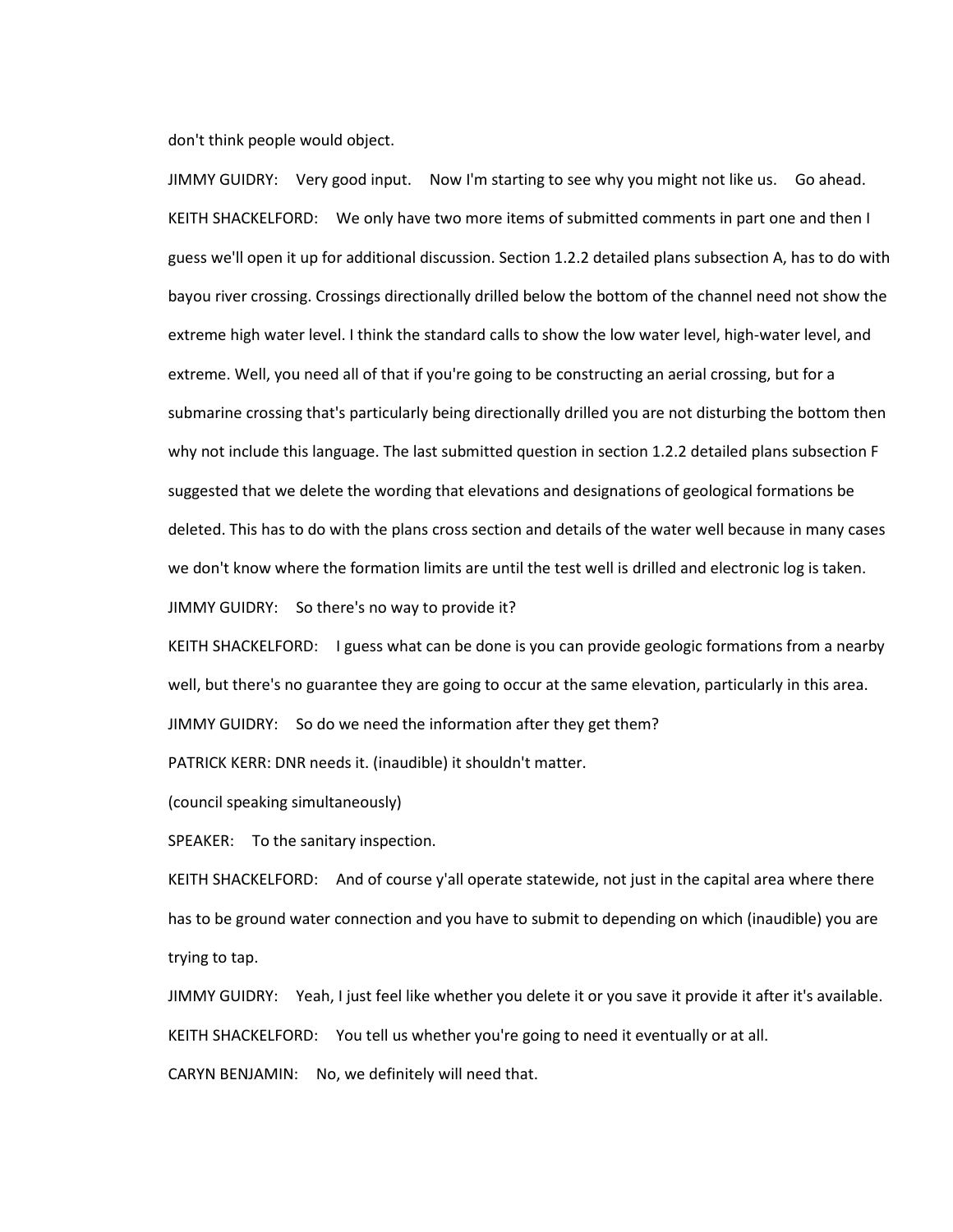don't think people would object.

JIMMY GUIDRY: Very good input. Now I'm starting to see why you might not like us. Go ahead.

KEITH SHACKELFORD: We only have two more items of submitted comments in part one and then I guess we'll open it up for additional discussion. Section 1.2.2 detailed plans subsection A, has to do with bayou river crossing. Crossings directionally drilled below the bottom of the channel need not show the extreme high water level. I think the standard calls to show the low water level, high-water level, and extreme. Well, you need all of that if you're going to be constructing an aerial crossing, but for a submarine crossing that's particularly being directionally drilled you are not disturbing the bottom then why not include this language. The last submitted question in section 1.2.2 detailed plans subsection F suggested that we delete the wording that elevations and designations of geological formations be deleted. This has to do with the plans cross section and details of the water well because in many cases we don't know where the formation limits are until the test well is drilled and electronic log is taken.

JIMMY GUIDRY: So there's no way to provide it?

KEITH SHACKELFORD: I guess what can be done is you can provide geologic formations from a nearby well, but there's no guarantee they are going to occur at the same elevation, particularly in this area.

JIMMY GUIDRY: So do we need the information after they get them?

PATRICK KERR: DNR needs it. (inaudible) it shouldn't matter.

(council speaking simultaneously)

SPEAKER: To the sanitary inspection.

KEITH SHACKELFORD: And of course y'all operate statewide, not just in the capital area where there has to be ground water connection and you have to submit to depending on which (inaudible) you are trying to tap.

JIMMY GUIDRY: Yeah, I just feel like whether you delete it or you save it provide it after it's available.

KEITH SHACKELFORD: You tell us whether you're going to need it eventually or at all.

CARYN BENJAMIN: No, we definitely will need that.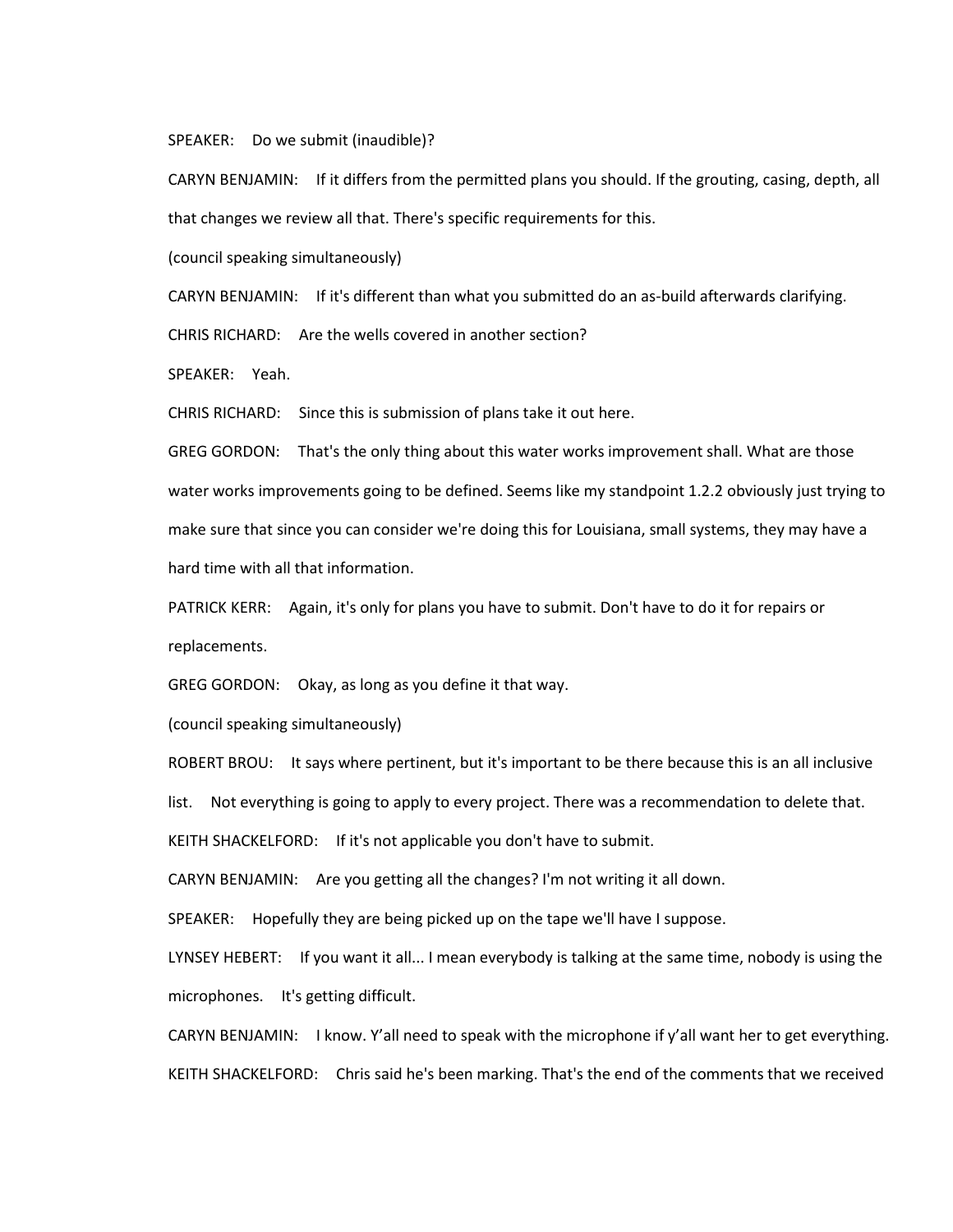SPEAKER: Do we submit (inaudible)?

CARYN BENJAMIN: If it differs from the permitted plans you should. If the grouting, casing, depth, all that changes we review all that. There's specific requirements for this.

(council speaking simultaneously)

CARYN BENJAMIN: If it's different than what you submitted do an as-build afterwards clarifying.

CHRIS RICHARD: Are the wells covered in another section?

SPEAKER: Yeah.

CHRIS RICHARD: Since this is submission of plans take it out here.

GREG GORDON: That's the only thing about this water works improvement shall. What are those water works improvements going to be defined. Seems like my standpoint 1.2.2 obviously just trying to make sure that since you can consider we're doing this for Louisiana, small systems, they may have a hard time with all that information.

PATRICK KERR: Again, it's only for plans you have to submit. Don't have to do it for repairs or replacements.

GREG GORDON: Okay, as long as you define it that way.

(council speaking simultaneously)

ROBERT BROU: It says where pertinent, but it's important to be there because this is an all inclusive list. Not everything is going to apply to every project. There was a recommendation to delete that.

KEITH SHACKELFORD: If it's not applicable you don't have to submit.

CARYN BENJAMIN: Are you getting all the changes? I'm not writing it all down.

SPEAKER: Hopefully they are being picked up on the tape we'll have I suppose.

LYNSEY HEBERT: If you want it all... I mean everybody is talking at the same time, nobody is using the microphones. It's getting difficult.

CARYN BENJAMIN: I know. Y'all need to speak with the microphone if y'all want her to get everything.

KEITH SHACKELFORD: Chris said he's been marking. That's the end of the comments that we received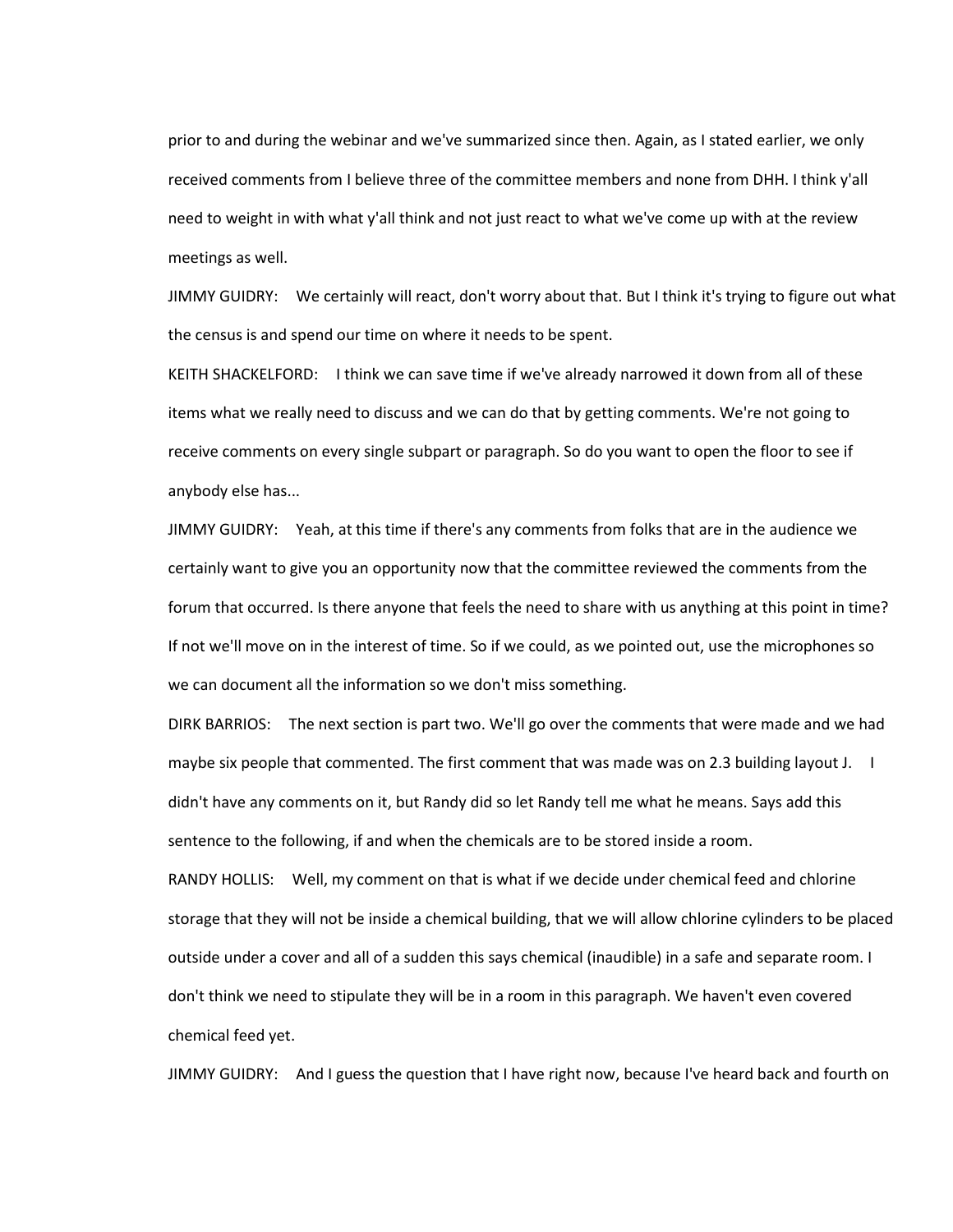prior to and during the webinar and we've summarized since then. Again, as I stated earlier, we only received comments from I believe three of the committee members and none from DHH. I think y'all need to weight in with what y'all think and not just react to what we've come up with at the review meetings as well.

JIMMY GUIDRY: We certainly will react, don't worry about that. But I think it's trying to figure out what the census is and spend our time on where it needs to be spent.

KEITH SHACKELFORD: I think we can save time if we've already narrowed it down from all of these items what we really need to discuss and we can do that by getting comments. We're not going to receive comments on every single subpart or paragraph. So do you want to open the floor to see if anybody else has...

JIMMY GUIDRY: Yeah, at this time if there's any comments from folks that are in the audience we certainly want to give you an opportunity now that the committee reviewed the comments from the forum that occurred. Is there anyone that feels the need to share with us anything at this point in time? If not we'll move on in the interest of time. So if we could, as we pointed out, use the microphones so we can document all the information so we don't miss something.

DIRK BARRIOS: The next section is part two. We'll go over the comments that were made and we had maybe six people that commented. The first comment that was made was on 2.3 building layout J. I didn't have any comments on it, but Randy did so let Randy tell me what he means. Says add this sentence to the following, if and when the chemicals are to be stored inside a room.

RANDY HOLLIS: Well, my comment on that is what if we decide under chemical feed and chlorine storage that they will not be inside a chemical building, that we will allow chlorine cylinders to be placed outside under a cover and all of a sudden this says chemical (inaudible) in a safe and separate room. I don't think we need to stipulate they will be in a room in this paragraph. We haven't even covered chemical feed yet.

JIMMY GUIDRY: And I guess the question that I have right now, because I've heard back and fourth on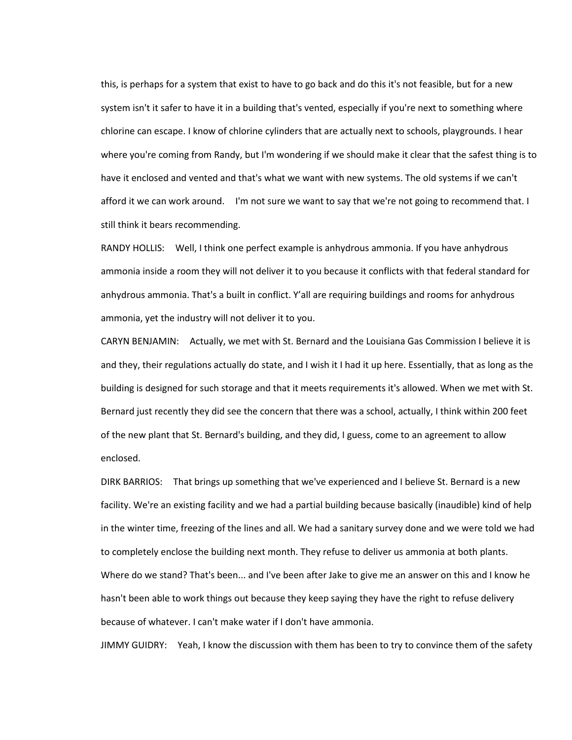this, is perhaps for a system that exist to have to go back and do this it's not feasible, but for a new system isn't it safer to have it in a building that's vented, especially if you're next to something where chlorine can escape. I know of chlorine cylinders that are actually next to schools, playgrounds. I hear where you're coming from Randy, but I'm wondering if we should make it clear that the safest thing is to have it enclosed and vented and that's what we want with new systems. The old systems if we can't afford it we can work around.    I'm not sure we want to say that we're not going to recommend that. I still think it bears recommending.

RANDY HOLLIS:    Well, I think one perfect example is anhydrous ammonia. If you have anhydrous ammonia inside a room they will not deliver it to you because it conflicts with that federal standard for anhydrous ammonia. That's a built in conflict. Y'all are requiring buildings and rooms for anhydrous ammonia, yet the industry will not deliver it to you.

CARYN BENJAMIN:    Actually, we met with St. Bernard and the Louisiana Gas Commission I believe it is and they, their regulations actually do state, and I wish it I had it up here. Essentially, that as long as the building is designed for such storage and that it meets requirements it's allowed. When we met with St. Bernard just recently they did see the concern that there was a school, actually, I think within 200 feet of the new plant that St. Bernard's building, and they did, I guess, come to an agreement to allow enclosed.

DIRK BARRIOS:    That brings up something that we've experienced and I believe St. Bernard is a new facility. We're an existing facility and we had a partial building because basically (inaudible) kind of help in the winter time, freezing of the lines and all. We had a sanitary survey done and we were told we had to completely enclose the building next month. They refuse to deliver us ammonia at both plants. Where do we stand? That's been... and I've been after Jake to give me an answer on this and I know he hasn't been able to work things out because they keep saying they have the right to refuse delivery because of whatever. I can't make water if I don't have ammonia.

JIMMY GUIDRY:    Yeah, I know the discussion with them has been to try to convince them of the safety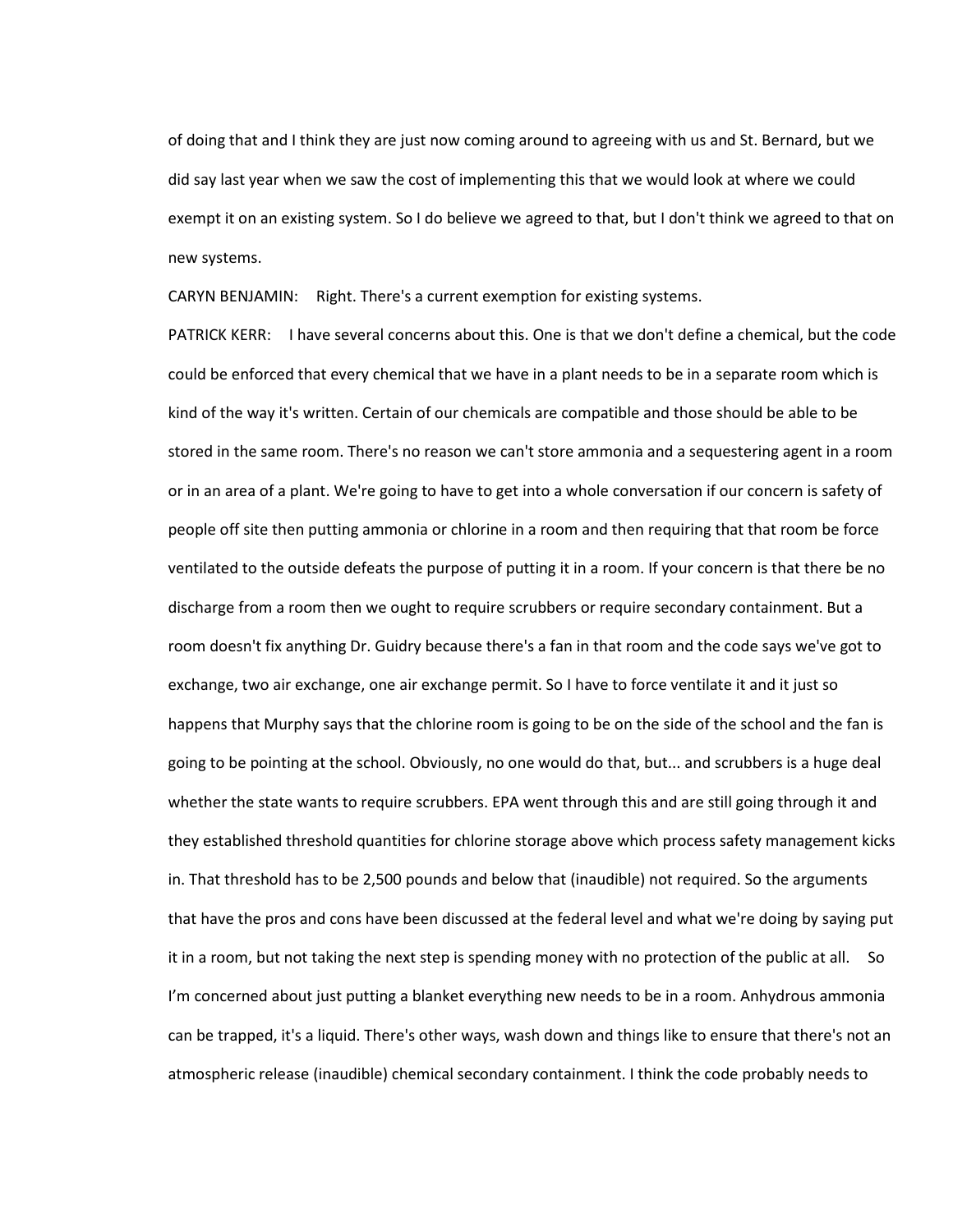of doing that and I think they are just now coming around to agreeing with us and St. Bernard, but we did say last year when we saw the cost of implementing this that we would look at where we could exempt it on an existing system. So I do believe we agreed to that, but I don't think we agreed to that on new systems.

CARYN BENJAMIN: Right. There's a current exemption for existing systems.

PATRICK KERR: I have several concerns about this. One is that we don't define a chemical, but the code could be enforced that every chemical that we have in a plant needs to be in a separate room which is kind of the way it's written. Certain of our chemicals are compatible and those should be able to be stored in the same room. There's no reason we can't store ammonia and a sequestering agent in a room or in an area of a plant. We're going to have to get into a whole conversation if our concern is safety of people off site then putting ammonia or chlorine in a room and then requiring that that room be force ventilated to the outside defeats the purpose of putting it in a room. If your concern is that there be no discharge from a room then we ought to require scrubbers or require secondary containment. But a room doesn't fix anything Dr. Guidry because there's a fan in that room and the code says we've got to exchange, two air exchange, one air exchange permit. So I have to force ventilate it and it just so happens that Murphy says that the chlorine room is going to be on the side of the school and the fan is going to be pointing at the school. Obviously, no one would do that, but... and scrubbers is a huge deal whether the state wants to require scrubbers. EPA went through this and are still going through it and they established threshold quantities for chlorine storage above which process safety management kicks in. That threshold has to be 2,500 pounds and below that (inaudible) not required. So the arguments that have the pros and cons have been discussed at the federal level and what we're doing by saying put it in a room, but not taking the next step is spending money with no protection of the public at all. So I'm concerned about just putting a blanket everything new needs to be in a room. Anhydrous ammonia can be trapped, it's a liquid. There's other ways, wash down and things like to ensure that there's not an atmospheric release (inaudible) chemical secondary containment. I think the code probably needs to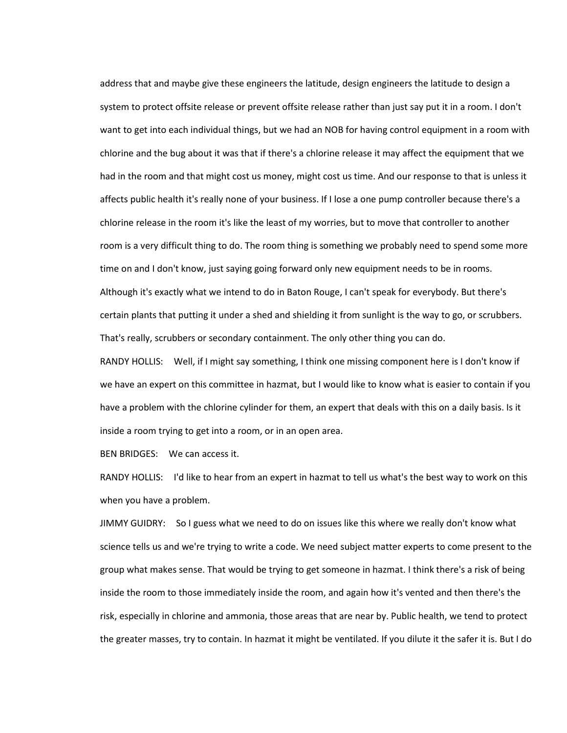address that and maybe give these engineers the latitude, design engineers the latitude to design a system to protect offsite release or prevent offsite release rather than just say put it in a room. I don't want to get into each individual things, but we had an NOB for having control equipment in a room with chlorine and the bug about it was that if there's a chlorine release it may affect the equipment that we had in the room and that might cost us money, might cost us time. And our response to that is unless it affects public health it's really none of your business. If I lose a one pump controller because there's a chlorine release in the room it's like the least of my worries, but to move that controller to another room is a very difficult thing to do. The room thing is something we probably need to spend some more time on and I don't know, just saying going forward only new equipment needs to be in rooms. Although it's exactly what we intend to do in Baton Rouge, I can't speak for everybody. But there's certain plants that putting it under a shed and shielding it from sunlight is the way to go, or scrubbers. That's really, scrubbers or secondary containment. The only other thing you can do.

RANDY HOLLIS: Well, if I might say something, I think one missing component here is I don't know if we have an expert on this committee in hazmat, but I would like to know what is easier to contain if you have a problem with the chlorine cylinder for them, an expert that deals with this on a daily basis. Is it inside a room trying to get into a room, or in an open area.

BEN BRIDGES: We can access it.

RANDY HOLLIS: I'd like to hear from an expert in hazmat to tell us what's the best way to work on this when you have a problem.

JIMMY GUIDRY: So I guess what we need to do on issues like this where we really don't know what science tells us and we're trying to write a code. We need subject matter experts to come present to the group what makes sense. That would be trying to get someone in hazmat. I think there's a risk of being inside the room to those immediately inside the room, and again how it's vented and then there's the risk, especially in chlorine and ammonia, those areas that are near by. Public health, we tend to protect the greater masses, try to contain. In hazmat it might be ventilated. If you dilute it the safer it is. But I do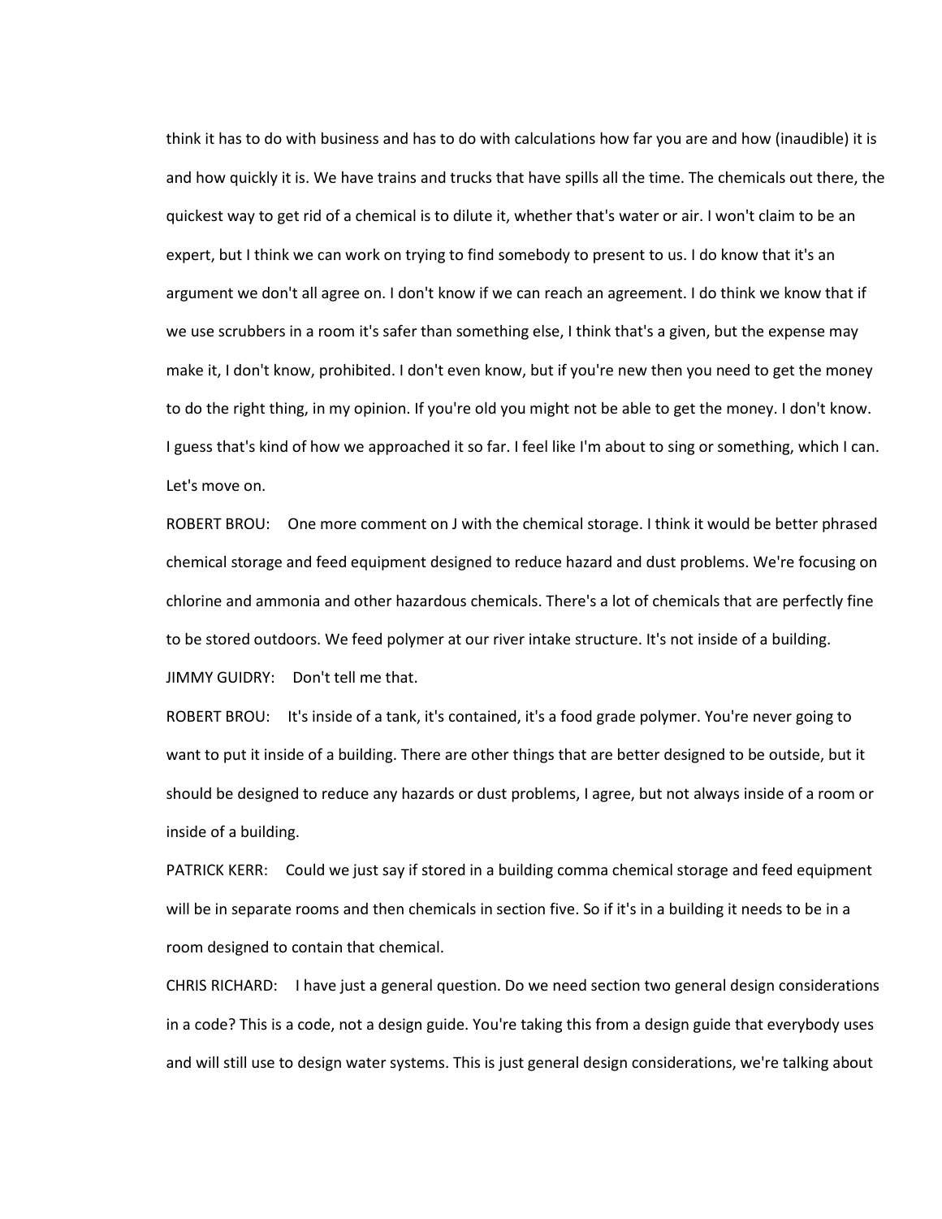think it has to do with business and has to do with calculations how far you are and how (inaudible) it is and how quickly it is. We have trains and trucks that have spills all the time. The chemicals out there, the quickest way to get rid of a chemical is to dilute it, whether that's water or air. I won't claim to be an expert, but I think we can work on trying to find somebody to present to us. I do know that it's an argument we don't all agree on. I don't know if we can reach an agreement. I do think we know that if we use scrubbers in a room it's safer than something else, I think that's a given, but the expense may make it, I don't know, prohibited. I don't even know, but if you're new then you need to get the money to do the right thing, in my opinion. If you're old you might not be able to get the money. I don't know. I guess that's kind of how we approached it so far. I feel like I'm about to sing or something, which I can. Let's move on.

ROBERT BROU: One more comment on J with the chemical storage. I think it would be better phrased chemical storage and feed equipment designed to reduce hazard and dust problems. We're focusing on chlorine and ammonia and other hazardous chemicals. There's a lot of chemicals that are perfectly fine to be stored outdoors. We feed polymer at our river intake structure. It's not inside of a building.

JIMMY GUIDRY: Don't tell me that.

ROBERT BROU: It's inside of a tank, it's contained, it's a food grade polymer. You're never going to want to put it inside of a building. There are other things that are better designed to be outside, but it should be designed to reduce any hazards or dust problems, I agree, but not always inside of a room or inside of a building.

PATRICK KERR: Could we just say if stored in a building comma chemical storage and feed equipment will be in separate rooms and then chemicals in section five. So if it's in a building it needs to be in a room designed to contain that chemical.

CHRIS RICHARD: I have just a general question. Do we need section two general design considerations in a code? This is a code, not a design guide. You're taking this from a design guide that everybody uses and will still use to design water systems. This is just general design considerations, we're talking about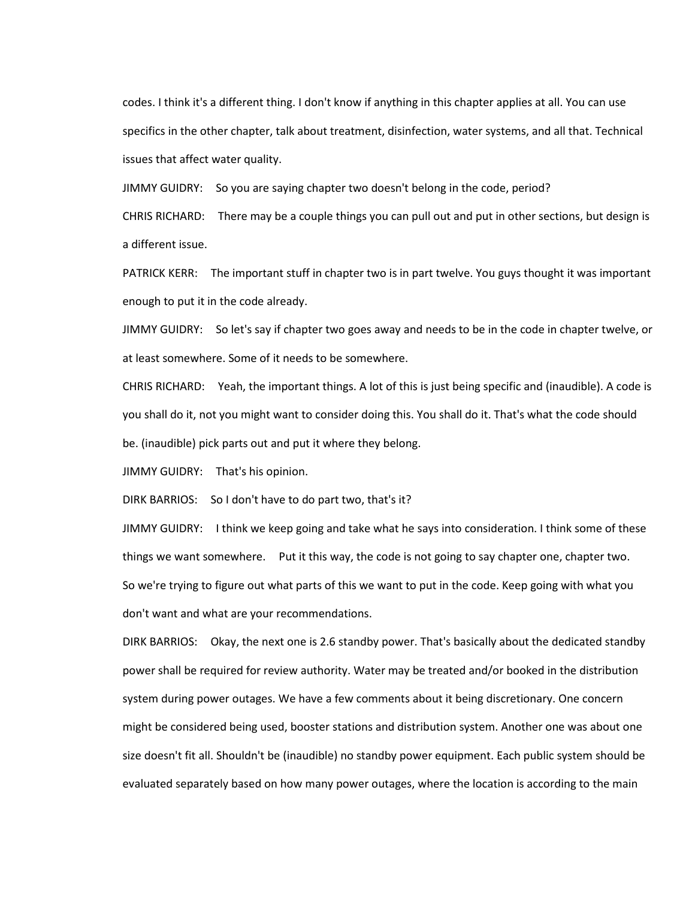codes. I think it's a different thing. I don't know if anything in this chapter applies at all. You can use specifics in the other chapter, talk about treatment, disinfection, water systems, and all that. Technical issues that affect water quality.

JIMMY GUIDRY: So you are saying chapter two doesn't belong in the code, period?

CHRIS RICHARD: There may be a couple things you can pull out and put in other sections, but design is a different issue.

PATRICK KERR: The important stuff in chapter two is in part twelve. You guys thought it was important enough to put it in the code already.

JIMMY GUIDRY: So let's say if chapter two goes away and needs to be in the code in chapter twelve, or at least somewhere. Some of it needs to be somewhere.

CHRIS RICHARD: Yeah, the important things. A lot of this is just being specific and (inaudible). A code is you shall do it, not you might want to consider doing this. You shall do it. That's what the code should be. (inaudible) pick parts out and put it where they belong.

JIMMY GUIDRY: That's his opinion.

DIRK BARRIOS: So I don't have to do part two, that's it?

JIMMY GUIDRY: I think we keep going and take what he says into consideration. I think some of these things we want somewhere. Put it this way, the code is not going to say chapter one, chapter two. So we're trying to figure out what parts of this we want to put in the code. Keep going with what you don't want and what are your recommendations.

DIRK BARRIOS: Okay, the next one is 2.6 standby power. That's basically about the dedicated standby power shall be required for review authority. Water may be treated and/or booked in the distribution system during power outages. We have a few comments about it being discretionary. One concern might be considered being used, booster stations and distribution system. Another one was about one size doesn't fit all. Shouldn't be (inaudible) no standby power equipment. Each public system should be evaluated separately based on how many power outages, where the location is according to the main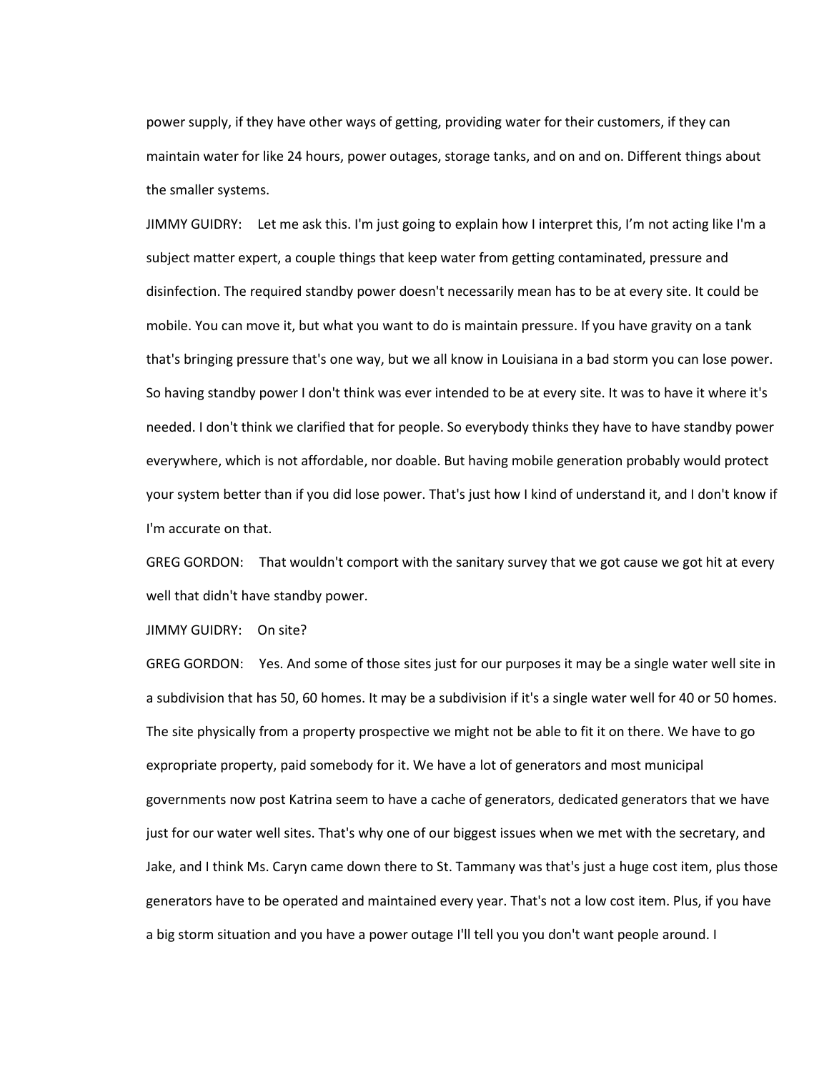power supply, if they have other ways of getting, providing water for their customers, if they can maintain water for like 24 hours, power outages, storage tanks, and on and on. Different things about the smaller systems.

JIMMY GUIDRY: Let me ask this. I'm just going to explain how I interpret this, I'm not acting like I'm a subject matter expert, a couple things that keep water from getting contaminated, pressure and disinfection. The required standby power doesn't necessarily mean has to be at every site. It could be mobile. You can move it, but what you want to do is maintain pressure. If you have gravity on a tank that's bringing pressure that's one way, but we all know in Louisiana in a bad storm you can lose power. So having standby power I don't think was ever intended to be at every site. It was to have it where it's needed. I don't think we clarified that for people. So everybody thinks they have to have standby power everywhere, which is not affordable, nor doable. But having mobile generation probably would protect your system better than if you did lose power. That's just how I kind of understand it, and I don't know if I'm accurate on that.

GREG GORDON: That wouldn't comport with the sanitary survey that we got cause we got hit at every well that didn't have standby power.

JIMMY GUIDRY: On site?

GREG GORDON: Yes. And some of those sites just for our purposes it may be a single water well site in a subdivision that has 50, 60 homes. It may be a subdivision if it's a single water well for 40 or 50 homes. The site physically from a property prospective we might not be able to fit it on there. We have to go expropriate property, paid somebody for it. We have a lot of generators and most municipal governments now post Katrina seem to have a cache of generators, dedicated generators that we have just for our water well sites. That's why one of our biggest issues when we met with the secretary, and Jake, and I think Ms. Caryn came down there to St. Tammany was that's just a huge cost item, plus those generators have to be operated and maintained every year. That's not a low cost item. Plus, if you have a big storm situation and you have a power outage I'll tell you you don't want people around. I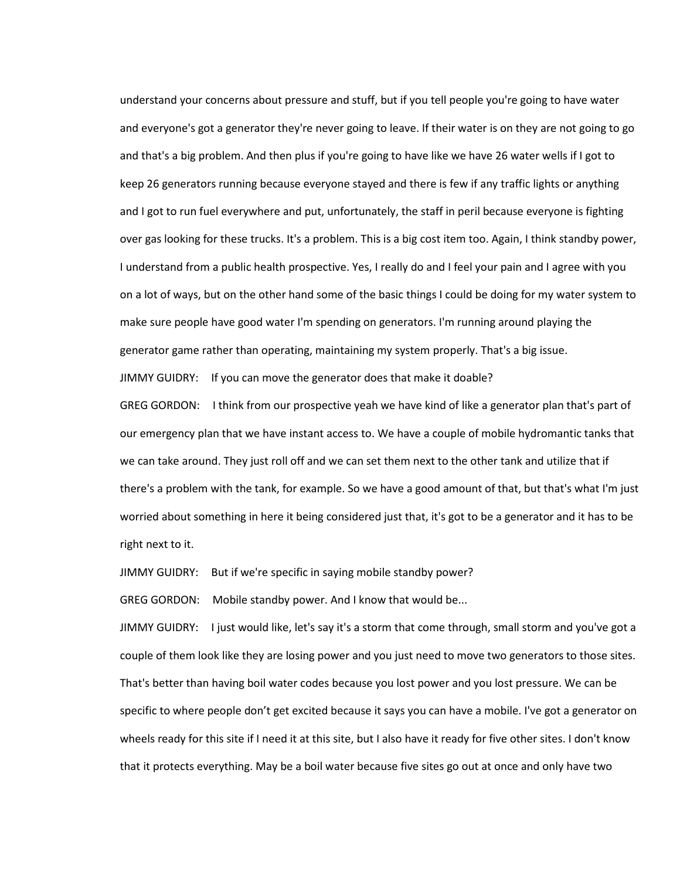understand your concerns about pressure and stuff, but if you tell people you're going to have water and everyone's got a generator they're never going to leave. If their water is on they are not going to go and that's a big problem. And then plus if you're going to have like we have 26 water wells if I got to keep 26 generators running because everyone stayed and there is few if any traffic lights or anything and I got to run fuel everywhere and put, unfortunately, the staff in peril because everyone is fighting over gas looking for these trucks. It's a problem. This is a big cost item too. Again, I think standby power, I understand from a public health prospective. Yes, I really do and I feel your pain and I agree with you on a lot of ways, but on the other hand some of the basic things I could be doing for my water system to make sure people have good water I'm spending on generators. I'm running around playing the generator game rather than operating, maintaining my system properly. That's a big issue.

JIMMY GUIDRY: If you can move the generator does that make it doable?

GREG GORDON: I think from our prospective yeah we have kind of like a generator plan that's part of our emergency plan that we have instant access to. We have a couple of mobile hydromantic tanks that we can take around. They just roll off and we can set them next to the other tank and utilize that if there's a problem with the tank, for example. So we have a good amount of that, but that's what I'm just worried about something in here it being considered just that, it's got to be a generator and it has to be right next to it.

JIMMY GUIDRY: But if we're specific in saying mobile standby power?

GREG GORDON: Mobile standby power. And I know that would be...

JIMMY GUIDRY: I just would like, let's say it's a storm that come through, small storm and you've got a couple of them look like they are losing power and you just need to move two generators to those sites. That's better than having boil water codes because you lost power and you lost pressure. We can be specific to where people don't get excited because it says you can have a mobile. I've got a generator on wheels ready for this site if I need it at this site, but I also have it ready for five other sites. I don't know that it protects everything. May be a boil water because five sites go out at once and only have two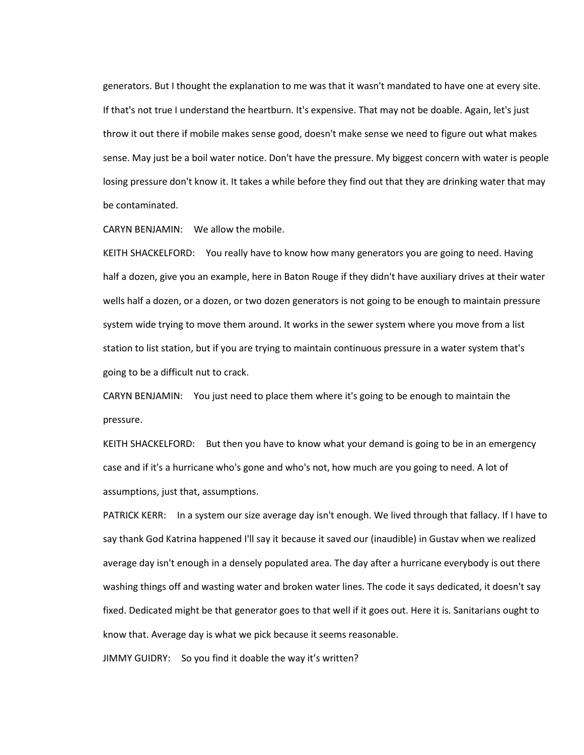generators. But I thought the explanation to me was that it wasn't mandated to have one at every site. If that's not true I understand the heartburn. It's expensive. That may not be doable. Again, let's just throw it out there if mobile makes sense good, doesn't make sense we need to figure out what makes sense. May just be a boil water notice. Don't have the pressure. My biggest concern with water is people losing pressure don't know it. It takes a while before they find out that they are drinking water that may be contaminated.

CARYN BENJAMIN: We allow the mobile.

KEITH SHACKELFORD: You really have to know how many generators you are going to need. Having half a dozen, give you an example, here in Baton Rouge if they didn't have auxiliary drives at their water wells half a dozen, or a dozen, or two dozen generators is not going to be enough to maintain pressure system wide trying to move them around. It works in the sewer system where you move from a list station to list station, but if you are trying to maintain continuous pressure in a water system that's going to be a difficult nut to crack.

CARYN BENJAMIN: You just need to place them where it's going to be enough to maintain the pressure.

KEITH SHACKELFORD: But then you have to know what your demand is going to be in an emergency case and if it's a hurricane who's gone and who's not, how much are you going to need. A lot of assumptions, just that, assumptions.

PATRICK KERR: In a system our size average day isn't enough. We lived through that fallacy. If I have to say thank God Katrina happened I'll say it because it saved our (inaudible) in Gustav when we realized average day isn't enough in a densely populated area. The day after a hurricane everybody is out there washing things off and wasting water and broken water lines. The code it says dedicated, it doesn't say fixed. Dedicated might be that generator goes to that well if it goes out. Here it is. Sanitarians ought to know that. Average day is what we pick because it seems reasonable.

JIMMY GUIDRY: So you find it doable the way it's written?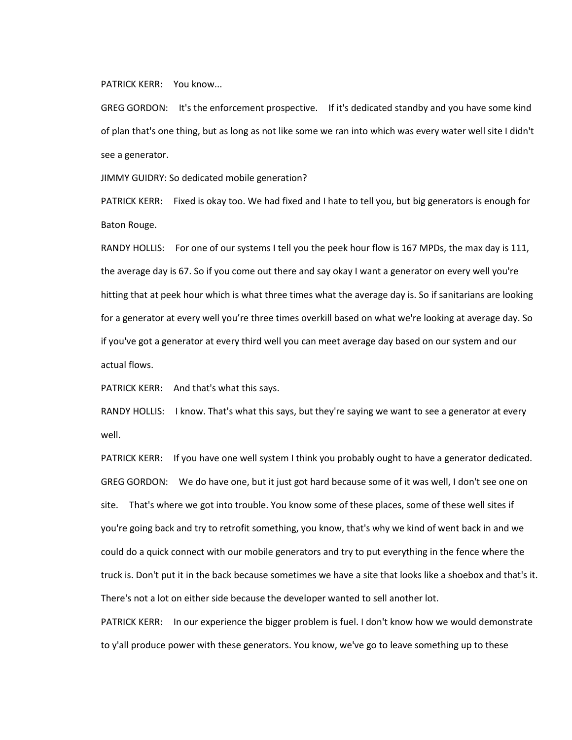PATRICK KERR: You know...

GREG GORDON: It's the enforcement prospective. If it's dedicated standby and you have some kind of plan that's one thing, but as long as not like some we ran into which was every water well site I didn't see a generator.

JIMMY GUIDRY: So dedicated mobile generation?

PATRICK KERR: Fixed is okay too. We had fixed and I hate to tell you, but big generators is enough for Baton Rouge.

RANDY HOLLIS: For one of our systems I tell you the peek hour flow is 167 MPDs, the max day is 111, the average day is 67. So if you come out there and say okay I want a generator on every well you're hitting that at peek hour which is what three times what the average day is. So if sanitarians are looking for a generator at every well you're three times overkill based on what we're looking at average day. So if you've got a generator at every third well you can meet average day based on our system and our actual flows.

PATRICK KERR: And that's what this says.

RANDY HOLLIS: I know. That's what this says, but they're saying we want to see a generator at every well.

PATRICK KERR: If you have one well system I think you probably ought to have a generator dedicated.

GREG GORDON: We do have one, but it just got hard because some of it was well, I don't see one on site. That's where we got into trouble. You know some of these places, some of these well sites if you're going back and try to retrofit something, you know, that's why we kind of went back in and we could do a quick connect with our mobile generators and try to put everything in the fence where the truck is. Don't put it in the back because sometimes we have a site that looks like a shoebox and that's it. There's not a lot on either side because the developer wanted to sell another lot.

PATRICK KERR: In our experience the bigger problem is fuel. I don't know how we would demonstrate to y'all produce power with these generators. You know, we've go to leave something up to these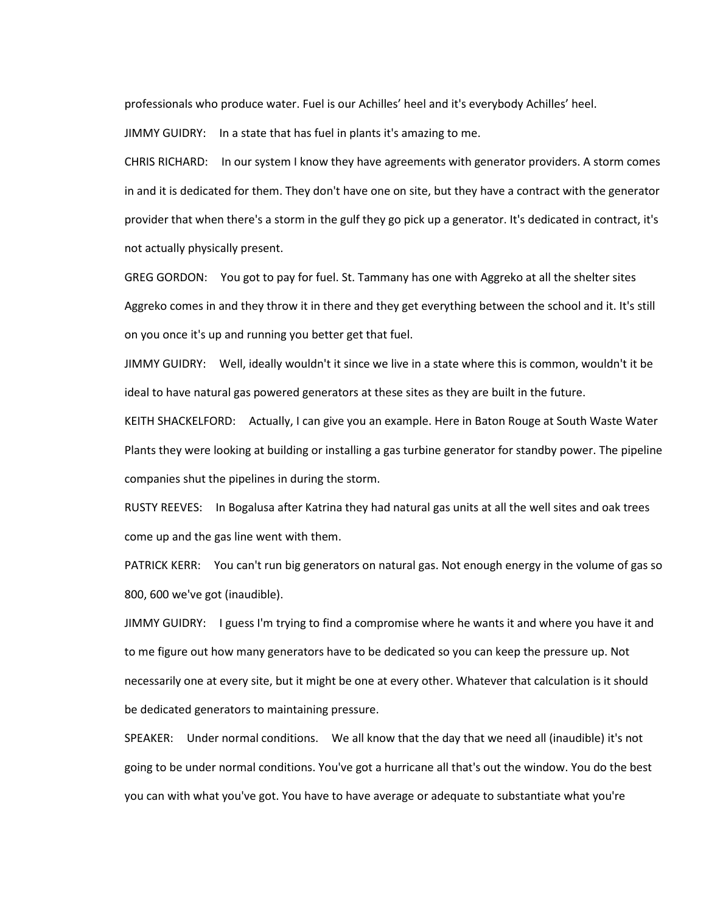professionals who produce water. Fuel is our Achilles' heel and it's everybody Achilles' heel.

JIMMY GUIDRY: In a state that has fuel in plants it's amazing to me.

CHRIS RICHARD: In our system I know they have agreements with generator providers. A storm comes in and it is dedicated for them. They don't have one on site, but they have a contract with the generator provider that when there's a storm in the gulf they go pick up a generator. It's dedicated in contract, it's not actually physically present.

GREG GORDON: You got to pay for fuel. St. Tammany has one with Aggreko at all the shelter sites Aggreko comes in and they throw it in there and they get everything between the school and it. It's still on you once it's up and running you better get that fuel.

JIMMY GUIDRY: Well, ideally wouldn't it since we live in a state where this is common, wouldn't it be ideal to have natural gas powered generators at these sites as they are built in the future.

KEITH SHACKELFORD: Actually, I can give you an example. Here in Baton Rouge at South Waste Water Plants they were looking at building or installing a gas turbine generator for standby power. The pipeline companies shut the pipelines in during the storm.

RUSTY REEVES: In Bogalusa after Katrina they had natural gas units at all the well sites and oak trees come up and the gas line went with them.

PATRICK KERR: You can't run big generators on natural gas. Not enough energy in the volume of gas so 800, 600 we've got (inaudible).

JIMMY GUIDRY: I guess I'm trying to find a compromise where he wants it and where you have it and to me figure out how many generators have to be dedicated so you can keep the pressure up. Not necessarily one at every site, but it might be one at every other. Whatever that calculation is it should be dedicated generators to maintaining pressure.

SPEAKER: Under normal conditions. We all know that the day that we need all (inaudible) it's not going to be under normal conditions. You've got a hurricane all that's out the window. You do the best you can with what you've got. You have to have average or adequate to substantiate what you're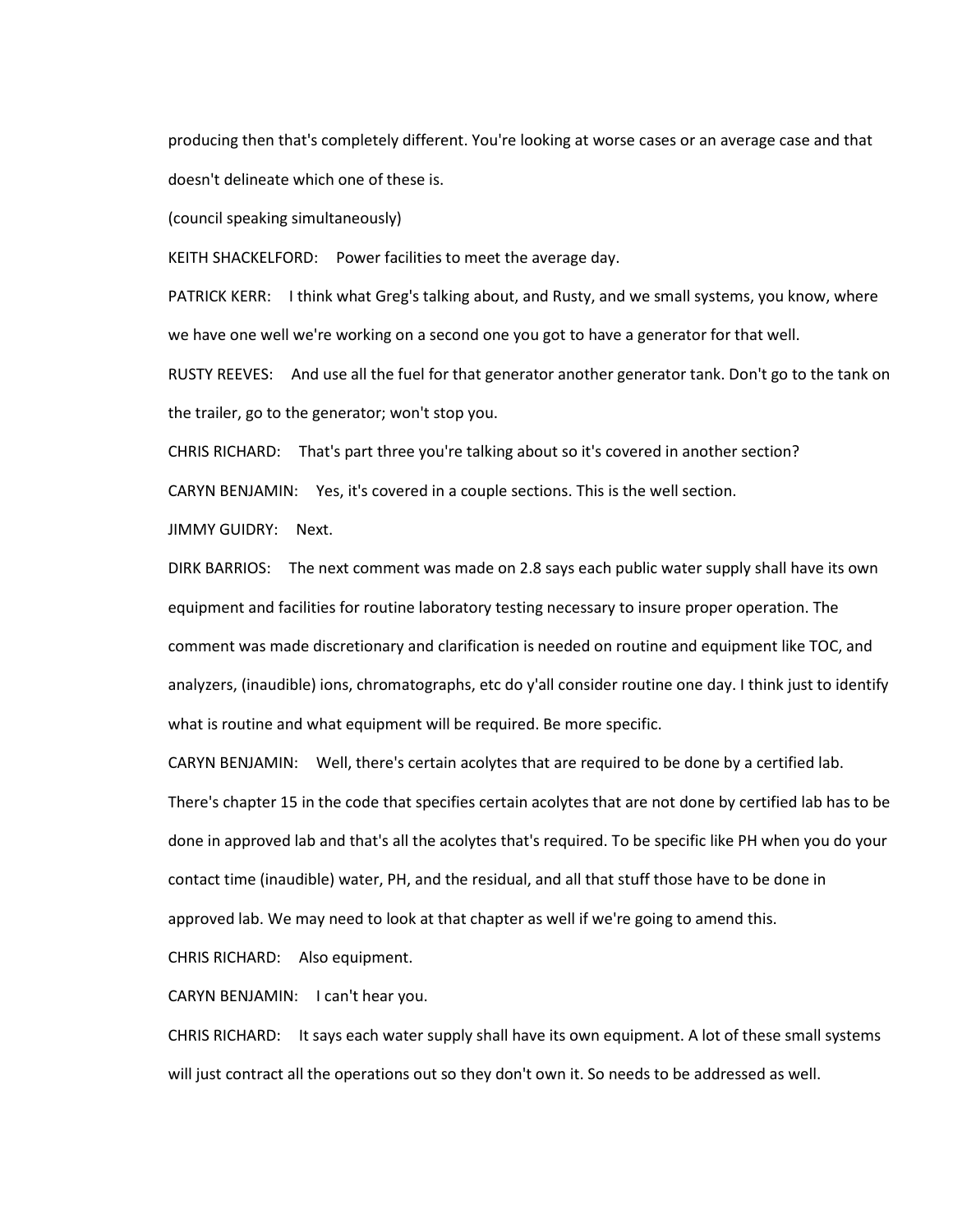producing then that's completely different. You're looking at worse cases or an average case and that doesn't delineate which one of these is.

(council speaking simultaneously)

KEITH SHACKELFORD: Power facilities to meet the average day.

PATRICK KERR: I think what Greg's talking about, and Rusty, and we small systems, you know, where we have one well we're working on a second one you got to have a generator for that well.

RUSTY REEVES: And use all the fuel for that generator another generator tank. Don't go to the tank on the trailer, go to the generator; won't stop you.

CHRIS RICHARD: That's part three you're talking about so it's covered in another section?

CARYN BENJAMIN: Yes, it's covered in a couple sections. This is the well section.

JIMMY GUIDRY: Next.

DIRK BARRIOS: The next comment was made on 2.8 says each public water supply shall have its own equipment and facilities for routine laboratory testing necessary to insure proper operation. The comment was made discretionary and clarification is needed on routine and equipment like TOC, and analyzers, (inaudible) ions, chromatographs, etc do y'all consider routine one day. I think just to identify what is routine and what equipment will be required. Be more specific.

CARYN BENJAMIN: Well, there's certain acolytes that are required to be done by a certified lab. There's chapter 15 in the code that specifies certain acolytes that are not done by certified lab has to be done in approved lab and that's all the acolytes that's required. To be specific like PH when you do your contact time (inaudible) water, PH, and the residual, and all that stuff those have to be done in approved lab. We may need to look at that chapter as well if we're going to amend this.

CHRIS RICHARD: Also equipment.

CARYN BENJAMIN: I can't hear you.

CHRIS RICHARD: It says each water supply shall have its own equipment. A lot of these small systems will just contract all the operations out so they don't own it. So needs to be addressed as well.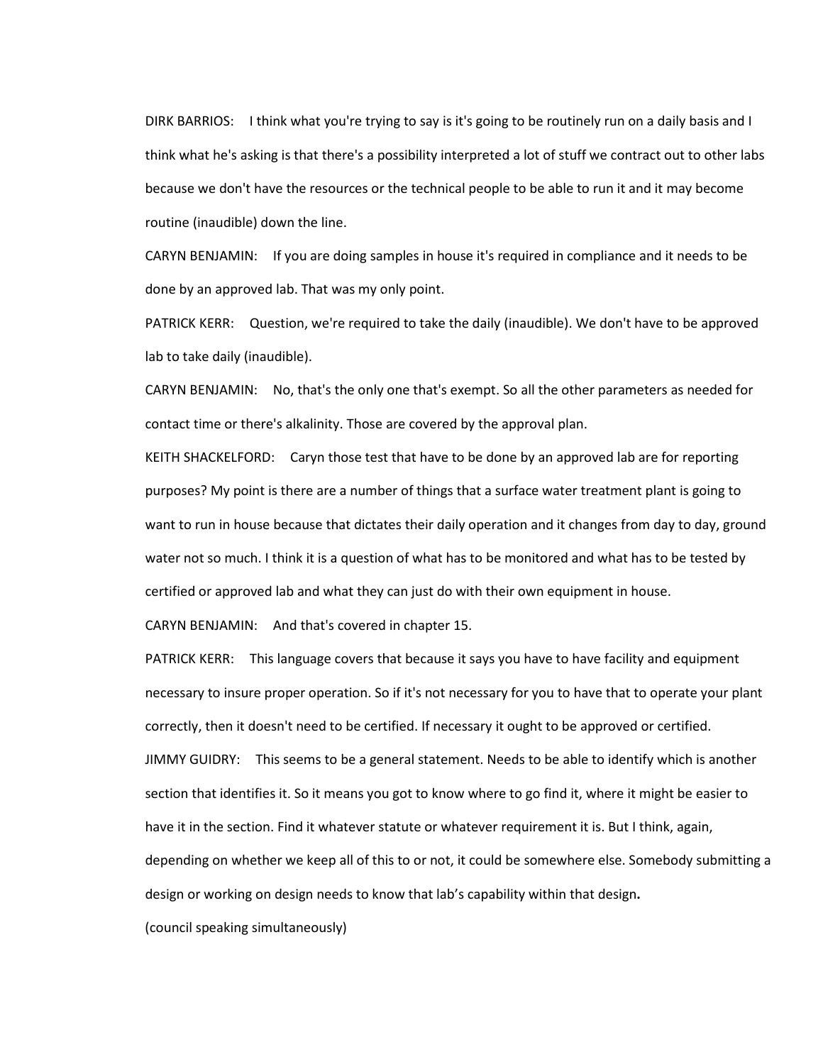DIRK BARRIOS: I think what you're trying to say is it's going to be routinely run on a daily basis and I think what he's asking is that there's a possibility interpreted a lot of stuff we contract out to other labs because we don't have the resources or the technical people to be able to run it and it may become routine (inaudible) down the line.

CARYN BENJAMIN: If you are doing samples in house it's required in compliance and it needs to be done by an approved lab. That was my only point.

PATRICK KERR: Question, we're required to take the daily (inaudible). We don't have to be approved lab to take daily (inaudible).

CARYN BENJAMIN: No, that's the only one that's exempt. So all the other parameters as needed for contact time or there's alkalinity. Those are covered by the approval plan.

KEITH SHACKELFORD: Caryn those test that have to be done by an approved lab are for reporting purposes? My point is there are a number of things that a surface water treatment plant is going to want to run in house because that dictates their daily operation and it changes from day to day, ground water not so much. I think it is a question of what has to be monitored and what has to be tested by certified or approved lab and what they can just do with their own equipment in house.

CARYN BENJAMIN: And that's covered in chapter 15.

PATRICK KERR: This language covers that because it says you have to have facility and equipment necessary to insure proper operation. So if it's not necessary for you to have that to operate your plant correctly, then it doesn't need to be certified. If necessary it ought to be approved or certified.

JIMMY GUIDRY: This seems to be a general statement. Needs to be able to identify which is another section that identifies it. So it means you got to know where to go find it, where it might be easier to have it in the section. Find it whatever statute or whatever requirement it is. But I think, again, depending on whether we keep all of this to or not, it could be somewhere else. Somebody submitting a design or working on design needs to know that lab's capability within that design.

(council speaking simultaneously)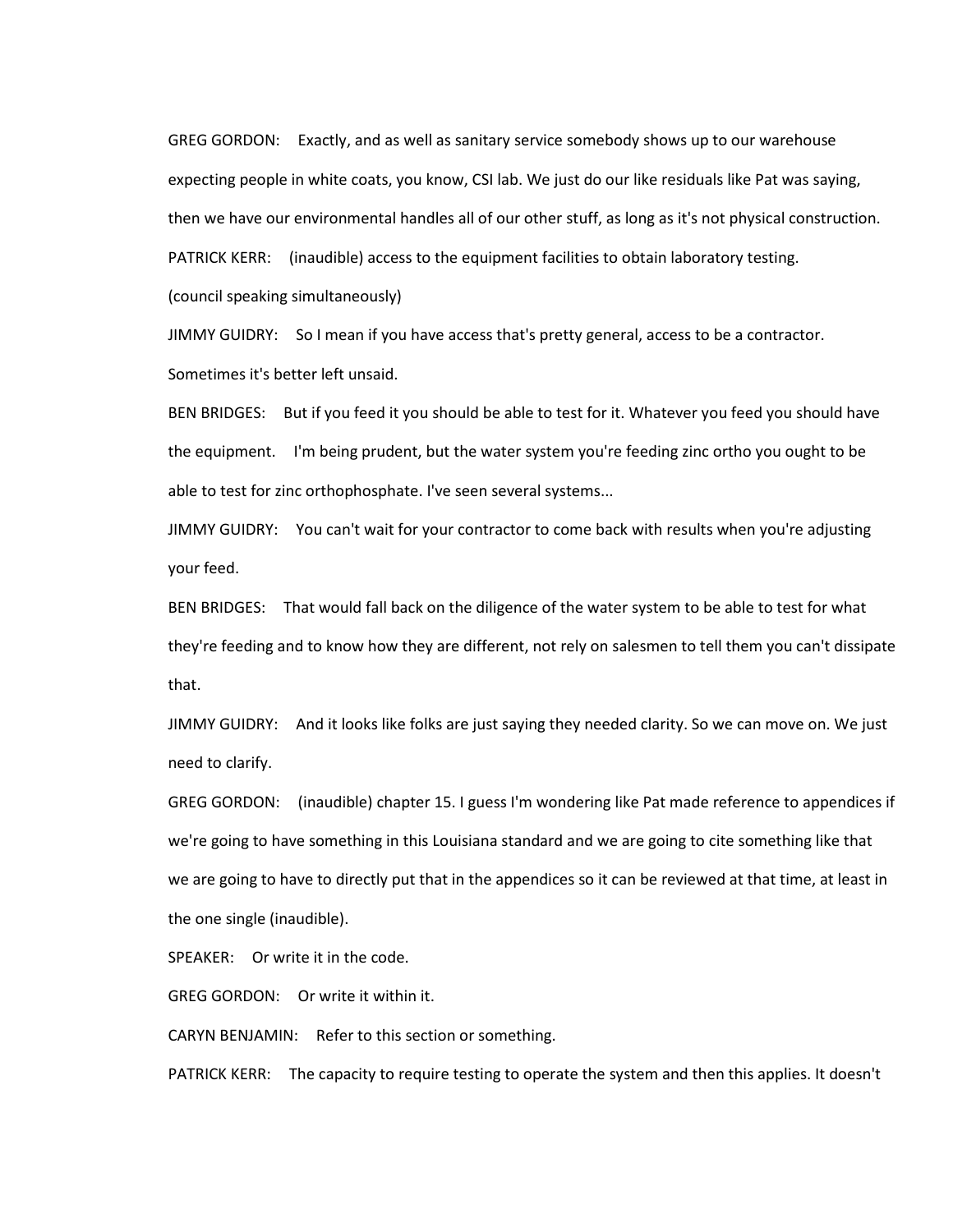GREG GORDON: Exactly, and as well as sanitary service somebody shows up to our warehouse expecting people in white coats, you know, CSI lab. We just do our like residuals like Pat was saying, then we have our environmental handles all of our other stuff, as long as it's not physical construction.

PATRICK KERR: (inaudible) access to the equipment facilities to obtain laboratory testing.

(council speaking simultaneously)

JIMMY GUIDRY: So I mean if you have access that's pretty general, access to be a contractor. Sometimes it's better left unsaid.

BEN BRIDGES: But if you feed it you should be able to test for it. Whatever you feed you should have the equipment. I'm being prudent, but the water system you're feeding zinc ortho you ought to be able to test for zinc orthophosphate. I've seen several systems...

JIMMY GUIDRY: You can't wait for your contractor to come back with results when you're adjusting your feed.

BEN BRIDGES: That would fall back on the diligence of the water system to be able to test for what they're feeding and to know how they are different, not rely on salesmen to tell them you can't dissipate that.

JIMMY GUIDRY: And it looks like folks are just saying they needed clarity. So we can move on. We just need to clarify.

GREG GORDON: (inaudible) chapter 15. I guess I'm wondering like Pat made reference to appendices if we're going to have something in this Louisiana standard and we are going to cite something like that we are going to have to directly put that in the appendices so it can be reviewed at that time, at least in the one single (inaudible).

SPEAKER: Or write it in the code.

GREG GORDON: Or write it within it.

CARYN BENJAMIN: Refer to this section or something.

PATRICK KERR: The capacity to require testing to operate the system and then this applies. It doesn't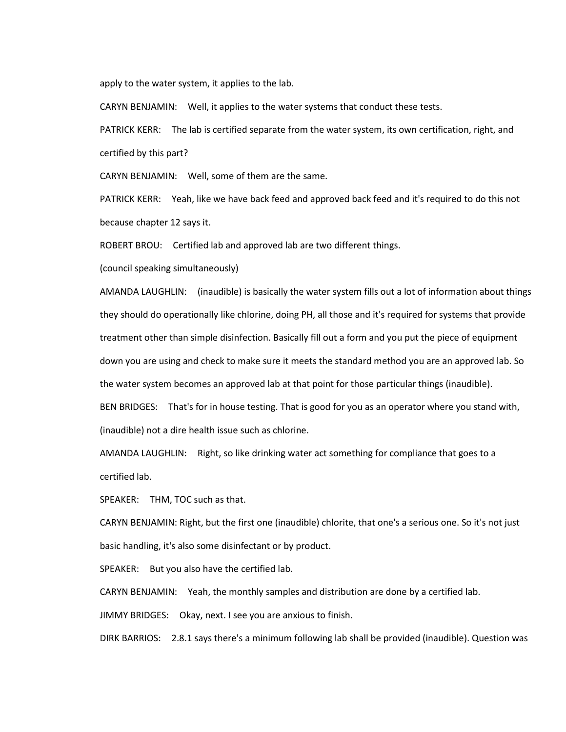apply to the water system, it applies to the lab.

CARYN BENJAMIN: Well, it applies to the water systems that conduct these tests.

PATRICK KERR: The lab is certified separate from the water system, its own certification, right, and certified by this part?

CARYN BENJAMIN: Well, some of them are the same.

PATRICK KERR: Yeah, like we have back feed and approved back feed and it's required to do this not because chapter 12 says it.

ROBERT BROU: Certified lab and approved lab are two different things.

(council speaking simultaneously)

AMANDA LAUGHLIN: (inaudible) is basically the water system fills out a lot of information about things they should do operationally like chlorine, doing PH, all those and it's required for systems that provide treatment other than simple disinfection. Basically fill out a form and you put the piece of equipment down you are using and check to make sure it meets the standard method you are an approved lab. So the water system becomes an approved lab at that point for those particular things (inaudible).

BEN BRIDGES: That's for in house testing. That is good for you as an operator where you stand with, (inaudible) not a dire health issue such as chlorine.

AMANDA LAUGHLIN: Right, so like drinking water act something for compliance that goes to a certified lab.

SPEAKER: THM, TOC such as that.

CARYN BENJAMIN: Right, but the first one (inaudible) chlorite, that one's a serious one. So it's not just basic handling, it's also some disinfectant or by product.

SPEAKER: But you also have the certified lab.

CARYN BENJAMIN: Yeah, the monthly samples and distribution are done by a certified lab.

JIMMY BRIDGES: Okay, next. I see you are anxious to finish.

DIRK BARRIOS: 2.8.1 says there's a minimum following lab shall be provided (inaudible). Question was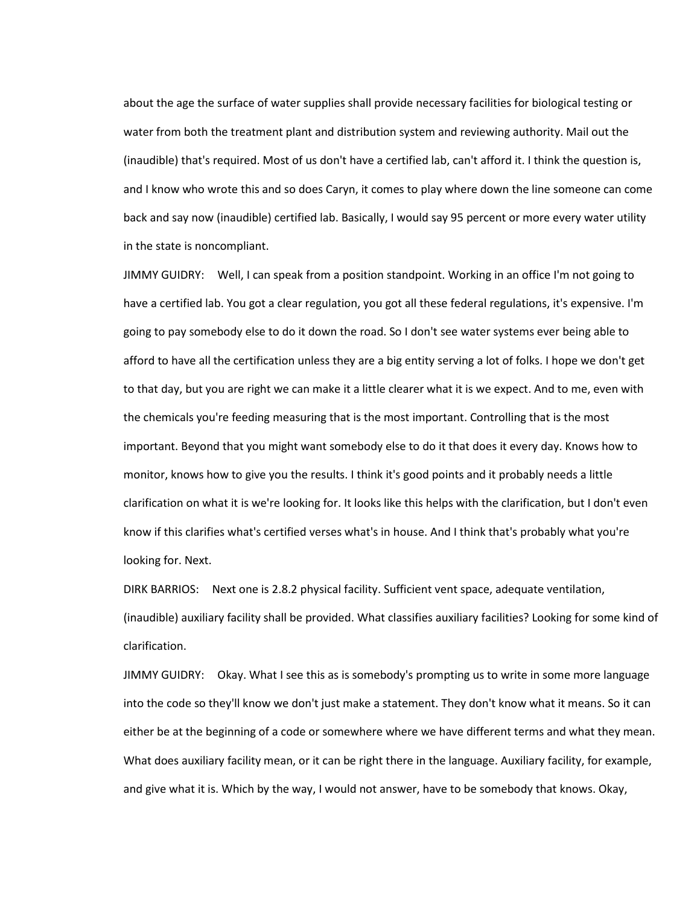about the age the surface of water supplies shall provide necessary facilities for biological testing or water from both the treatment plant and distribution system and reviewing authority. Mail out the (inaudible) that's required. Most of us don't have a certified lab, can't afford it. I think the question is, and I know who wrote this and so does Caryn, it comes to play where down the line someone can come back and say now (inaudible) certified lab. Basically, I would say 95 percent or more every water utility in the state is noncompliant.

JIMMY GUIDRY: Well, I can speak from a position standpoint. Working in an office I'm not going to have a certified lab. You got a clear regulation, you got all these federal regulations, it's expensive. I'm going to pay somebody else to do it down the road. So I don't see water systems ever being able to afford to have all the certification unless they are a big entity serving a lot of folks. I hope we don't get to that day, but you are right we can make it a little clearer what it is we expect. And to me, even with the chemicals you're feeding measuring that is the most important. Controlling that is the most important. Beyond that you might want somebody else to do it that does it every day. Knows how to monitor, knows how to give you the results. I think it's good points and it probably needs a little clarification on what it is we're looking for. It looks like this helps with the clarification, but I don't even know if this clarifies what's certified verses what's in house. And I think that's probably what you're looking for. Next.

DIRK BARRIOS: Next one is 2.8.2 physical facility. Sufficient vent space, adequate ventilation, (inaudible) auxiliary facility shall be provided. What classifies auxiliary facilities? Looking for some kind of clarification.

JIMMY GUIDRY: Okay. What I see this as is somebody's prompting us to write in some more language into the code so they'll know we don't just make a statement. They don't know what it means. So it can either be at the beginning of a code or somewhere where we have different terms and what they mean. What does auxiliary facility mean, or it can be right there in the language. Auxiliary facility, for example, and give what it is. Which by the way, I would not answer, have to be somebody that knows. Okay,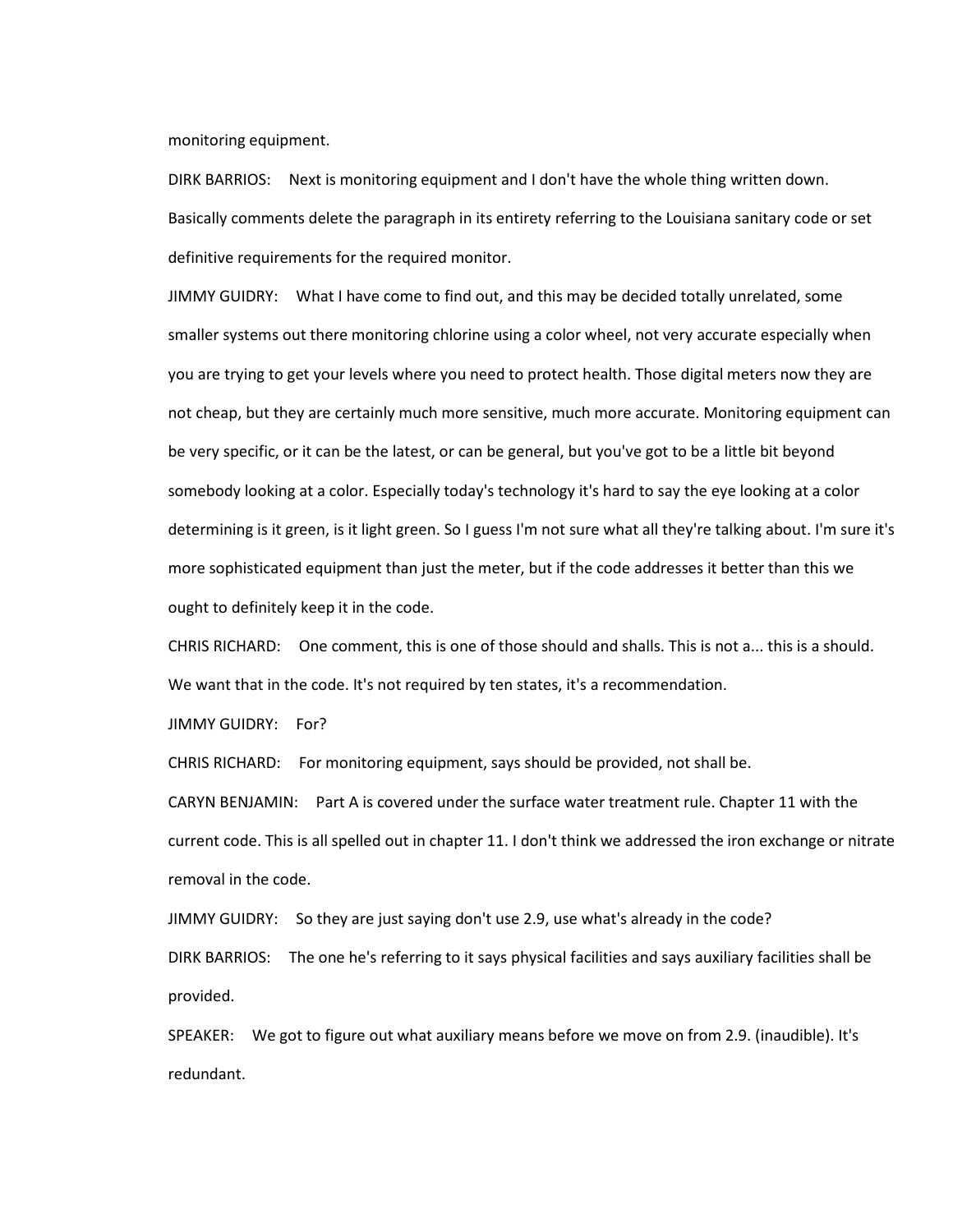monitoring equipment.

DIRK BARRIOS: Next is monitoring equipment and I don't have the whole thing written down. Basically comments delete the paragraph in its entirety referring to the Louisiana sanitary code or set definitive requirements for the required monitor.

JIMMY GUIDRY: What I have come to find out, and this may be decided totally unrelated, some smaller systems out there monitoring chlorine using a color wheel, not very accurate especially when you are trying to get your levels where you need to protect health. Those digital meters now they are not cheap, but they are certainly much more sensitive, much more accurate. Monitoring equipment can be very specific, or it can be the latest, or can be general, but you've got to be a little bit beyond somebody looking at a color. Especially today's technology it's hard to say the eye looking at a color determining is it green, is it light green. So I guess I'm not sure what all they're talking about. I'm sure it's more sophisticated equipment than just the meter, but if the code addresses it better than this we ought to definitely keep it in the code.

CHRIS RICHARD: One comment, this is one of those should and shalls. This is not a... this is a should. We want that in the code. It's not required by ten states, it's a recommendation.

JIMMY GUIDRY: For?

CHRIS RICHARD: For monitoring equipment, says should be provided, not shall be.

CARYN BENJAMIN: Part A is covered under the surface water treatment rule. Chapter 11 with the current code. This is all spelled out in chapter 11. I don't think we addressed the iron exchange or nitrate removal in the code.

JIMMY GUIDRY: So they are just saying don't use 2.9, use what's already in the code?

DIRK BARRIOS: The one he's referring to it says physical facilities and says auxiliary facilities shall be provided.

SPEAKER: We got to figure out what auxiliary means before we move on from 2.9. (inaudible). It's redundant.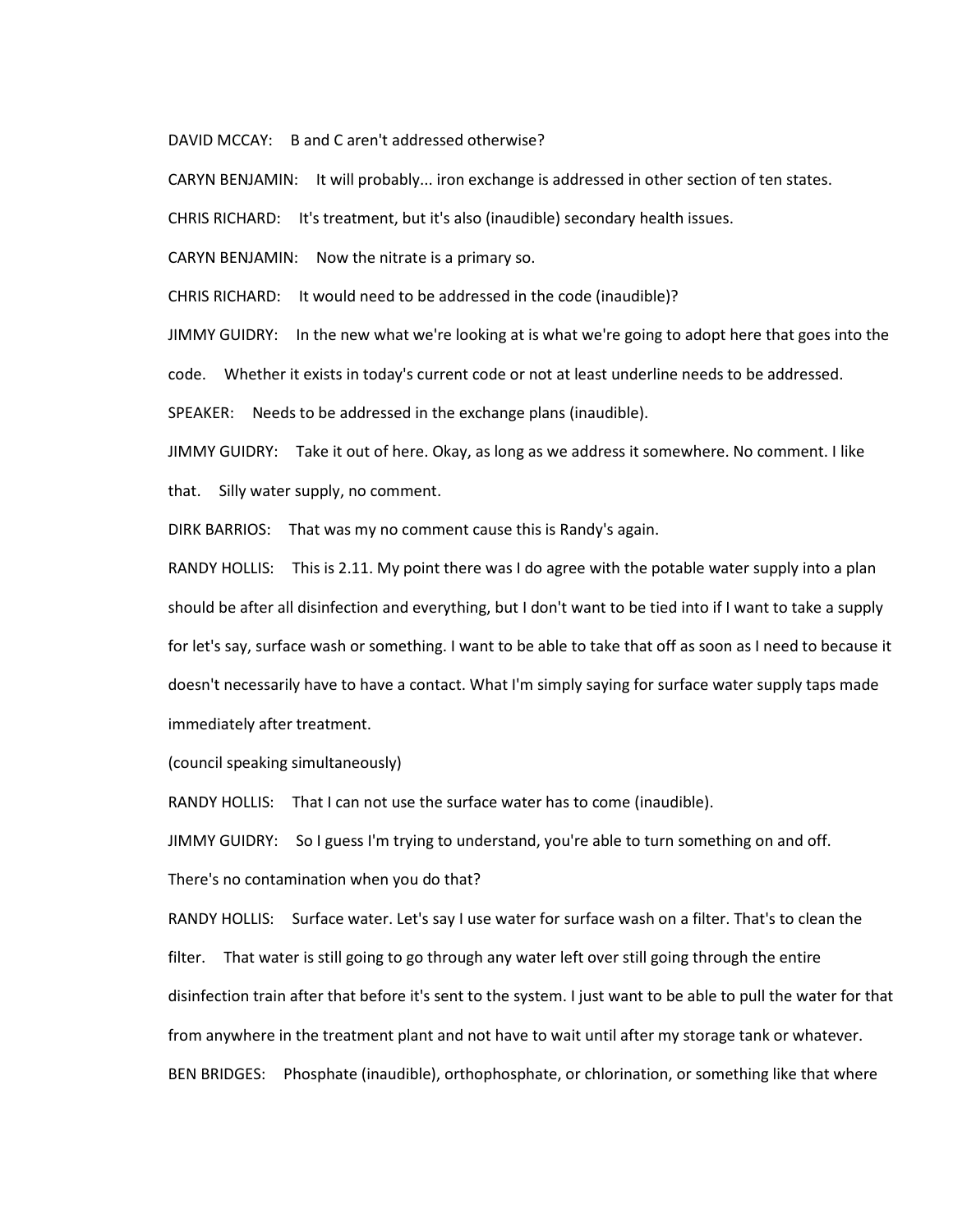DAVID MCCAY: B and C aren't addressed otherwise?

CARYN BENJAMIN: It will probably... iron exchange is addressed in other section of ten states.

CHRIS RICHARD: It's treatment, but it's also (inaudible) secondary health issues.

CARYN BENJAMIN: Now the nitrate is a primary so.

CHRIS RICHARD: It would need to be addressed in the code (inaudible)?

JIMMY GUIDRY: In the new what we're looking at is what we're going to adopt here that goes into the code. Whether it exists in today's current code or not at least underline needs to be addressed.

SPEAKER: Needs to be addressed in the exchange plans (inaudible).

JIMMY GUIDRY: Take it out of here. Okay, as long as we address it somewhere. No comment. I like that. Silly water supply, no comment.

DIRK BARRIOS: That was my no comment cause this is Randy's again.

RANDY HOLLIS: This is 2.11. My point there was I do agree with the potable water supply into a plan should be after all disinfection and everything, but I don't want to be tied into if I want to take a supply for let's say, surface wash or something. I want to be able to take that off as soon as I need to because it doesn't necessarily have to have a contact. What I'm simply saying for surface water supply taps made immediately after treatment.

(council speaking simultaneously)

RANDY HOLLIS: That I can not use the surface water has to come (inaudible).

JIMMY GUIDRY: So I guess I'm trying to understand, you're able to turn something on and off. There's no contamination when you do that?

RANDY HOLLIS: Surface water. Let's say I use water for surface wash on a filter. That's to clean the filter. That water is still going to go through any water left over still going through the entire disinfection train after that before it's sent to the system. I just want to be able to pull the water for that from anywhere in the treatment plant and not have to wait until after my storage tank or whatever.

BEN BRIDGES: Phosphate (inaudible), orthophosphate, or chlorination, or something like that where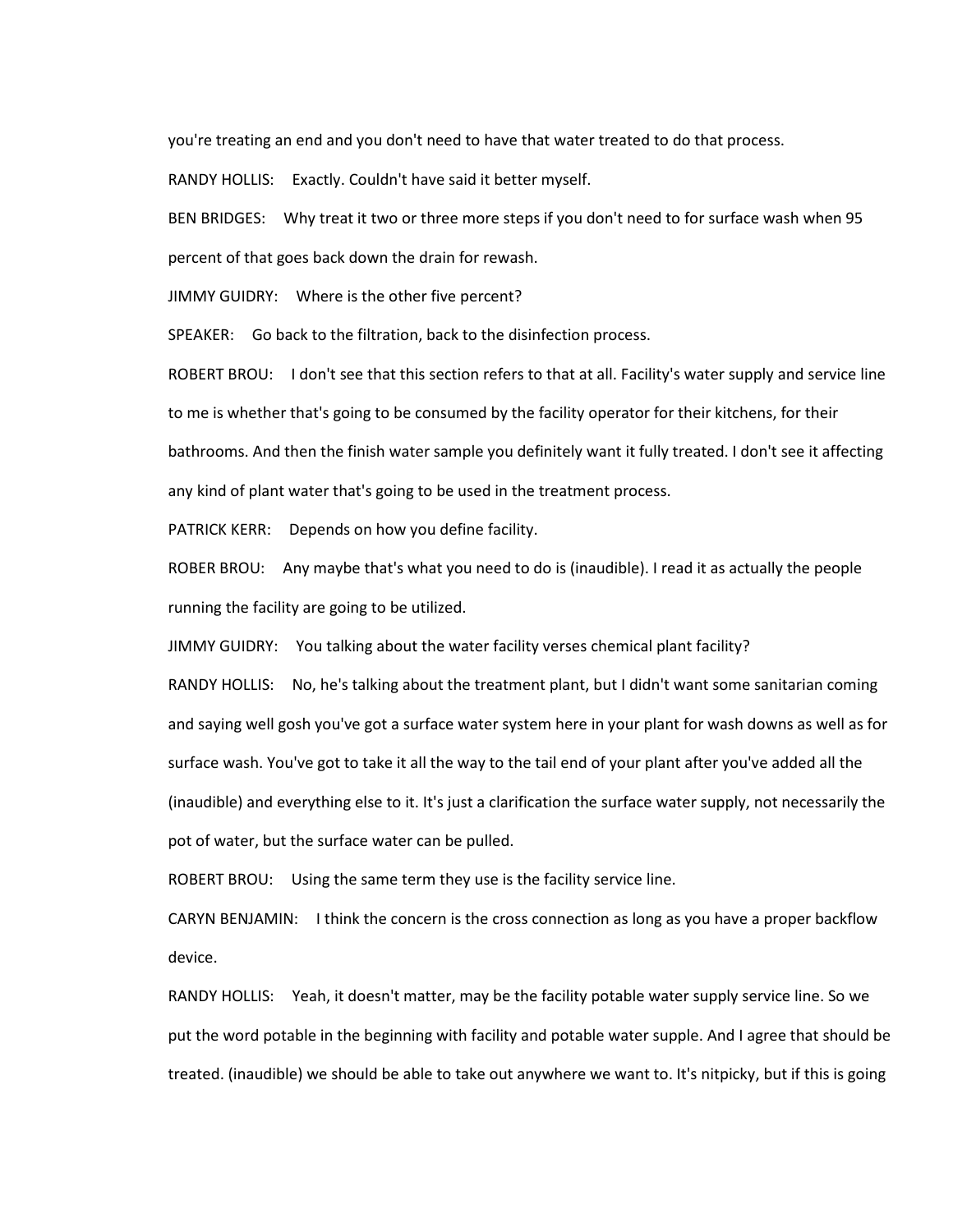you're treating an end and you don't need to have that water treated to do that process.

RANDY HOLLIS: Exactly. Couldn't have said it better myself.

BEN BRIDGES: Why treat it two or three more steps if you don't need to for surface wash when 95 percent of that goes back down the drain for rewash.

JIMMY GUIDRY: Where is the other five percent?

SPEAKER: Go back to the filtration, back to the disinfection process.

ROBERT BROU: I don't see that this section refers to that at all. Facility's water supply and service line to me is whether that's going to be consumed by the facility operator for their kitchens, for their bathrooms. And then the finish water sample you definitely want it fully treated. I don't see it affecting any kind of plant water that's going to be used in the treatment process.

PATRICK KERR: Depends on how you define facility.

ROBER BROU: Any maybe that's what you need to do is (inaudible). I read it as actually the people running the facility are going to be utilized.

JIMMY GUIDRY: You talking about the water facility verses chemical plant facility?

RANDY HOLLIS: No, he's talking about the treatment plant, but I didn't want some sanitarian coming and saying well gosh you've got a surface water system here in your plant for wash downs as well as for surface wash. You've got to take it all the way to the tail end of your plant after you've added all the (inaudible) and everything else to it. It's just a clarification the surface water supply, not necessarily the pot of water, but the surface water can be pulled.

ROBERT BROU: Using the same term they use is the facility service line.

CARYN BENJAMIN: I think the concern is the cross connection as long as you have a proper backflow device.

RANDY HOLLIS: Yeah, it doesn't matter, may be the facility potable water supply service line. So we put the word potable in the beginning with facility and potable water supple. And I agree that should be treated. (inaudible) we should be able to take out anywhere we want to. It's nitpicky, but if this is going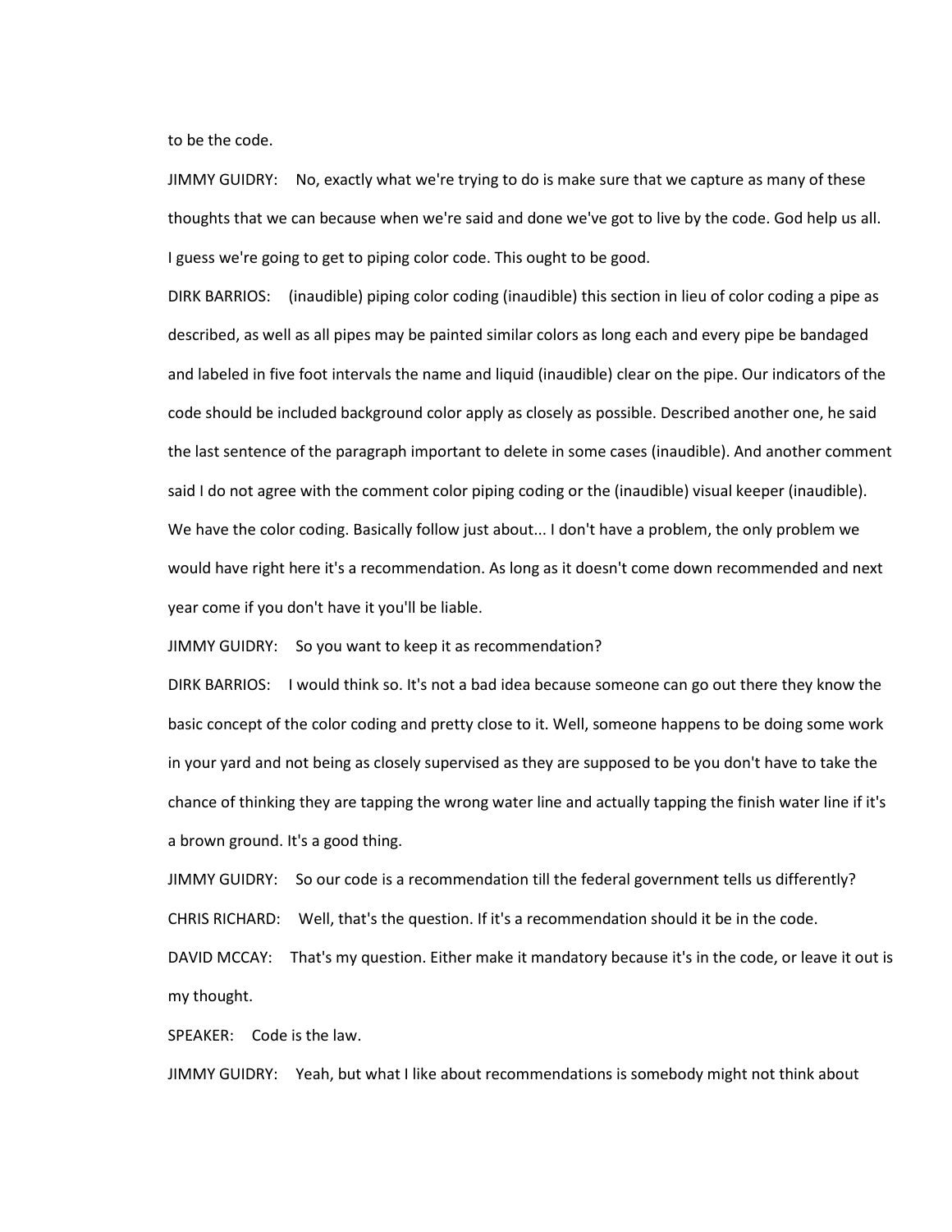to be the code.

JIMMY GUIDRY: No, exactly what we're trying to do is make sure that we capture as many of these thoughts that we can because when we're said and done we've got to live by the code. God help us all. I guess we're going to get to piping color code. This ought to be good.

DIRK BARRIOS: (inaudible) piping color coding (inaudible) this section in lieu of color coding a pipe as described, as well as all pipes may be painted similar colors as long each and every pipe be bandaged and labeled in five foot intervals the name and liquid (inaudible) clear on the pipe. Our indicators of the code should be included background color apply as closely as possible. Described another one, he said the last sentence of the paragraph important to delete in some cases (inaudible). And another comment said I do not agree with the comment color piping coding or the (inaudible) visual keeper (inaudible). We have the color coding. Basically follow just about... I don't have a problem, the only problem we would have right here it's a recommendation. As long as it doesn't come down recommended and next year come if you don't have it you'll be liable.

JIMMY GUIDRY: So you want to keep it as recommendation?

DIRK BARRIOS: I would think so. It's not a bad idea because someone can go out there they know the basic concept of the color coding and pretty close to it. Well, someone happens to be doing some work in your yard and not being as closely supervised as they are supposed to be you don't have to take the chance of thinking they are tapping the wrong water line and actually tapping the finish water line if it's a brown ground. It's a good thing.

JIMMY GUIDRY: So our code is a recommendation till the federal government tells us differently?

CHRIS RICHARD: Well, that's the question. If it's a recommendation should it be in the code.

DAVID MCCAY: That's my question. Either make it mandatory because it's in the code, or leave it out is my thought.

SPEAKER: Code is the law.

JIMMY GUIDRY: Yeah, but what I like about recommendations is somebody might not think about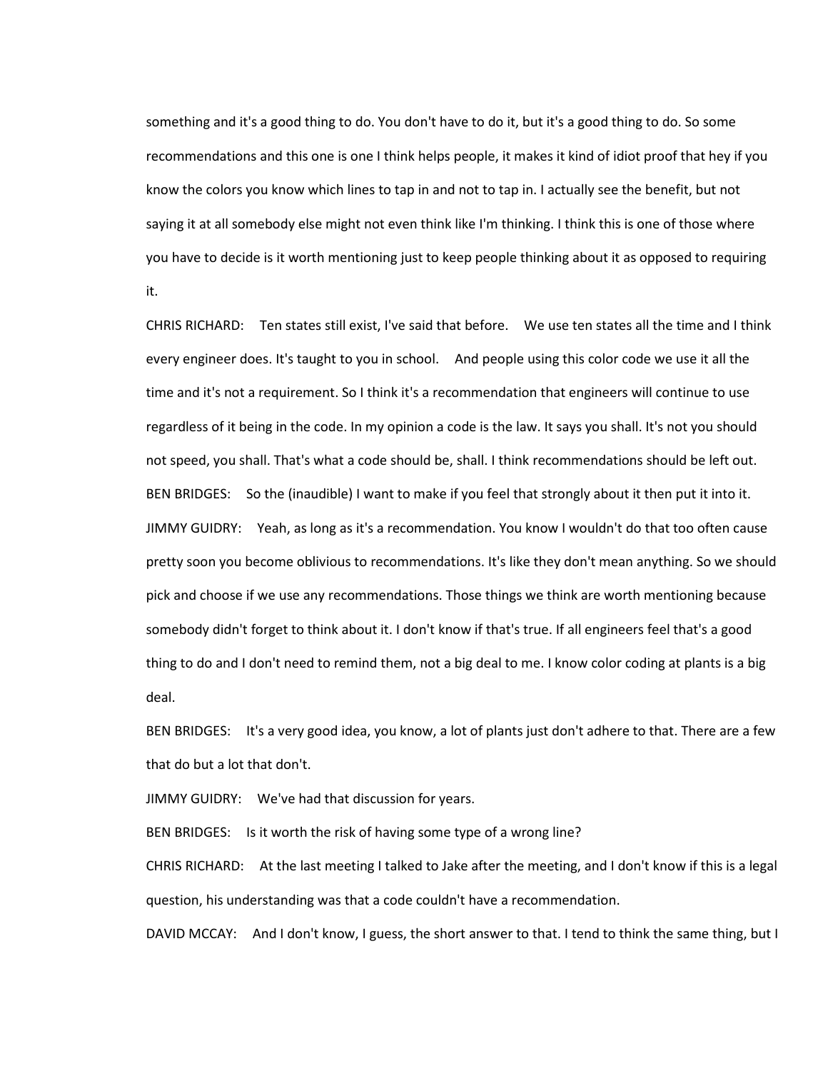something and it's a good thing to do. You don't have to do it, but it's a good thing to do. So some recommendations and this one is one I think helps people, it makes it kind of idiot proof that hey if you know the colors you know which lines to tap in and not to tap in. I actually see the benefit, but not saying it at all somebody else might not even think like I'm thinking. I think this is one of those where you have to decide is it worth mentioning just to keep people thinking about it as opposed to requiring it.

CHRIS RICHARD: Ten states still exist, I've said that before. We use ten states all the time and I think every engineer does. It's taught to you in school. And people using this color code we use it all the time and it's not a requirement. So I think it's a recommendation that engineers will continue to use regardless of it being in the code. In my opinion a code is the law. It says you shall. It's not you should not speed, you shall. That's what a code should be, shall. I think recommendations should be left out.

BEN BRIDGES: So the (inaudible) I want to make if you feel that strongly about it then put it into it.

JIMMY GUIDRY: Yeah, as long as it's a recommendation. You know I wouldn't do that too often cause pretty soon you become oblivious to recommendations. It's like they don't mean anything. So we should pick and choose if we use any recommendations. Those things we think are worth mentioning because somebody didn't forget to think about it. I don't know if that's true. If all engineers feel that's a good thing to do and I don't need to remind them, not a big deal to me. I know color coding at plants is a big deal.

BEN BRIDGES: It's a very good idea, you know, a lot of plants just don't adhere to that. There are a few that do but a lot that don't.

JIMMY GUIDRY: We've had that discussion for years.

BEN BRIDGES: Is it worth the risk of having some type of a wrong line?

CHRIS RICHARD: At the last meeting I talked to Jake after the meeting, and I don't know if this is a legal question, his understanding was that a code couldn't have a recommendation.

DAVID MCCAY: And I don't know, I guess, the short answer to that. I tend to think the same thing, but I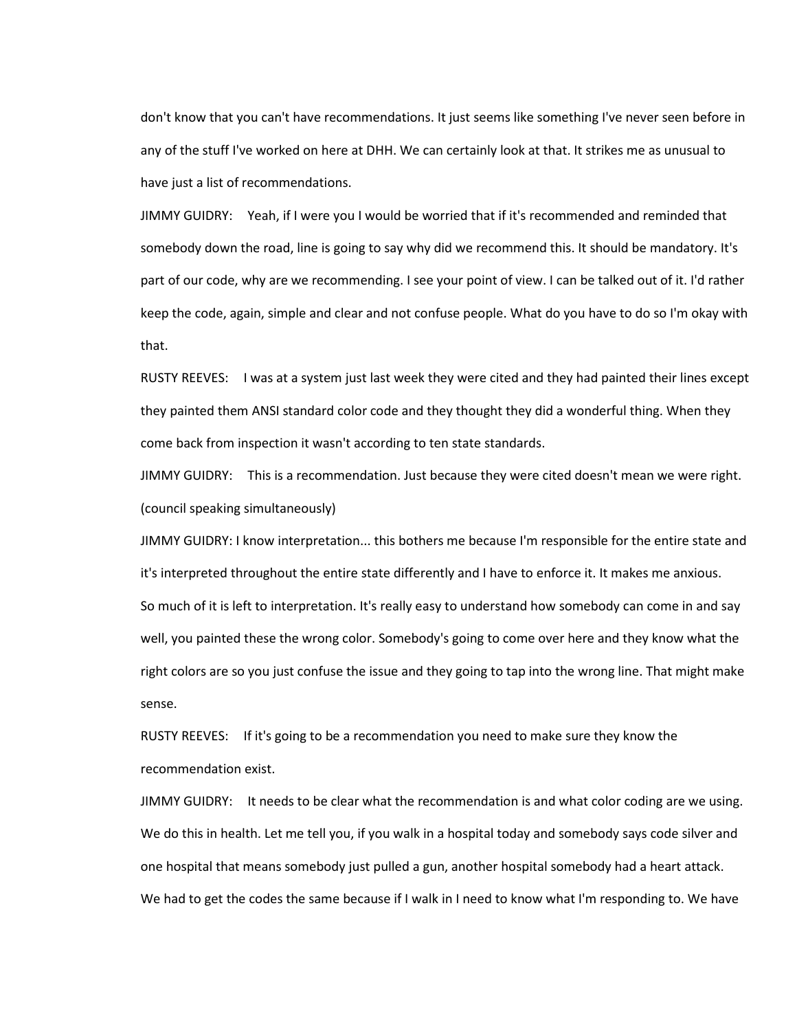don't know that you can't have recommendations. It just seems like something I've never seen before in any of the stuff I've worked on here at DHH. We can certainly look at that. It strikes me as unusual to have just a list of recommendations.

JIMMY GUIDRY: Yeah, if I were you I would be worried that if it's recommended and reminded that somebody down the road, line is going to say why did we recommend this. It should be mandatory. It's part of our code, why are we recommending. I see your point of view. I can be talked out of it. I'd rather keep the code, again, simple and clear and not confuse people. What do you have to do so I'm okay with that.

RUSTY REEVES: I was at a system just last week they were cited and they had painted their lines except they painted them ANSI standard color code and they thought they did a wonderful thing. When they come back from inspection it wasn't according to ten state standards.

JIMMY GUIDRY: This is a recommendation. Just because they were cited doesn't mean we were right.

(council speaking simultaneously)

JIMMY GUIDRY: I know interpretation... this bothers me because I'm responsible for the entire state and it's interpreted throughout the entire state differently and I have to enforce it. It makes me anxious. So much of it is left to interpretation. It's really easy to understand how somebody can come in and say well, you painted these the wrong color. Somebody's going to come over here and they know what the right colors are so you just confuse the issue and they going to tap into the wrong line. That might make sense.

RUSTY REEVES: If it's going to be a recommendation you need to make sure they know the recommendation exist.

JIMMY GUIDRY: It needs to be clear what the recommendation is and what color coding are we using. We do this in health. Let me tell you, if you walk in a hospital today and somebody says code silver and one hospital that means somebody just pulled a gun, another hospital somebody had a heart attack. We had to get the codes the same because if I walk in I need to know what I'm responding to. We have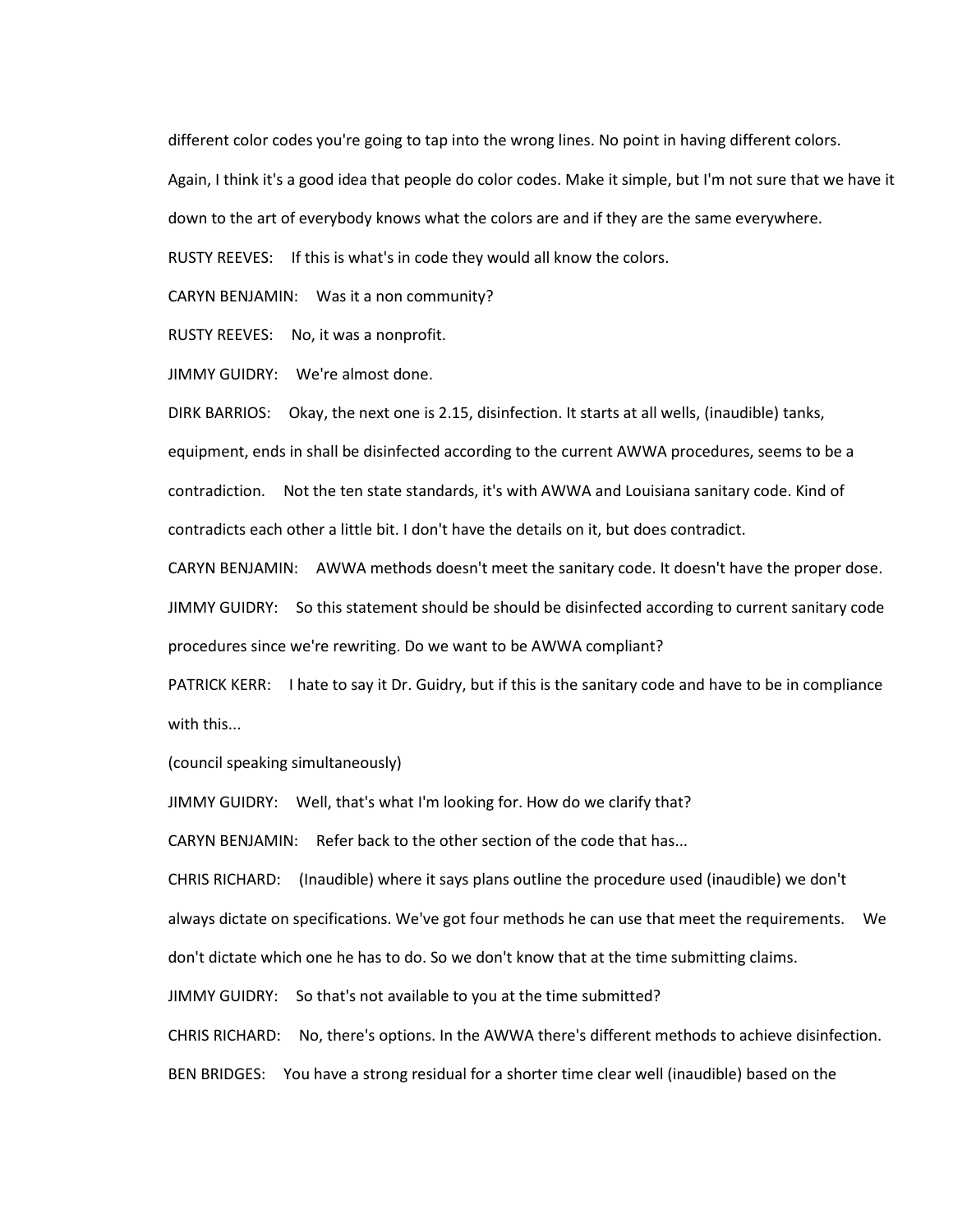different color codes you're going to tap into the wrong lines. No point in having different colors. Again, I think it's a good idea that people do color codes. Make it simple, but I'm not sure that we have it down to the art of everybody knows what the colors are and if they are the same everywhere.

RUSTY REEVES: If this is what's in code they would all know the colors.

CARYN BENJAMIN: Was it a non community?

RUSTY REEVES: No, it was a nonprofit.

JIMMY GUIDRY: We're almost done.

DIRK BARRIOS: Okay, the next one is 2.15, disinfection. It starts at all wells, (inaudible) tanks, equipment, ends in shall be disinfected according to the current AWWA procedures, seems to be a contradiction. Not the ten state standards, it's with AWWA and Louisiana sanitary code. Kind of contradicts each other a little bit. I don't have the details on it, but does contradict.

CARYN BENJAMIN: AWWA methods doesn't meet the sanitary code. It doesn't have the proper dose.

JIMMY GUIDRY: So this statement should be should be disinfected according to current sanitary code procedures since we're rewriting. Do we want to be AWWA compliant?

PATRICK KERR: I hate to say it Dr. Guidry, but if this is the sanitary code and have to be in compliance with this...

(council speaking simultaneously)

JIMMY GUIDRY: Well, that's what I'm looking for. How do we clarify that?

CARYN BENJAMIN: Refer back to the other section of the code that has...

CHRIS RICHARD: (Inaudible) where it says plans outline the procedure used (inaudible) we don't always dictate on specifications. We've got four methods he can use that meet the requirements. We don't dictate which one he has to do. So we don't know that at the time submitting claims.

JIMMY GUIDRY: So that's not available to you at the time submitted?

CHRIS RICHARD: No, there's options. In the AWWA there's different methods to achieve disinfection.

BEN BRIDGES: You have a strong residual for a shorter time clear well (inaudible) based on the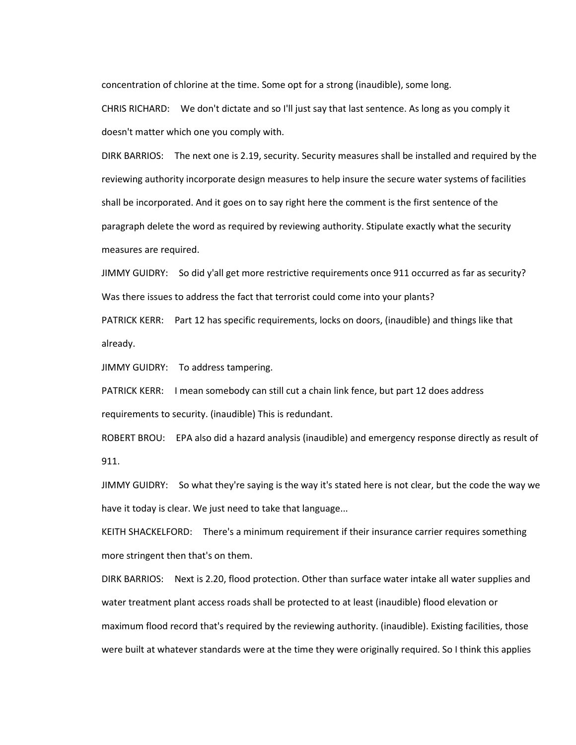concentration of chlorine at the time. Some opt for a strong (inaudible), some long.

CHRIS RICHARD: We don't dictate and so I'll just say that last sentence. As long as you comply it doesn't matter which one you comply with.

DIRK BARRIOS: The next one is 2.19, security. Security measures shall be installed and required by the reviewing authority incorporate design measures to help insure the secure water systems of facilities shall be incorporated. And it goes on to say right here the comment is the first sentence of the paragraph delete the word as required by reviewing authority. Stipulate exactly what the security measures are required.

JIMMY GUIDRY: So did y'all get more restrictive requirements once 911 occurred as far as security? Was there issues to address the fact that terrorist could come into your plants?

PATRICK KERR: Part 12 has specific requirements, locks on doors, (inaudible) and things like that already.

JIMMY GUIDRY: To address tampering.

PATRICK KERR: I mean somebody can still cut a chain link fence, but part 12 does address requirements to security. (inaudible) This is redundant.

ROBERT BROU: EPA also did a hazard analysis (inaudible) and emergency response directly as result of 911.

JIMMY GUIDRY: So what they're saying is the way it's stated here is not clear, but the code the way we have it today is clear. We just need to take that language...

KEITH SHACKELFORD: There's a minimum requirement if their insurance carrier requires something more stringent then that's on them.

DIRK BARRIOS: Next is 2.20, flood protection. Other than surface water intake all water supplies and water treatment plant access roads shall be protected to at least (inaudible) flood elevation or maximum flood record that's required by the reviewing authority. (inaudible). Existing facilities, those were built at whatever standards were at the time they were originally required. So I think this applies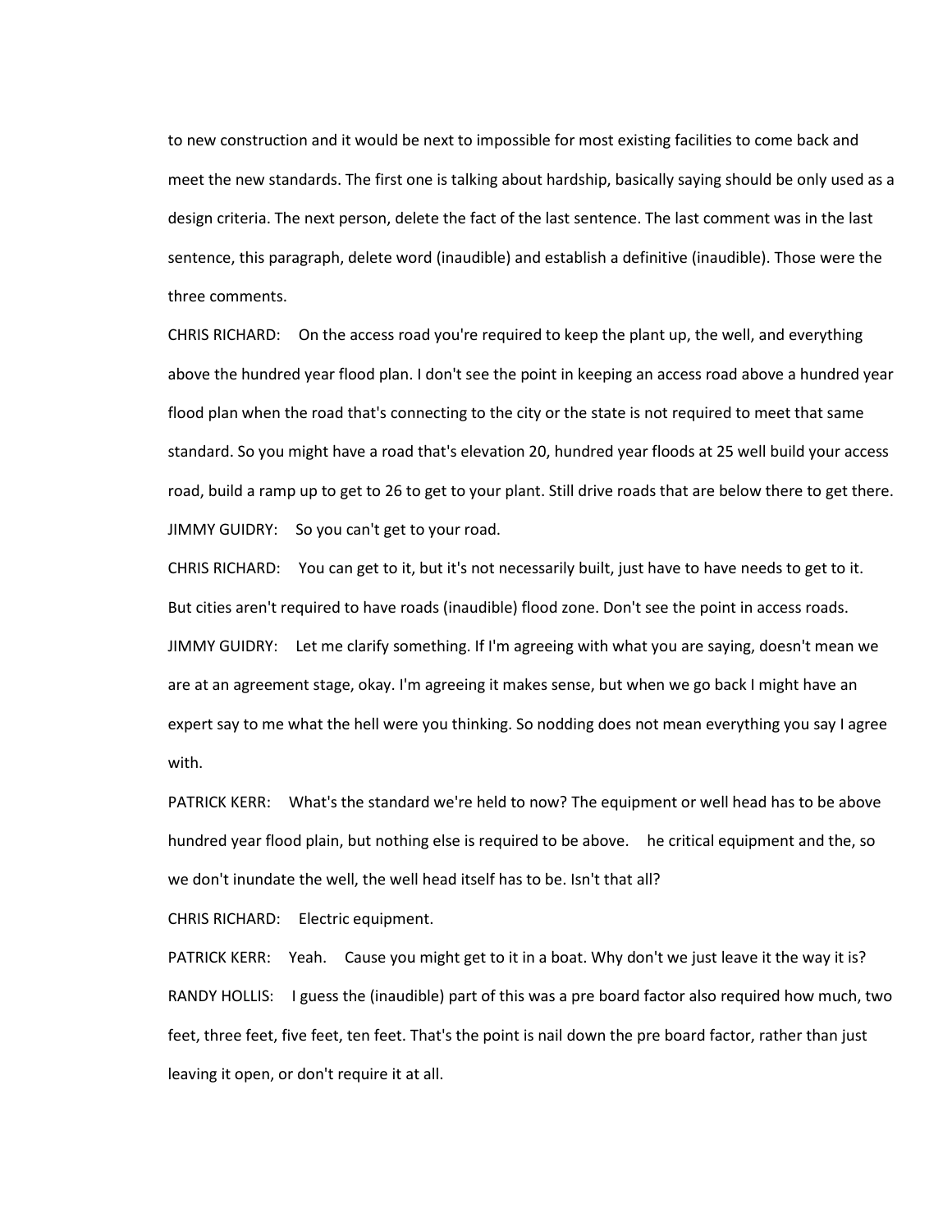to new construction and it would be next to impossible for most existing facilities to come back and meet the new standards. The first one is talking about hardship, basically saying should be only used as a design criteria. The next person, delete the fact of the last sentence. The last comment was in the last sentence, this paragraph, delete word (inaudible) and establish a definitive (inaudible). Those were the three comments.

CHRIS RICHARD: On the access road you're required to keep the plant up, the well, and everything above the hundred year flood plan. I don't see the point in keeping an access road above a hundred year flood plan when the road that's connecting to the city or the state is not required to meet that same standard. So you might have a road that's elevation 20, hundred year floods at 25 well build your access road, build a ramp up to get to 26 to get to your plant. Still drive roads that are below there to get there.

JIMMY GUIDRY: So you can't get to your road.

CHRIS RICHARD: You can get to it, but it's not necessarily built, just have to have needs to get to it. But cities aren't required to have roads (inaudible) flood zone. Don't see the point in access roads.

JIMMY GUIDRY: Let me clarify something. If I'm agreeing with what you are saying, doesn't mean we are at an agreement stage, okay. I'm agreeing it makes sense, but when we go back I might have an expert say to me what the hell were you thinking. So nodding does not mean everything you say I agree with.

PATRICK KERR: What's the standard we're held to now? The equipment or well head has to be above hundred year flood plain, but nothing else is required to be above. he critical equipment and the, so we don't inundate the well, the well head itself has to be. Isn't that all?

CHRIS RICHARD: Electric equipment.

PATRICK KERR: Yeah. Cause you might get to it in a boat. Why don't we just leave it the way it is?

RANDY HOLLIS: I guess the (inaudible) part of this was a pre board factor also required how much, two feet, three feet, five feet, ten feet. That's the point is nail down the pre board factor, rather than just leaving it open, or don't require it at all.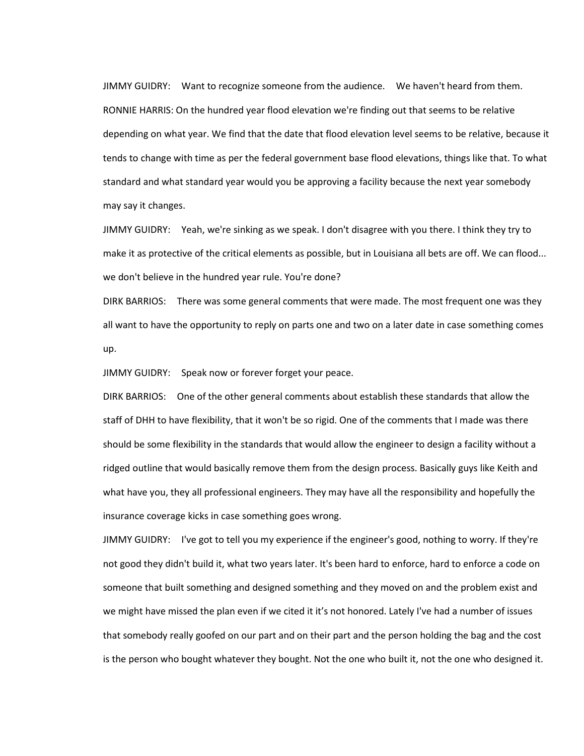JIMMY GUIDRY: Want to recognize someone from the audience. We haven't heard from them.

RONNIE HARRIS: On the hundred year flood elevation we're finding out that seems to be relative depending on what year. We find that the date that flood elevation level seems to be relative, because it tends to change with time as per the federal government base flood elevations, things like that. To what standard and what standard year would you be approving a facility because the next year somebody may say it changes.

JIMMY GUIDRY: Yeah, we're sinking as we speak. I don't disagree with you there. I think they try to make it as protective of the critical elements as possible, but in Louisiana all bets are off. We can flood... we don't believe in the hundred year rule. You're done?

DIRK BARRIOS: There was some general comments that were made. The most frequent one was they all want to have the opportunity to reply on parts one and two on a later date in case something comes up.

JIMMY GUIDRY: Speak now or forever forget your peace.

DIRK BARRIOS: One of the other general comments about establish these standards that allow the staff of DHH to have flexibility, that it won't be so rigid. One of the comments that I made was there should be some flexibility in the standards that would allow the engineer to design a facility without a ridged outline that would basically remove them from the design process. Basically guys like Keith and what have you, they all professional engineers. They may have all the responsibility and hopefully the insurance coverage kicks in case something goes wrong.

JIMMY GUIDRY: I've got to tell you my experience if the engineer's good, nothing to worry. If they're not good they didn't build it, what two years later. It's been hard to enforce, hard to enforce a code on someone that built something and designed something and they moved on and the problem exist and we might have missed the plan even if we cited it it's not honored. Lately I've had a number of issues that somebody really goofed on our part and on their part and the person holding the bag and the cost is the person who bought whatever they bought. Not the one who built it, not the one who designed it.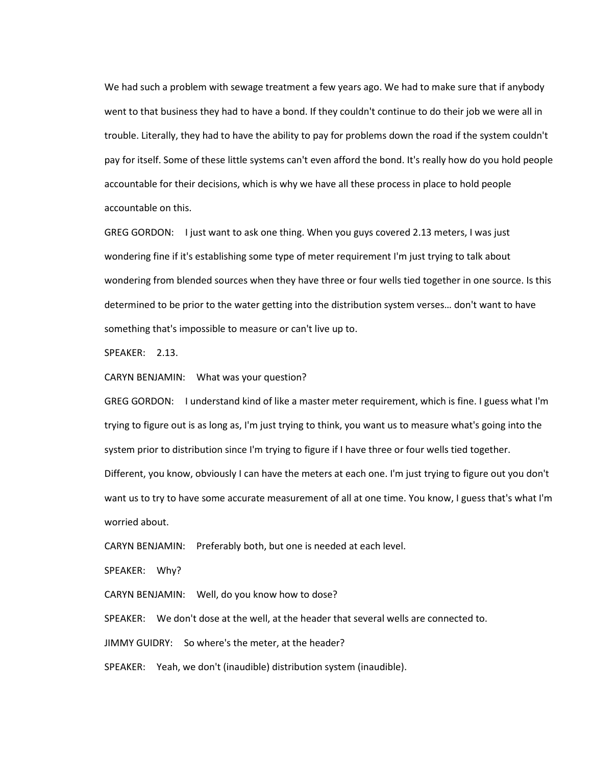We had such a problem with sewage treatment a few years ago. We had to make sure that if anybody went to that business they had to have a bond. If they couldn't continue to do their job we were all in trouble. Literally, they had to have the ability to pay for problems down the road if the system couldn't pay for itself. Some of these little systems can't even afford the bond. It's really how do you hold people accountable for their decisions, which is why we have all these process in place to hold people accountable on this.

GREG GORDON: I just want to ask one thing. When you guys covered 2.13 meters, I was just wondering fine if it's establishing some type of meter requirement I'm just trying to talk about wondering from blended sources when they have three or four wells tied together in one source. Is this determined to be prior to the water getting into the distribution system verses… don't want to have something that's impossible to measure or can't live up to.

SPEAKER: 2.13.

CARYN BENJAMIN: What was your question?

GREG GORDON: I understand kind of like a master meter requirement, which is fine. I guess what I'm trying to figure out is as long as, I'm just trying to think, you want us to measure what's going into the system prior to distribution since I'm trying to figure if I have three or four wells tied together. Different, you know, obviously I can have the meters at each one. I'm just trying to figure out you don't want us to try to have some accurate measurement of all at one time. You know, I guess that's what I'm worried about.

CARYN BENJAMIN: Preferably both, but one is needed at each level.

SPEAKER: Why?

CARYN BENJAMIN: Well, do you know how to dose?

SPEAKER: We don't dose at the well, at the header that several wells are connected to.

JIMMY GUIDRY: So where's the meter, at the header?

SPEAKER: Yeah, we don't (inaudible) distribution system (inaudible).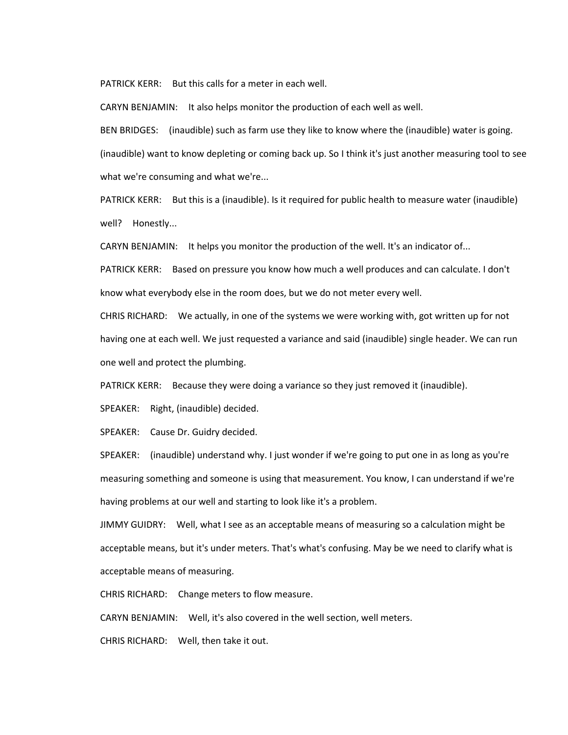PATRICK KERR: But this calls for a meter in each well.

CARYN BENJAMIN: It also helps monitor the production of each well as well.

BEN BRIDGES: (inaudible) such as farm use they like to know where the (inaudible) water is going. (inaudible) want to know depleting or coming back up. So I think it's just another measuring tool to see what we're consuming and what we're...

PATRICK KERR: But this is a (inaudible). Is it required for public health to measure water (inaudible) well? Honestly...

CARYN BENJAMIN: It helps you monitor the production of the well. It's an indicator of...

PATRICK KERR: Based on pressure you know how much a well produces and can calculate. I don't know what everybody else in the room does, but we do not meter every well.

CHRIS RICHARD: We actually, in one of the systems we were working with, got written up for not having one at each well. We just requested a variance and said (inaudible) single header. We can run one well and protect the plumbing.

PATRICK KERR: Because they were doing a variance so they just removed it (inaudible).

SPEAKER: Right, (inaudible) decided.

SPEAKER: Cause Dr. Guidry decided.

SPEAKER: (inaudible) understand why. I just wonder if we're going to put one in as long as you're measuring something and someone is using that measurement. You know, I can understand if we're having problems at our well and starting to look like it's a problem.

JIMMY GUIDRY: Well, what I see as an acceptable means of measuring so a calculation might be acceptable means, but it's under meters. That's what's confusing. May be we need to clarify what is acceptable means of measuring.

CHRIS RICHARD: Change meters to flow measure.

CARYN BENJAMIN: Well, it's also covered in the well section, well meters.

CHRIS RICHARD: Well, then take it out.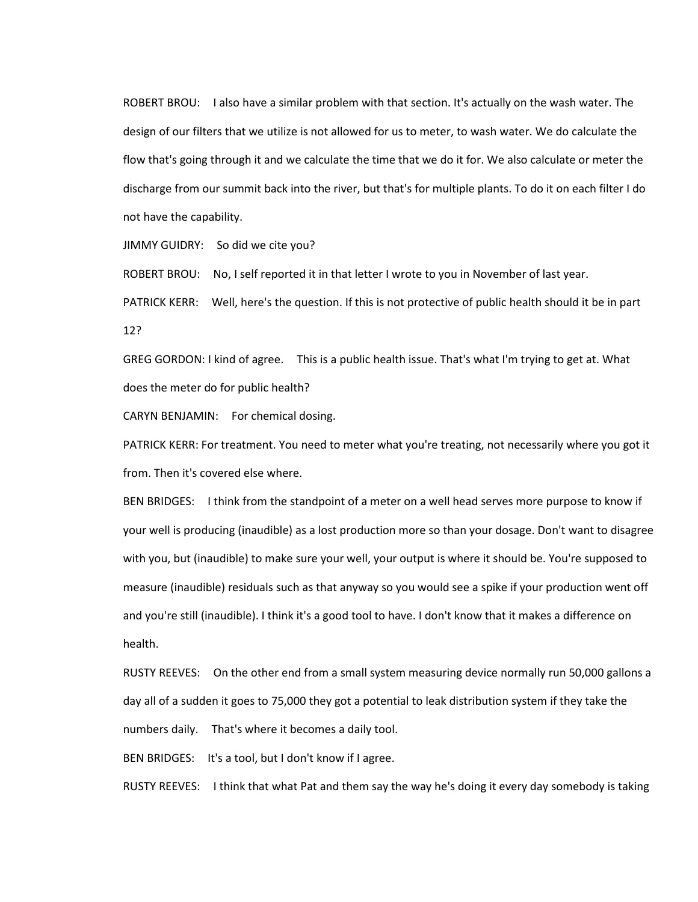ROBERT BROU: I also have a similar problem with that section. It's actually on the wash water. The design of our filters that we utilize is not allowed for us to meter, to wash water. We do calculate the flow that's going through it and we calculate the time that we do it for. We also calculate or meter the discharge from our summit back into the river, but that's for multiple plants. To do it on each filter I do not have the capability.

JIMMY GUIDRY: So did we cite you?

ROBERT BROU: No, I self reported it in that letter I wrote to you in November of last year.

PATRICK KERR: Well, here's the question. If this is not protective of public health should it be in part 12?

GREG GORDON: I kind of agree. This is a public health issue. That's what I'm trying to get at. What does the meter do for public health?

CARYN BENJAMIN: For chemical dosing.

PATRICK KERR: For treatment. You need to meter what you're treating, not necessarily where you got it from. Then it's covered else where.

BEN BRIDGES: I think from the standpoint of a meter on a well head serves more purpose to know if your well is producing (inaudible) as a lost production more so than your dosage. Don't want to disagree with you, but (inaudible) to make sure your well, your output is where it should be. You're supposed to measure (inaudible) residuals such as that anyway so you would see a spike if your production went off and you're still (inaudible). I think it's a good tool to have. I don't know that it makes a difference on health.

RUSTY REEVES: On the other end from a small system measuring device normally run 50,000 gallons a day all of a sudden it goes to 75,000 they got a potential to leak distribution system if they take the numbers daily. That's where it becomes a daily tool.

BEN BRIDGES: It's a tool, but I don't know if I agree.

RUSTY REEVES: I think that what Pat and them say the way he's doing it every day somebody is taking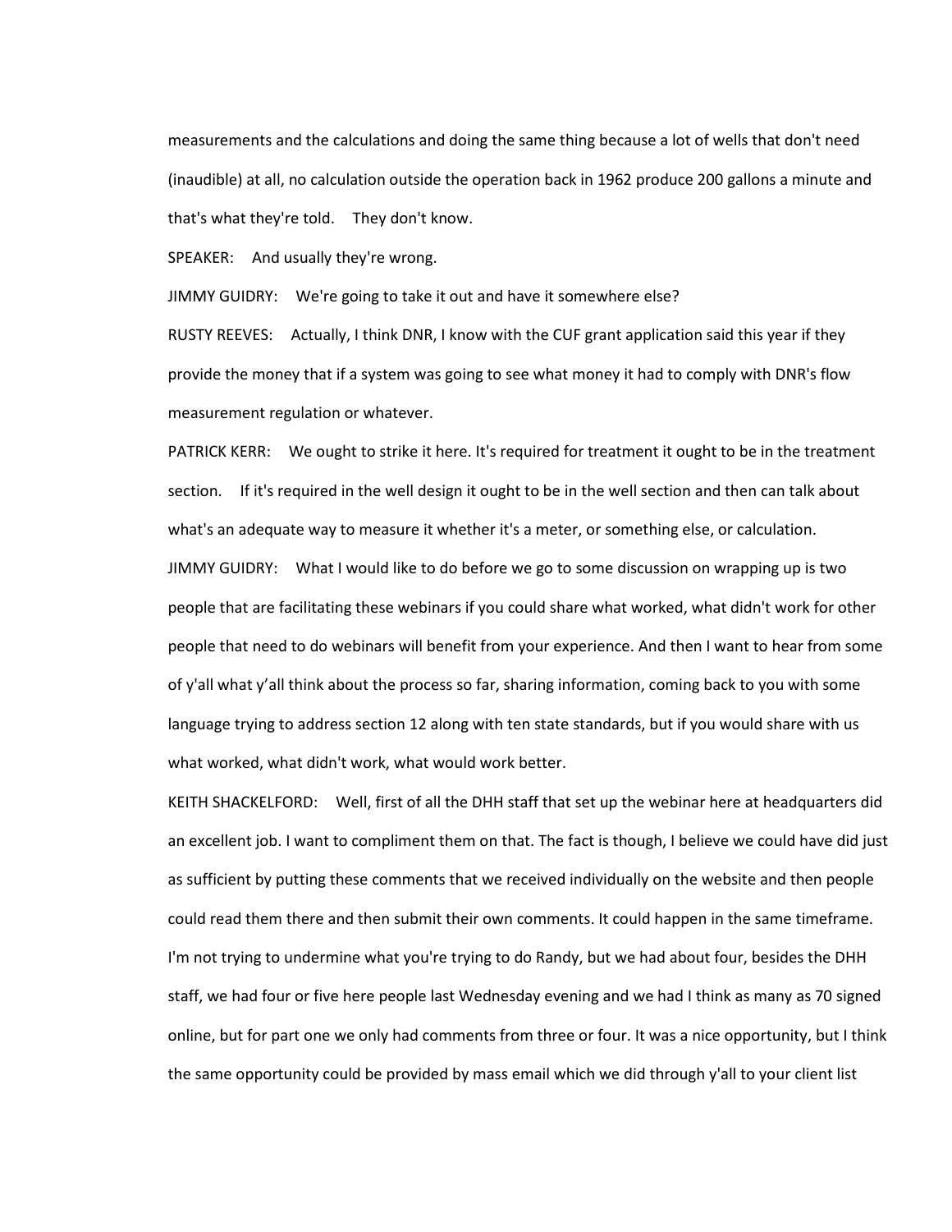measurements and the calculations and doing the same thing because a lot of wells that don't need (inaudible) at all, no calculation outside the operation back in 1962 produce 200 gallons a minute and that's what they're told. They don't know.

SPEAKER: And usually they're wrong.

JIMMY GUIDRY: We're going to take it out and have it somewhere else?

RUSTY REEVES: Actually, I think DNR, I know with the CUF grant application said this year if they provide the money that if a system was going to see what money it had to comply with DNR's flow measurement regulation or whatever.

PATRICK KERR: We ought to strike it here. It's required for treatment it ought to be in the treatment section. If it's required in the well design it ought to be in the well section and then can talk about what's an adequate way to measure it whether it's a meter, or something else, or calculation.

JIMMY GUIDRY: What I would like to do before we go to some discussion on wrapping up is two people that are facilitating these webinars if you could share what worked, what didn't work for other people that need to do webinars will benefit from your experience. And then I want to hear from some of y'all what y'all think about the process so far, sharing information, coming back to you with some language trying to address section 12 along with ten state standards, but if you would share with us what worked, what didn't work, what would work better.

KEITH SHACKELFORD: Well, first of all the DHH staff that set up the webinar here at headquarters did an excellent job. I want to compliment them on that. The fact is though, I believe we could have did just as sufficient by putting these comments that we received individually on the website and then people could read them there and then submit their own comments. It could happen in the same timeframe. I'm not trying to undermine what you're trying to do Randy, but we had about four, besides the DHH staff, we had four or five here people last Wednesday evening and we had I think as many as 70 signed online, but for part one we only had comments from three or four. It was a nice opportunity, but I think the same opportunity could be provided by mass email which we did through y'all to your client list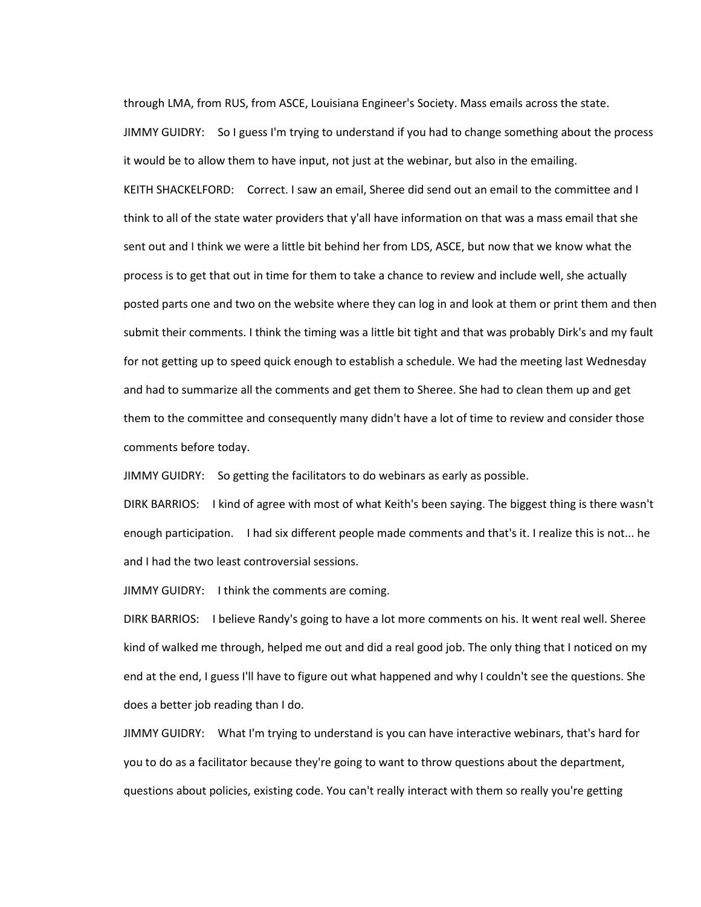through LMA, from RUS, from ASCE, Louisiana Engineer's Society. Mass emails across the state.

JIMMY GUIDRY: So I guess I'm trying to understand if you had to change something about the process it would be to allow them to have input, not just at the webinar, but also in the emailing.

KEITH SHACKELFORD: Correct. I saw an email, Sheree did send out an email to the committee and I think to all of the state water providers that y'all have information on that was a mass email that she sent out and I think we were a little bit behind her from LDS, ASCE, but now that we know what the process is to get that out in time for them to take a chance to review and include well, she actually posted parts one and two on the website where they can log in and look at them or print them and then submit their comments. I think the timing was a little bit tight and that was probably Dirk's and my fault for not getting up to speed quick enough to establish a schedule. We had the meeting last Wednesday and had to summarize all the comments and get them to Sheree. She had to clean them up and get them to the committee and consequently many didn't have a lot of time to review and consider those comments before today.

JIMMY GUIDRY: So getting the facilitators to do webinars as early as possible.

DIRK BARRIOS: I kind of agree with most of what Keith's been saying. The biggest thing is there wasn't enough participation. I had six different people made comments and that's it. I realize this is not... he and I had the two least controversial sessions.

JIMMY GUIDRY: I think the comments are coming.

DIRK BARRIOS: I believe Randy's going to have a lot more comments on his. It went real well. Sheree kind of walked me through, helped me out and did a real good job. The only thing that I noticed on my end at the end, I guess I'll have to figure out what happened and why I couldn't see the questions. She does a better job reading than I do.

JIMMY GUIDRY: What I'm trying to understand is you can have interactive webinars, that's hard for you to do as a facilitator because they're going to want to throw questions about the department, questions about policies, existing code. You can't really interact with them so really you're getting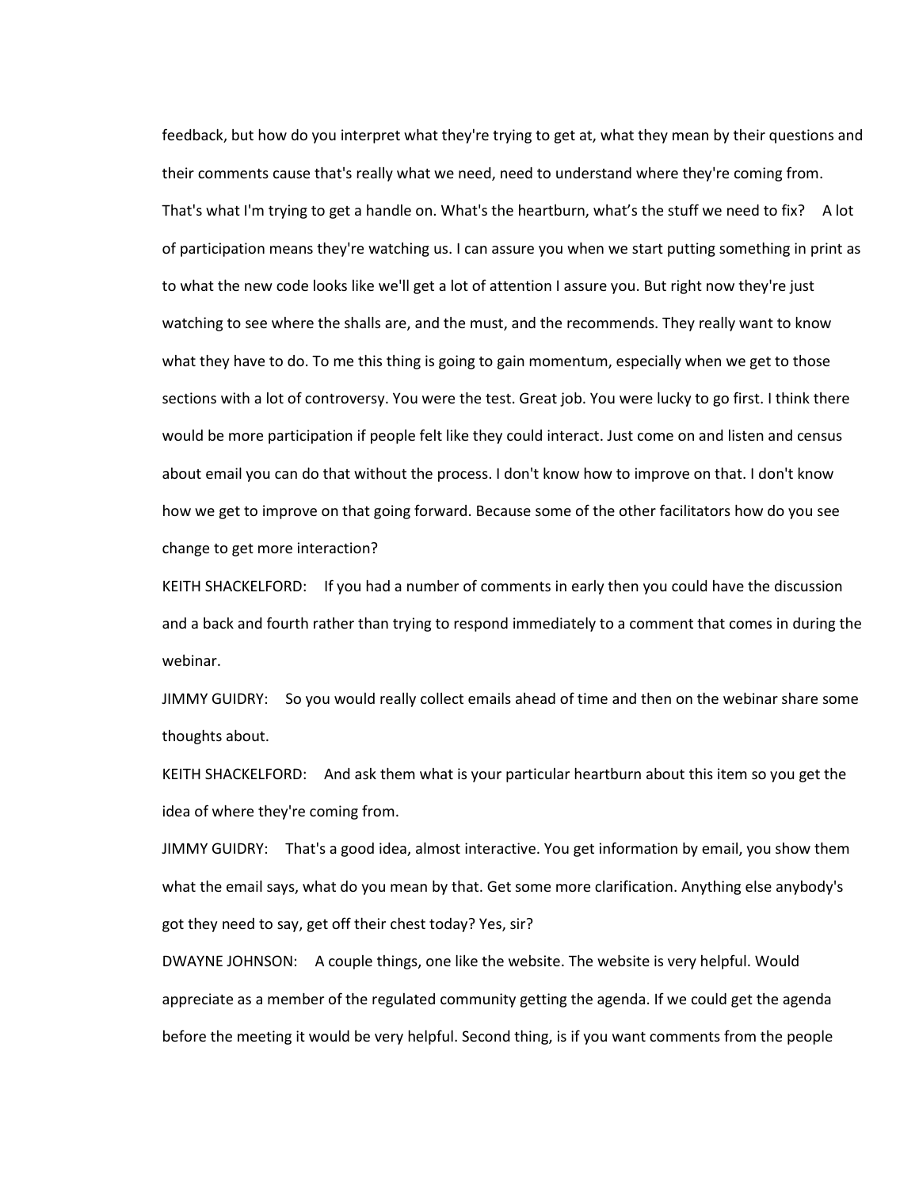feedback, but how do you interpret what they're trying to get at, what they mean by their questions and their comments cause that's really what we need, need to understand where they're coming from. That's what I'm trying to get a handle on. What's the heartburn, what's the stuff we need to fix? A lot of participation means they're watching us. I can assure you when we start putting something in print as to what the new code looks like we'll get a lot of attention I assure you. But right now they're just watching to see where the shalls are, and the must, and the recommends. They really want to know what they have to do. To me this thing is going to gain momentum, especially when we get to those sections with a lot of controversy. You were the test. Great job. You were lucky to go first. I think there would be more participation if people felt like they could interact. Just come on and listen and census about email you can do that without the process. I don't know how to improve on that. I don't know how we get to improve on that going forward. Because some of the other facilitators how do you see change to get more interaction?

KEITH SHACKELFORD: If you had a number of comments in early then you could have the discussion and a back and fourth rather than trying to respond immediately to a comment that comes in during the webinar.

JIMMY GUIDRY: So you would really collect emails ahead of time and then on the webinar share some thoughts about.

KEITH SHACKELFORD: And ask them what is your particular heartburn about this item so you get the idea of where they're coming from.

JIMMY GUIDRY: That's a good idea, almost interactive. You get information by email, you show them what the email says, what do you mean by that. Get some more clarification. Anything else anybody's got they need to say, get off their chest today? Yes, sir?

DWAYNE JOHNSON: A couple things, one like the website. The website is very helpful. Would appreciate as a member of the regulated community getting the agenda. If we could get the agenda before the meeting it would be very helpful. Second thing, is if you want comments from the people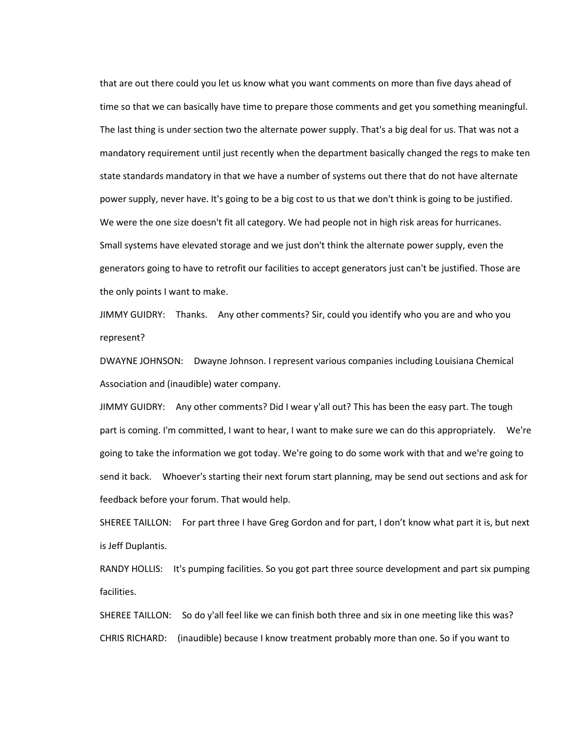that are out there could you let us know what you want comments on more than five days ahead of time so that we can basically have time to prepare those comments and get you something meaningful. The last thing is under section two the alternate power supply. That's a big deal for us. That was not a mandatory requirement until just recently when the department basically changed the regs to make ten state standards mandatory in that we have a number of systems out there that do not have alternate power supply, never have. It's going to be a big cost to us that we don't think is going to be justified. We were the one size doesn't fit all category. We had people not in high risk areas for hurricanes. Small systems have elevated storage and we just don't think the alternate power supply, even the generators going to have to retrofit our facilities to accept generators just can't be justified. Those are the only points I want to make.

JIMMY GUIDRY: Thanks. Any other comments? Sir, could you identify who you are and who you represent?

DWAYNE JOHNSON: Dwayne Johnson. I represent various companies including Louisiana Chemical Association and (inaudible) water company.

JIMMY GUIDRY: Any other comments? Did I wear y'all out? This has been the easy part. The tough part is coming. I'm committed, I want to hear, I want to make sure we can do this appropriately. We're going to take the information we got today. We're going to do some work with that and we're going to send it back. Whoever's starting their next forum start planning, may be send out sections and ask for feedback before your forum. That would help.

SHEREE TAILLON: For part three I have Greg Gordon and for part, I don't know what part it is, but next is Jeff Duplantis.

RANDY HOLLIS: It's pumping facilities. So you got part three source development and part six pumping facilities.

SHEREE TAILLON: So do y'all feel like we can finish both three and six in one meeting like this was?

CHRIS RICHARD: (inaudible) because I know treatment probably more than one. So if you want to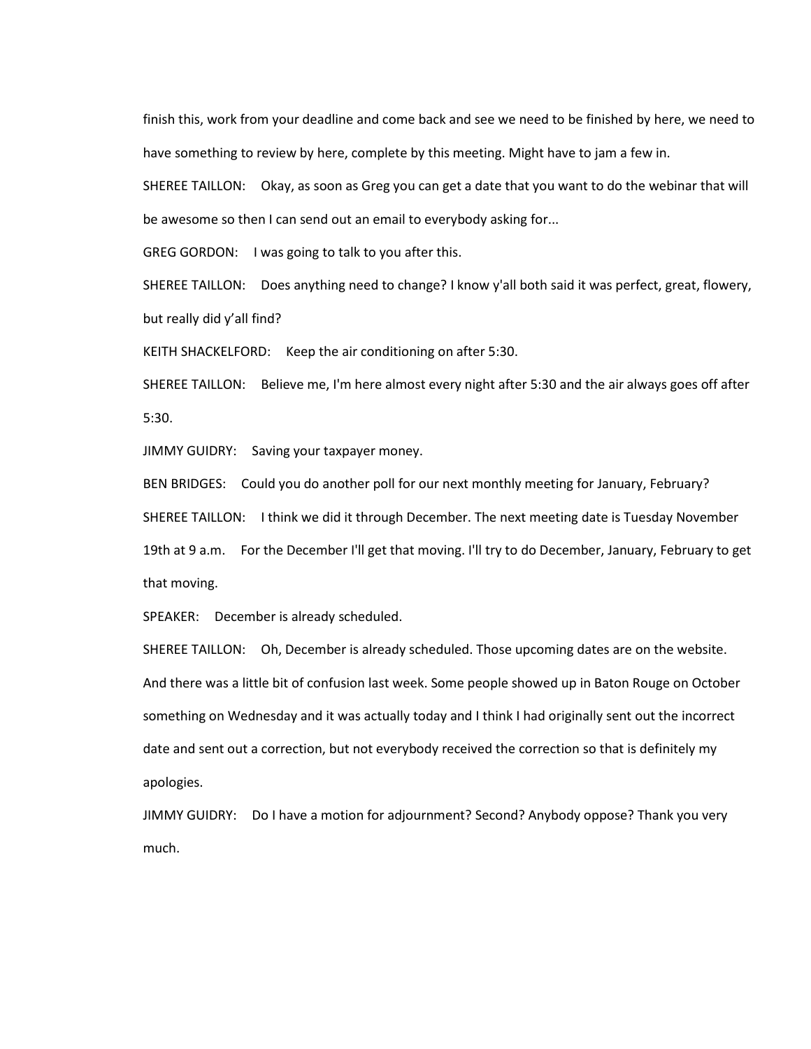finish this, work from your deadline and come back and see we need to be finished by here, we need to have something to review by here, complete by this meeting. Might have to jam a few in.

SHEREE TAILLON: Okay, as soon as Greg you can get a date that you want to do the webinar that will be awesome so then I can send out an email to everybody asking for...

GREG GORDON: I was going to talk to you after this.

SHEREE TAILLON: Does anything need to change? I know y'all both said it was perfect, great, flowery, but really did y'all find?

KEITH SHACKELFORD: Keep the air conditioning on after 5:30.

SHEREE TAILLON: Believe me, I'm here almost every night after 5:30 and the air always goes off after 5:30.

JIMMY GUIDRY: Saving your taxpayer money.

BEN BRIDGES: Could you do another poll for our next monthly meeting for January, February?

SHEREE TAILLON: I think we did it through December. The next meeting date is Tuesday November 19th at 9 a.m. For the December I'll get that moving. I'll try to do December, January, February to get that moving.

SPEAKER: December is already scheduled.

SHEREE TAILLON: Oh, December is already scheduled. Those upcoming dates are on the website. And there was a little bit of confusion last week. Some people showed up in Baton Rouge on October something on Wednesday and it was actually today and I think I had originally sent out the incorrect date and sent out a correction, but not everybody received the correction so that is definitely my apologies.

JIMMY GUIDRY: Do I have a motion for adjournment? Second? Anybody oppose? Thank you very much.